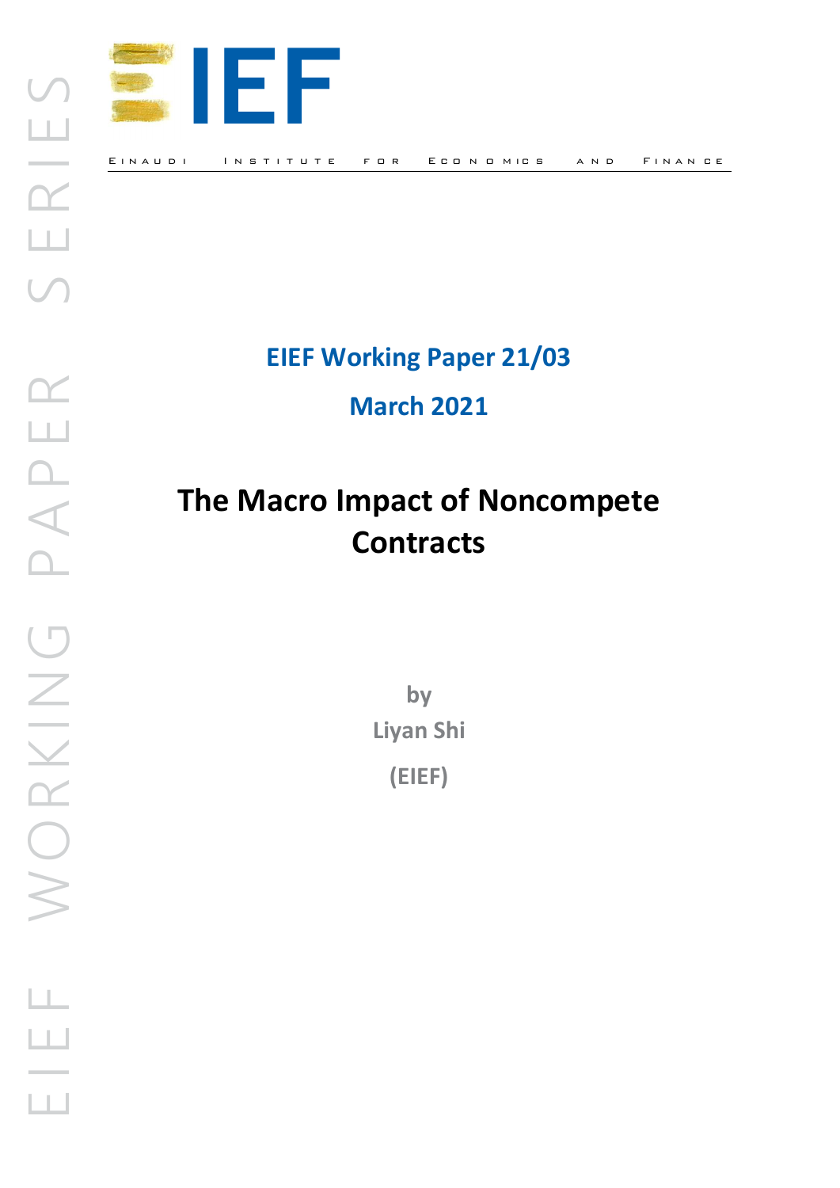EIEF

EINAUDI INSTITUTE FOR ECONOMICS AND FINANCE

EIEF WORKING PAPER SERIES

**EIEF Working Paper 21/03**

**March 2021**

# The Macro Impact of Noncompete Contracts

by

Liyan Shi

(EIEF)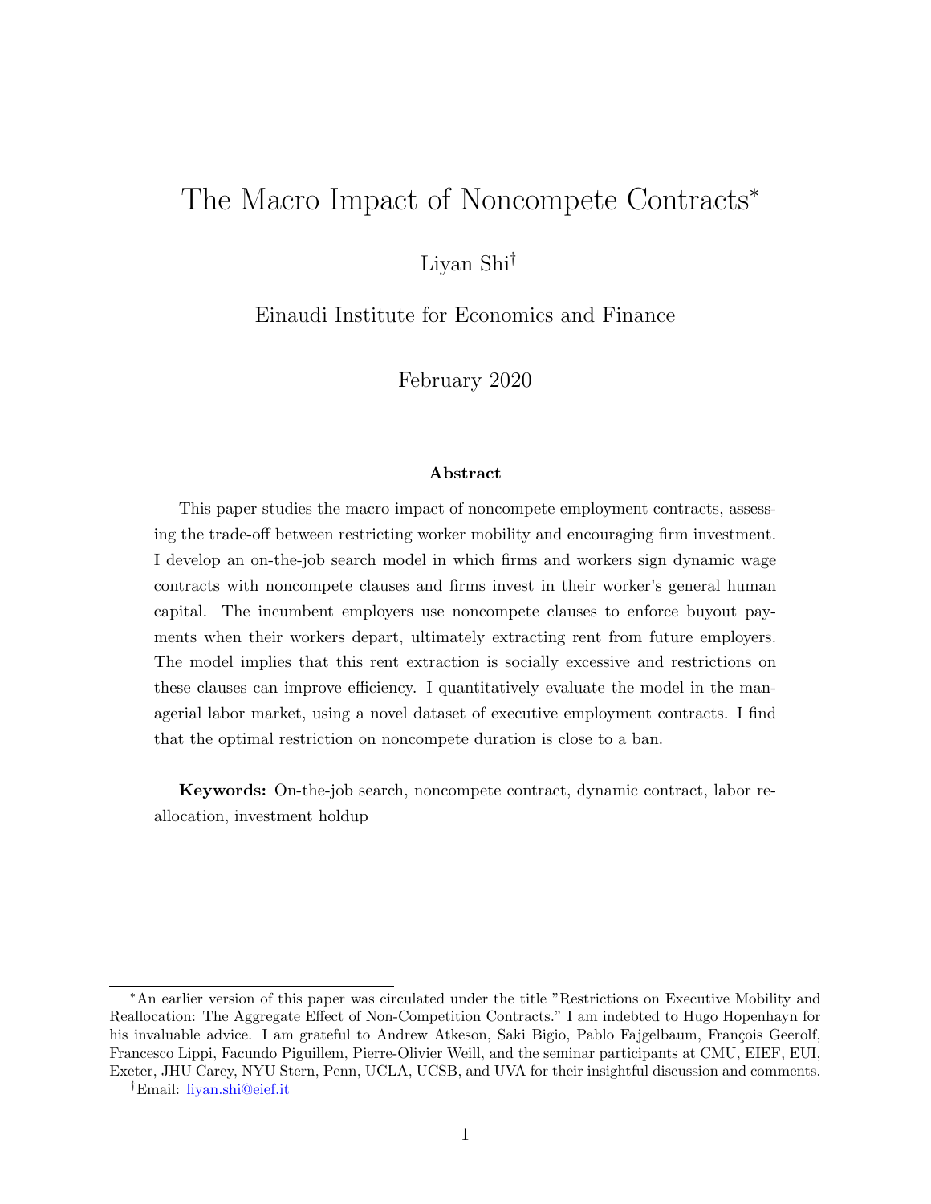# The Macro Impact of Noncompete Contracts*

Liyan Shi†

Einaudi Institute for Economics and Finance

February 2020

### Abstract

This paper studies the macro impact of noncompete employment contracts, assessing the trade-off between restricting worker mobility and encouraging firm investment. I develop an on-the-job search model in which firms and workers sign dynamic wage contracts with noncompete clauses and firms invest in their worker's general human capital. The incumbent employers use noncompete clauses to enforce buyout payments when their workers depart, ultimately extracting rent from future employers. The model implies that this rent extraction is socially excessive and restrictions on these clauses can improve efficiency. I quantitatively evaluate the model in the managerial labor market, using a novel dataset of executive employment contracts. I find that the optimal restriction on noncompete duration is close to a ban.

**Keywords:** On-the-job search, noncompete contract, dynamic contract, labor reallocation, investment holdup

---

*An earlier version of this paper was circulated under the title "Restrictions on Executive Mobility and Reallocation: The Aggregate Effect of Non-Competition Contracts." I am indebted to Hugo Hopenhayn for his invaluable advice. I am grateful to Andrew Atkeson, Saki Bigio, Pablo Fajgelbaum, François Geerolf, Francesco Lippi, Facundo Piguillem, Pierre-Olivier Weill, and the seminar participants at CMU, EIEF, EUI, Exeter, JHU Carey, NYU Stern, Penn, UCLA, UCSB, and UVA for their insightful discussion and comments.

†Email: liyan.shi@eief.it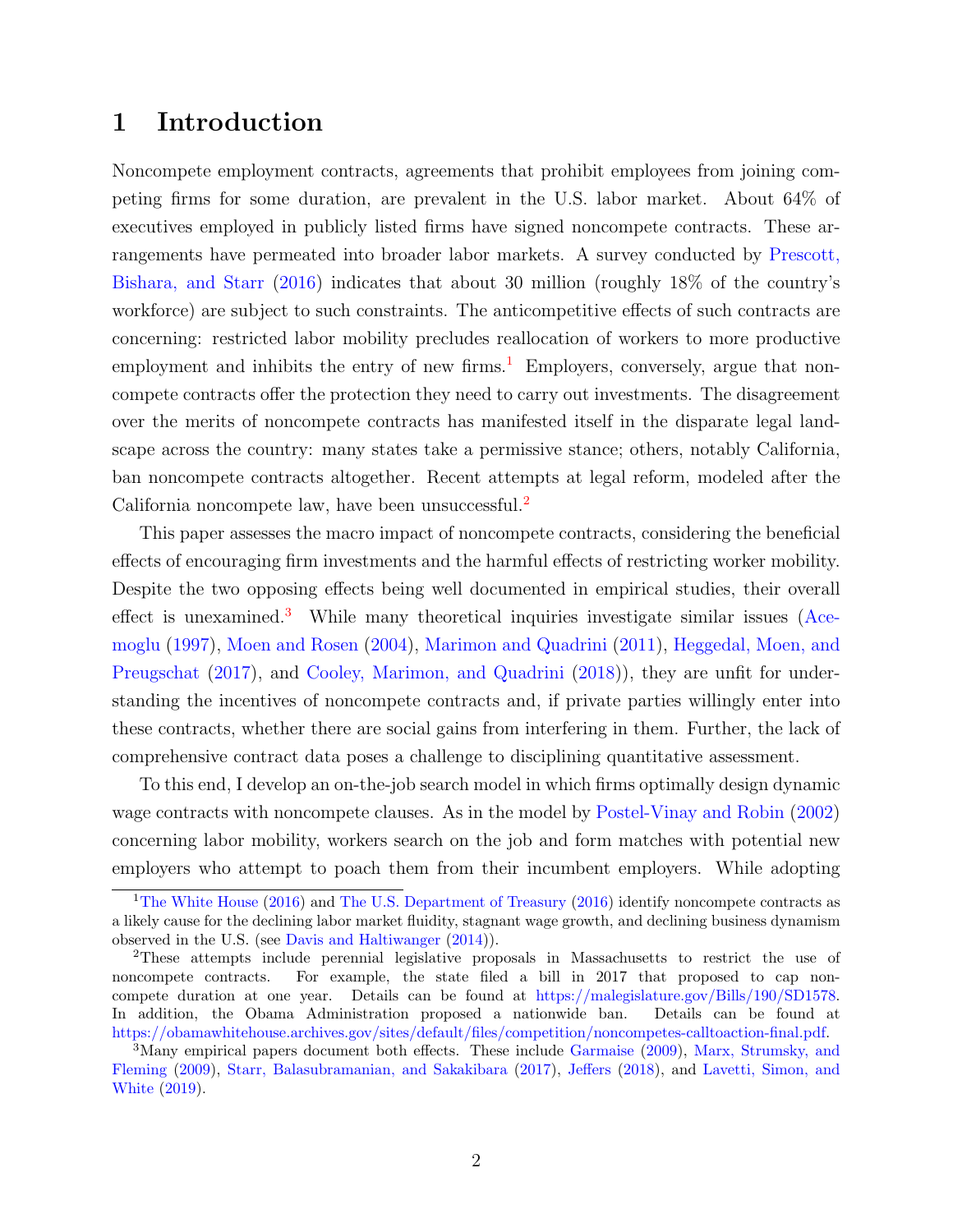# 1 Introduction

Noncompete employment contracts, agreements that prohibit employees from joining competing firms for some duration, are prevalent in the U.S. labor market. About 64% of executives employed in publicly listed firms have signed noncompete contracts. These arrangements have permeated into broader labor markets. A survey conducted by Prescott, Bishara, and Starr (2016) indicates that about 30 million (roughly 18% of the country's workforce) are subject to such constraints. The anticompetitive effects of such contracts are concerning: restricted labor mobility precludes reallocation of workers to more productive employment and inhibits the entry of new firms.[1] Employers, conversely, argue that noncompete contracts offer the protection they need to carry out investments. The disagreement over the merits of noncompete contracts has manifested itself in the disparate legal landscape across the country: many states take a permissive stance; others, notably California, ban noncompete contracts altogether. Recent attempts at legal reform, modeled after the California noncompete law, have been unsuccessful.[2]

This paper assesses the macro impact of noncompete contracts, considering the beneficial effects of encouraging firm investments and the harmful effects of restricting worker mobility. Despite the two opposing effects being well documented in empirical studies, their overall effect is unexamined.[3] While many theoretical inquiries investigate similar issues (Acemoglu (1997), Moen and Rosen (2004), Marimon and Quadrini (2011), Heggedal, Moen, and Preugschat (2017), and Cooley, Marimon, and Quadrini (2018)), they are unfit for understanding the incentives of noncompete contracts and, if private parties willingly enter into these contracts, whether there are social gains from interfering in them. Further, the lack of comprehensive contract data poses a challenge to disciplining quantitative assessment.

To this end, I develop an on-the-job search model in which firms optimally design dynamic wage contracts with noncompete clauses. As in the model by Postel-Vinay and Robin (2002) concerning labor mobility, workers search on the job and form matches with potential new employers who attempt to poach them from their incumbent employers. While adopting

[1] The White House (2016) and The U.S. Department of Treasury (2016) identify noncompete contracts as a likely cause for the declining labor market fluidity, stagnant wage growth, and declining business dynamism observed in the U.S. (see Davis and Haltiwanger (2014)).

[2] These attempts include perennial legislative proposals in Massachusetts to restrict the use of noncompete contracts. For example, the state filed a bill in 2017 that proposed to cap noncompete duration at one year. Details can be found at https://malegislature.gov/Bills/190/SD1578. In addition, the Obama Administration proposed a nationwide ban. Details can be found at https://obamawhitehouse.archives.gov/sites/default/files/competition/noncompetes-calltoaction-final.pdf.

[3] Many empirical papers document both effects. These include Garmaise (2009), Marx, Strumsky, and Fleming (2009), Starr, Balasubramanian, and Sakakibara (2017), Jeffers (2018), and Lavetti, Simon, and White (2019).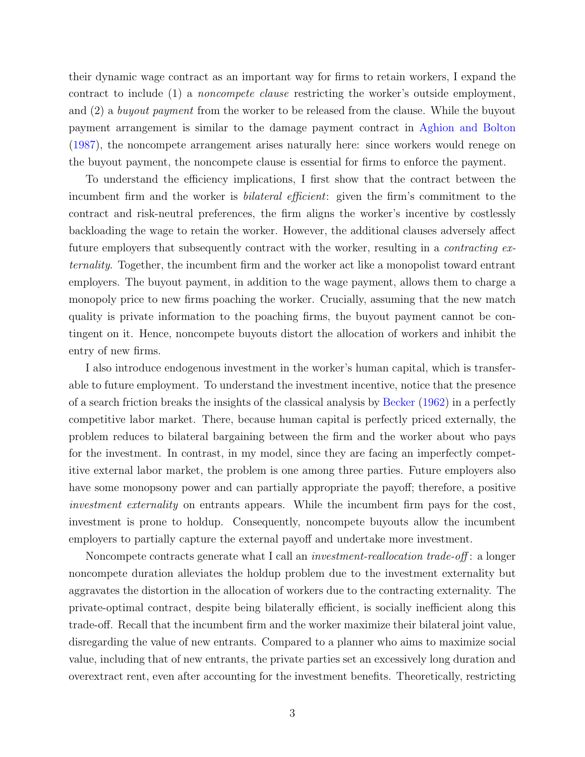their dynamic wage contract as an important way for firms to retain workers, I expand the contract to include (1) a *noncompete clause* restricting the worker's outside employment, and (2) a *buyout payment* from the worker to be released from the clause. While the buyout payment arrangement is similar to the damage payment contract in Aghion and Bolton (1987), the noncompete arrangement arises naturally here: since workers would renege on the buyout payment, the noncompete clause is essential for firms to enforce the payment.

To understand the efficiency implications, I first show that the contract between the incumbent firm and the worker is *bilateral efficient*: given the firm's commitment to the contract and risk-neutral preferences, the firm aligns the worker's incentive by costlessly backloading the wage to retain the worker. However, the additional clauses adversely affect future employers that subsequently contract with the worker, resulting in a *contracting externality*. Together, the incumbent firm and the worker act like a monopolist toward entrant employers. The buyout payment, in addition to the wage payment, allows them to charge a monopoly price to new firms poaching the worker. Crucially, assuming that the new match quality is private information to the poaching firms, the buyout payment cannot be contingent on it. Hence, noncompete buyouts distort the allocation of workers and inhibit the entry of new firms.

I also introduce endogenous investment in the worker's human capital, which is transferable to future employment. To understand the investment incentive, notice that the presence of a search friction breaks the insights of the classical analysis by Becker (1962) in a perfectly competitive labor market. There, because human capital is perfectly priced externally, the problem reduces to bilateral bargaining between the firm and the worker about who pays for the investment. In contrast, in my model, since they are facing an imperfectly competitive external labor market, the problem is one among three parties. Future employers also have some monopsony power and can partially appropriate the payoff; therefore, a positive *investment externality* on entrants appears. While the incumbent firm pays for the cost, investment is prone to holdup. Consequently, noncompete buyouts allow the incumbent employers to partially capture the external payoff and undertake more investment.

Noncompete contracts generate what I call an *investment-reallocation trade-off*: a longer noncompete duration alleviates the holdup problem due to the investment externality but aggravates the distortion in the allocation of workers due to the contracting externality. The private-optimal contract, despite being bilaterally efficient, is socially inefficient along this trade-off. Recall that the incumbent firm and the worker maximize their bilateral joint value, disregarding the value of new entrants. Compared to a planner who aims to maximize social value, including that of new entrants, the private parties set an excessively long duration and overextract rent, even after accounting for the investment benefits. Theoretically, restricting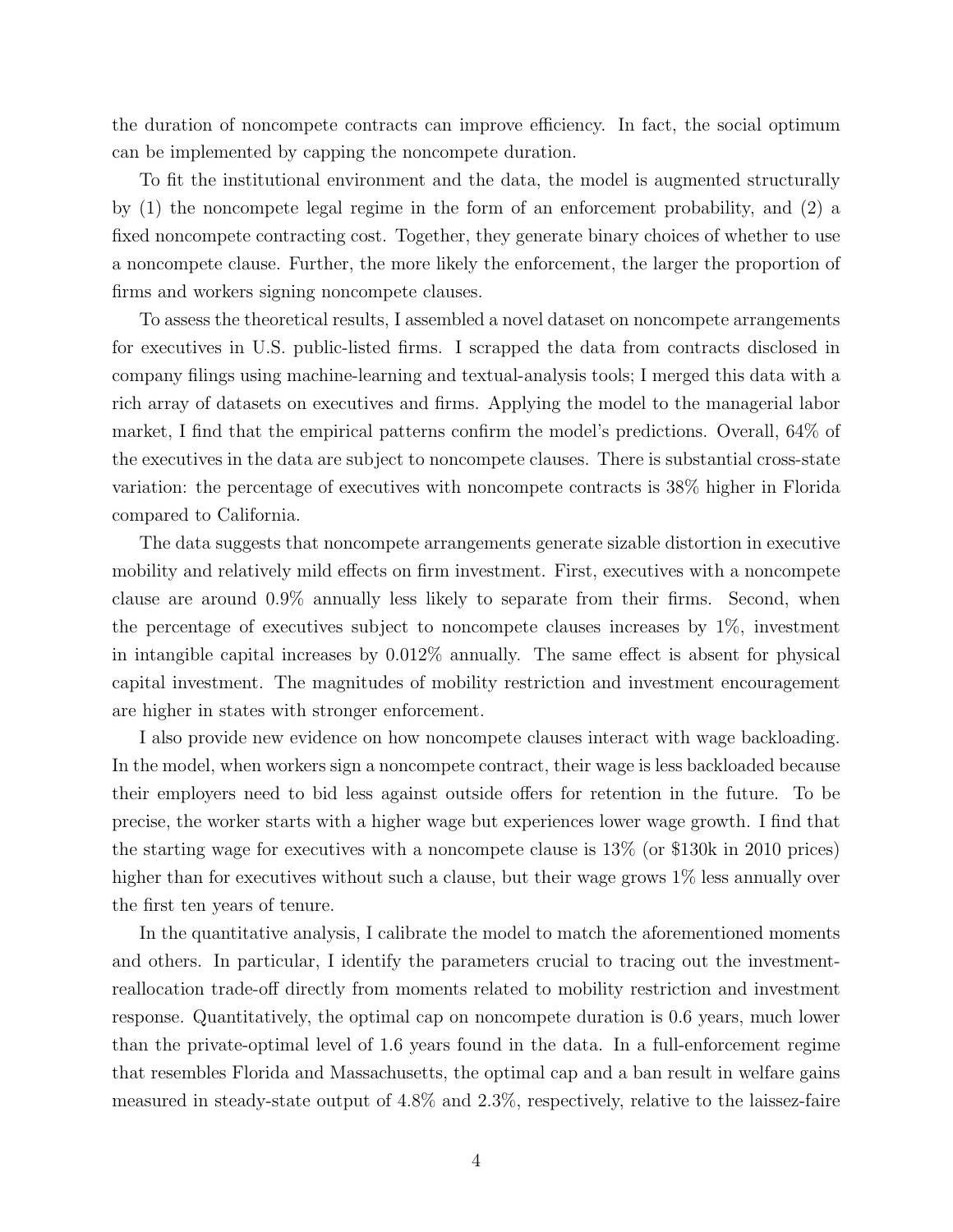the duration of noncompete contracts can improve efficiency. In fact, the social optimum can be implemented by capping the noncompete duration.

To fit the institutional environment and the data, the model is augmented structurally by (1) the noncompete legal regime in the form of an enforcement probability, and (2) a fixed noncompete contracting cost. Together, they generate binary choices of whether to use a noncompete clause. Further, the more likely the enforcement, the larger the proportion of firms and workers signing noncompete clauses.

To assess the theoretical results, I assembled a novel dataset on noncompete arrangements for executives in U.S. public-listed firms. I scrapped the data from contracts disclosed in company filings using machine-learning and textual-analysis tools; I merged this data with a rich array of datasets on executives and firms. Applying the model to the managerial labor market, I find that the empirical patterns confirm the model's predictions. Overall, 64% of the executives in the data are subject to noncompete clauses. There is substantial cross-state variation: the percentage of executives with noncompete contracts is 38% higher in Florida compared to California.

The data suggests that noncompete arrangements generate sizable distortion in executive mobility and relatively mild effects on firm investment. First, executives with a noncompete clause are around 0.9% annually less likely to separate from their firms. Second, when the percentage of executives subject to noncompete clauses increases by 1%, investment in intangible capital increases by 0.012% annually. The same effect is absent for physical capital investment. The magnitudes of mobility restriction and investment encouragement are higher in states with stronger enforcement.

I also provide new evidence on how noncompete clauses interact with wage backloading. In the model, when workers sign a noncompete contract, their wage is less backloaded because their employers need to bid less against outside offers for retention in the future. To be precise, the worker starts with a higher wage but experiences lower wage growth. I find that the starting wage for executives with a noncompete clause is 13% (or $130k in 2010 prices) higher than for executives without such a clause, but their wage grows 1% less annually over the first ten years of tenure.

In the quantitative analysis, I calibrate the model to match the aforementioned moments and others. In particular, I identify the parameters crucial to tracing out the investment-reallocation trade-off directly from moments related to mobility restriction and investment response. Quantitatively, the optimal cap on noncompete duration is 0.6 years, much lower than the private-optimal level of 1.6 years found in the data. In a full-enforcement regime that resembles Florida and Massachusetts, the optimal cap and a ban result in welfare gains measured in steady-state output of 4.8% and 2.3%, respectively, relative to the laissez-faire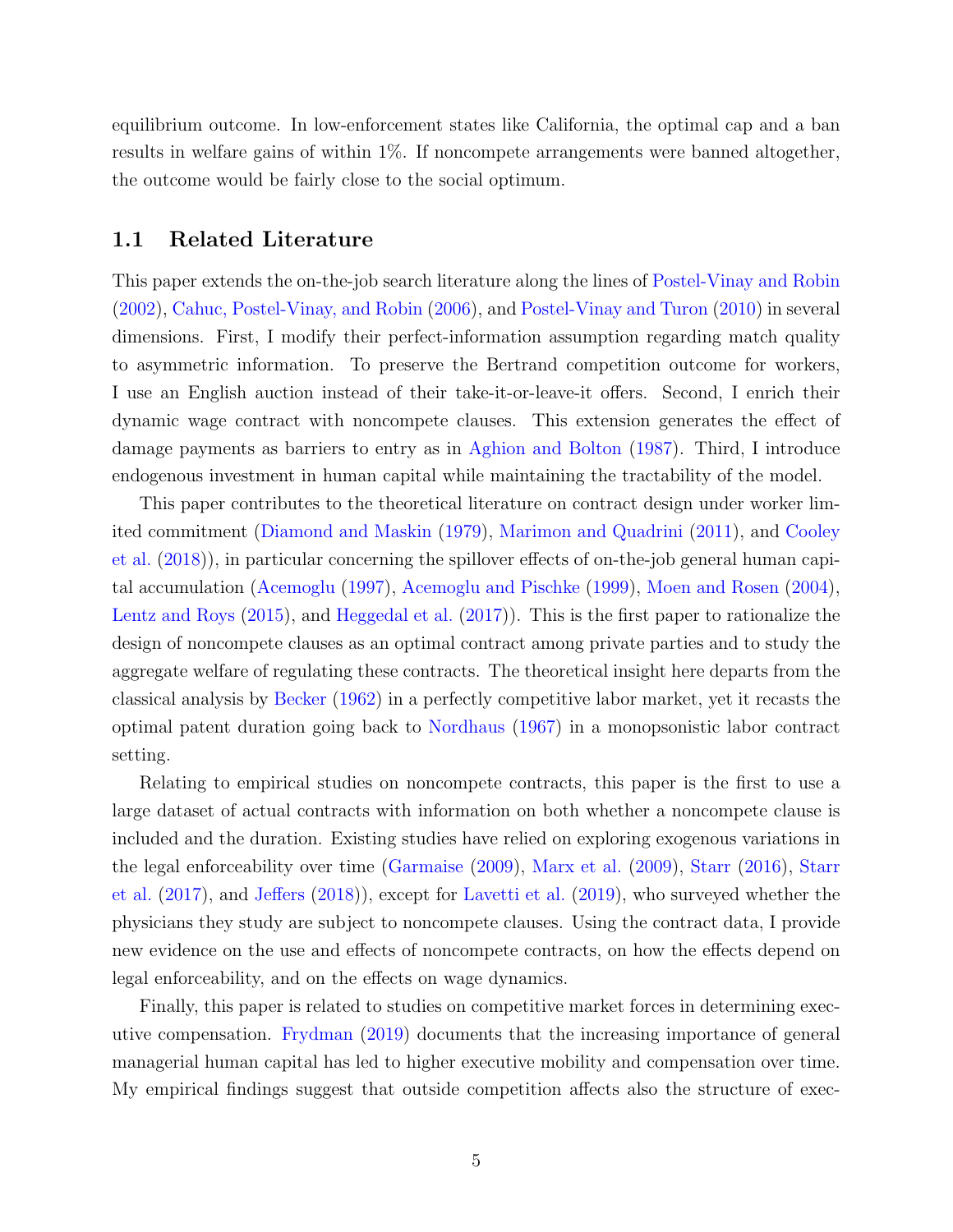equilibrium outcome. In low-enforcement states like California, the optimal cap and a ban results in welfare gains of within 1%. If noncompete arrangements were banned altogether, the outcome would be fairly close to the social optimum.

## 1.1 Related Literature

This paper extends the on-the-job search literature along the lines of Postel-Vinay and Robin (2002), Cahuc, Postel-Vinay, and Robin (2006), and Postel-Vinay and Turon (2010) in several dimensions. First, I modify their perfect-information assumption regarding match quality to asymmetric information. To preserve the Bertrand competition outcome for workers, I use an English auction instead of their take-it-or-leave-it offers. Second, I enrich their dynamic wage contract with noncompete clauses. This extension generates the effect of damage payments as barriers to entry as in Aghion and Bolton (1987). Third, I introduce endogenous investment in human capital while maintaining the tractability of the model.

This paper contributes to the theoretical literature on contract design under worker limited commitment (Diamond and Maskin (1979), Marimon and Quadrini (2011), and Cooley et al. (2018)), in particular concerning the spillover effects of on-the-job general human capital accumulation (Acemoglu (1997), Acemoglu and Pischke (1999), Moen and Rosen (2004), Lentz and Roys (2015), and Heggedal et al. (2017)). This is the first paper to rationalize the design of noncompete clauses as an optimal contract among private parties and to study the aggregate welfare of regulating these contracts. The theoretical insight here departs from the classical analysis by Becker (1962) in a perfectly competitive labor market, yet it recasts the optimal patent duration going back to Nordhaus (1967) in a monopsonistic labor contract setting.

Relating to empirical studies on noncompete contracts, this paper is the first to use a large dataset of actual contracts with information on both whether a noncompete clause is included and the duration. Existing studies have relied on exploring exogenous variations in the legal enforceability over time (Garmaise (2009), Marx et al. (2009), Starr (2016), Starr et al. (2017), and Jeffers (2018)), except for Lavetti et al. (2019), who surveyed whether the physicians they study are subject to noncompete clauses. Using the contract data, I provide new evidence on the use and effects of noncompete contracts, on how the effects depend on legal enforceability, and on the effects on wage dynamics.

Finally, this paper is related to studies on competitive market forces in determining executive compensation. Frydman (2019) documents that the increasing importance of general managerial human capital has led to higher executive mobility and compensation over time. My empirical findings suggest that outside competition affects also the structure of exec-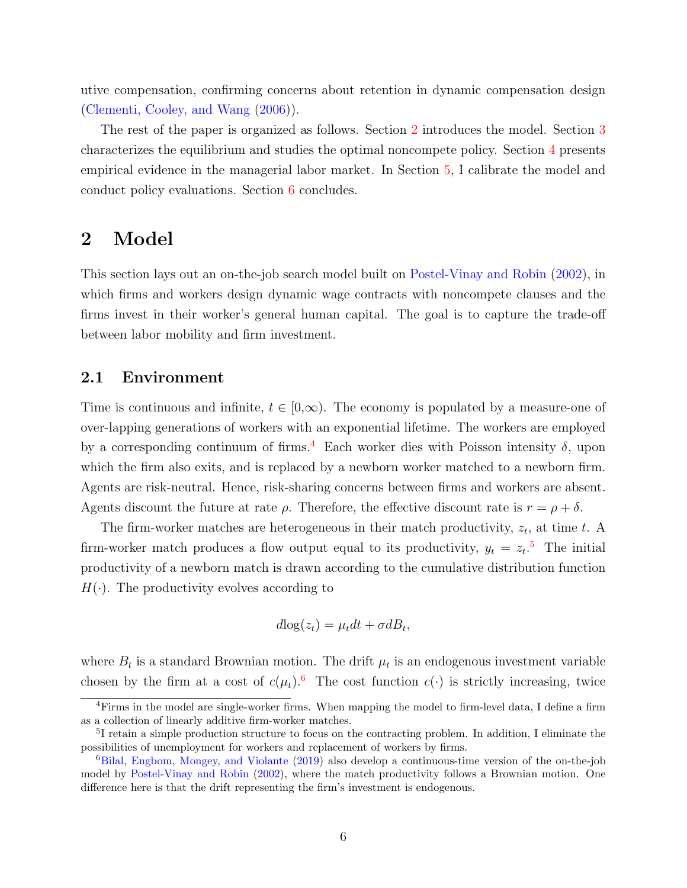utive compensation, confirming concerns about retention in dynamic compensation design (Clementi, Cooley, and Wang (2006)).

The rest of the paper is organized as follows. Section 2 introduces the model. Section 3 characterizes the equilibrium and studies the optimal noncompete policy. Section 4 presents empirical evidence in the managerial labor market. In Section 5, I calibrate the model and conduct policy evaluations. Section 6 concludes.

# 2 Model

This section lays out an on-the-job search model built on Postel-Vinay and Robin (2002), in which firms and workers design dynamic wage contracts with noncompete clauses and the firms invest in their worker's general human capital. The goal is to capture the trade-off between labor mobility and firm investment.

## 2.1 Environment

Time is continuous and infinite, $t \in [0,\infty)$. The economy is populated by a measure-one of over-lapping generations of workers with an exponential lifetime. The workers are employed by a corresponding continuum of firms.[4] Each worker dies with Poisson intensity $\delta$, upon which the firm also exits, and is replaced by a newborn worker matched to a newborn firm. Agents are risk-neutral. Hence, risk-sharing concerns between firms and workers are absent. Agents discount the future at rate $\rho$. Therefore, the effective discount rate is $r = \rho + \delta$.

The firm-worker matches are heterogeneous in their match productivity, $z_t$, at time $t$. A firm-worker match produces a flow output equal to its productivity, $y_t = z_t$.[5] The initial productivity of a newborn match is drawn according to the cumulative distribution function $H(\cdot)$. The productivity evolves according to

$$d\log(z_t) = \mu_t dt + \sigma dB_t,$$

where $B_t$ is a standard Brownian motion. The drift $\mu_t$ is an endogenous investment variable chosen by the firm at a cost of $c(\mu_t)$.[6] The cost function $c(\cdot)$ is strictly increasing, twice

[4] Firms in the model are single-worker firms. When mapping the model to firm-level data, I define a firm as a collection of linearly additive firm-worker matches.

[5] I retain a simple production structure to focus on the contracting problem. In addition, I eliminate the possibilities of unemployment for workers and replacement of workers by firms.

[6] Bilal, Engbom, Mongey, and Violante (2019) also develop a continuous-time version of the on-the-job model by Postel-Vinay and Robin (2002), where the match productivity follows a Brownian motion. One difference here is that the drift representing the firm's investment is endogenous.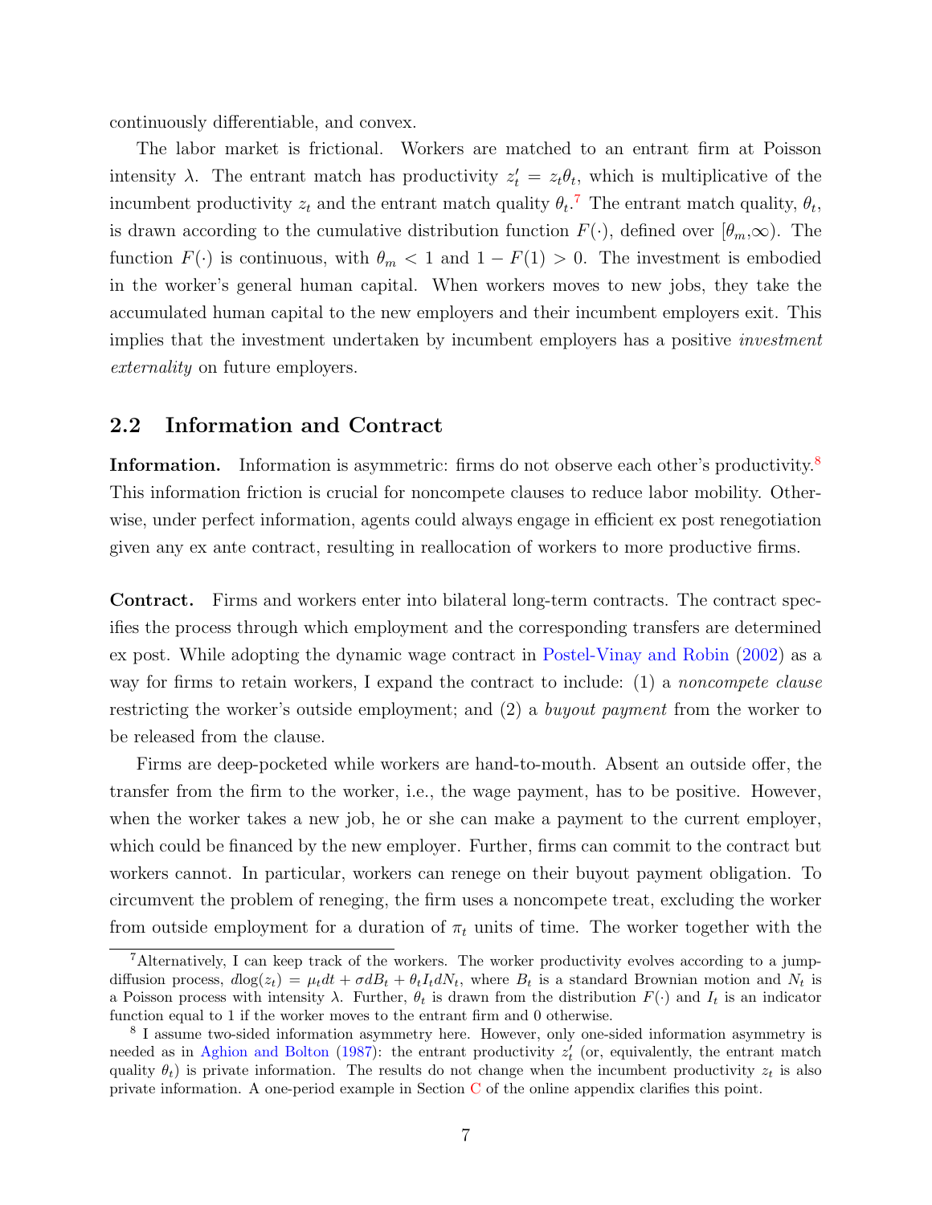continuously differentiable, and convex.

The labor market is frictional. Workers are matched to an entrant firm at Poisson intensity $\lambda$. The entrant match has productivity $z_t' = z_t\theta_t$, which is multiplicative of the incumbent productivity $z_t$ and the entrant match quality $\theta_t$.[7] The entrant match quality, $\theta_t$, is drawn according to the cumulative distribution function $F(\cdot)$, defined over $[\theta_m,\infty)$. The function $F(\cdot)$ is continuous, with $\theta_m < 1$ and $1 - F(1) > 0$. The investment is embodied in the worker's general human capital. When workers moves to new jobs, they take the accumulated human capital to the new employers and their incumbent employers exit. This implies that the investment undertaken by incumbent employers has a positive *investment externality* on future employers.

## 2.2 Information and Contract

**Information.** Information is asymmetric: firms do not observe each other's productivity.[8] This information friction is crucial for noncompete clauses to reduce labor mobility. Otherwise, under perfect information, agents could always engage in efficient ex post renegotiation given any ex ante contract, resulting in reallocation of workers to more productive firms.

**Contract.** Firms and workers enter into bilateral long-term contracts. The contract specifies the process through which employment and the corresponding transfers are determined ex post. While adopting the dynamic wage contract in Postel-Vinay and Robin (2002) as a way for firms to retain workers, I expand the contract to include: (1) a *noncompete clause* restricting the worker's outside employment; and (2) a *buyout payment* from the worker to be released from the clause.

Firms are deep-pocketed while workers are hand-to-mouth. Absent an outside offer, the transfer from the firm to the worker, i.e., the wage payment, has to be positive. However, when the worker takes a new job, he or she can make a payment to the current employer, which could be financed by the new employer. Further, firms can commit to the contract but workers cannot. In particular, workers can renege on their buyout payment obligation. To circumvent the problem of reneging, the firm uses a noncompete treat, excluding the worker from outside employment for a duration of $\pi_t$ units of time. The worker together with the

[7] Alternatively, I can keep track of the workers. The worker productivity evolves according to a jump-diffusion process, $d\log(z_t) = \mu_t dt + \sigma dB_t + \theta_t I_t dN_t$, where $B_t$ is a standard Brownian motion and $N_t$ is a Poisson process with intensity $\lambda$. Further, $\theta_t$ is drawn from the distribution $F(\cdot)$ and $I_t$ is an indicator function equal to 1 if the worker moves to the entrant firm and 0 otherwise.

[8] I assume two-sided information asymmetry here. However, only one-sided information asymmetry is needed as in Aghion and Bolton (1987): the entrant productivity $z_t'$ (or, equivalently, the entrant match quality $\theta_t$) is private information. The results do not change when the incumbent productivity $z_t$ is also private information. A one-period example in Section C of the online appendix clarifies this point.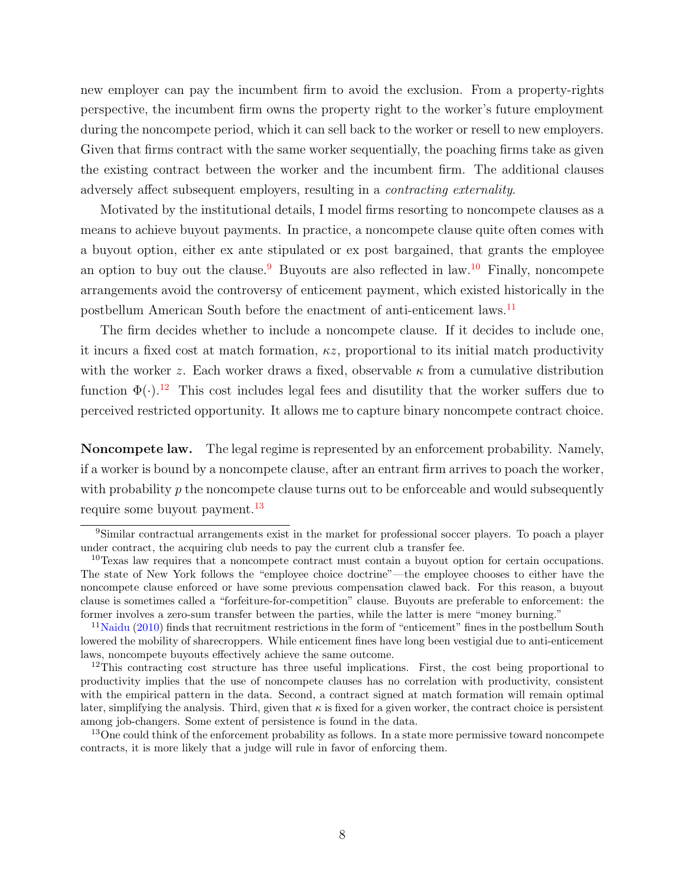new employer can pay the incumbent firm to avoid the exclusion. From a property-rights perspective, the incumbent firm owns the property right to the worker's future employment during the noncompete period, which it can sell back to the worker or resell to new employers. Given that firms contract with the same worker sequentially, the poaching firms take as given the existing contract between the worker and the incumbent firm. The additional clauses adversely affect subsequent employers, resulting in a *contracting externality*.

Motivated by the institutional details, I model firms resorting to noncompete clauses as a means to achieve buyout payments. In practice, a noncompete clause quite often comes with a buyout option, either ex ante stipulated or ex post bargained, that grants the employee an option to buy out the clause.[9] Buyouts are also reflected in law.[10] Finally, noncompete arrangements avoid the controversy of enticement payment, which existed historically in the postbellum American South before the enactment of anti-enticement laws.[11]

The firm decides whether to include a noncompete clause. If it decides to include one, it incurs a fixed cost at match formation, $\kappa z$, proportional to its initial match productivity with the worker $z$. Each worker draws a fixed, observable $\kappa$ from a cumulative distribution function $\Phi(\cdot)$.[12] This cost includes legal fees and disutility that the worker suffers due to perceived restricted opportunity. It allows me to capture binary noncompete contract choice.

**Noncompete law.** The legal regime is represented by an enforcement probability. Namely, if a worker is bound by a noncompete clause, after an entrant firm arrives to poach the worker, with probability $p$ the noncompete clause turns out to be enforceable and would subsequently require some buyout payment.[13]

---

[9] Similar contractual arrangements exist in the market for professional soccer players. To poach a player under contract, the acquiring club needs to pay the current club a transfer fee.

[10] Texas law requires that a noncompete contract must contain a buyout option for certain occupations. The state of New York follows the "employee choice doctrine"—the employee chooses to either have the noncompete clause enforced or have some previous compensation clawed back. For this reason, a buyout clause is sometimes called a "forfeiture-for-competition" clause. Buyouts are preferable to enforcement: the former involves a zero-sum transfer between the parties, while the latter is mere "money burning."

[11] Naidu (2010) finds that recruitment restrictions in the form of "enticement" fines in the postbellum South lowered the mobility of sharecroppers. While enticement fines have long been vestigial due to anti-enticement laws, noncompete buyouts effectively achieve the same outcome.

[12] This contracting cost structure has three useful implications. First, the cost being proportional to productivity implies that the use of noncompete clauses has no correlation with productivity, consistent with the empirical pattern in the data. Second, a contract signed at match formation will remain optimal later, simplifying the analysis. Third, given that $\kappa$ is fixed for a given worker, the contract choice is persistent among job-changers. Some extent of persistence is found in the data.

[13] One could think of the enforcement probability as follows. In a state more permissive toward noncompete contracts, it is more likely that a judge will rule in favor of enforcing them.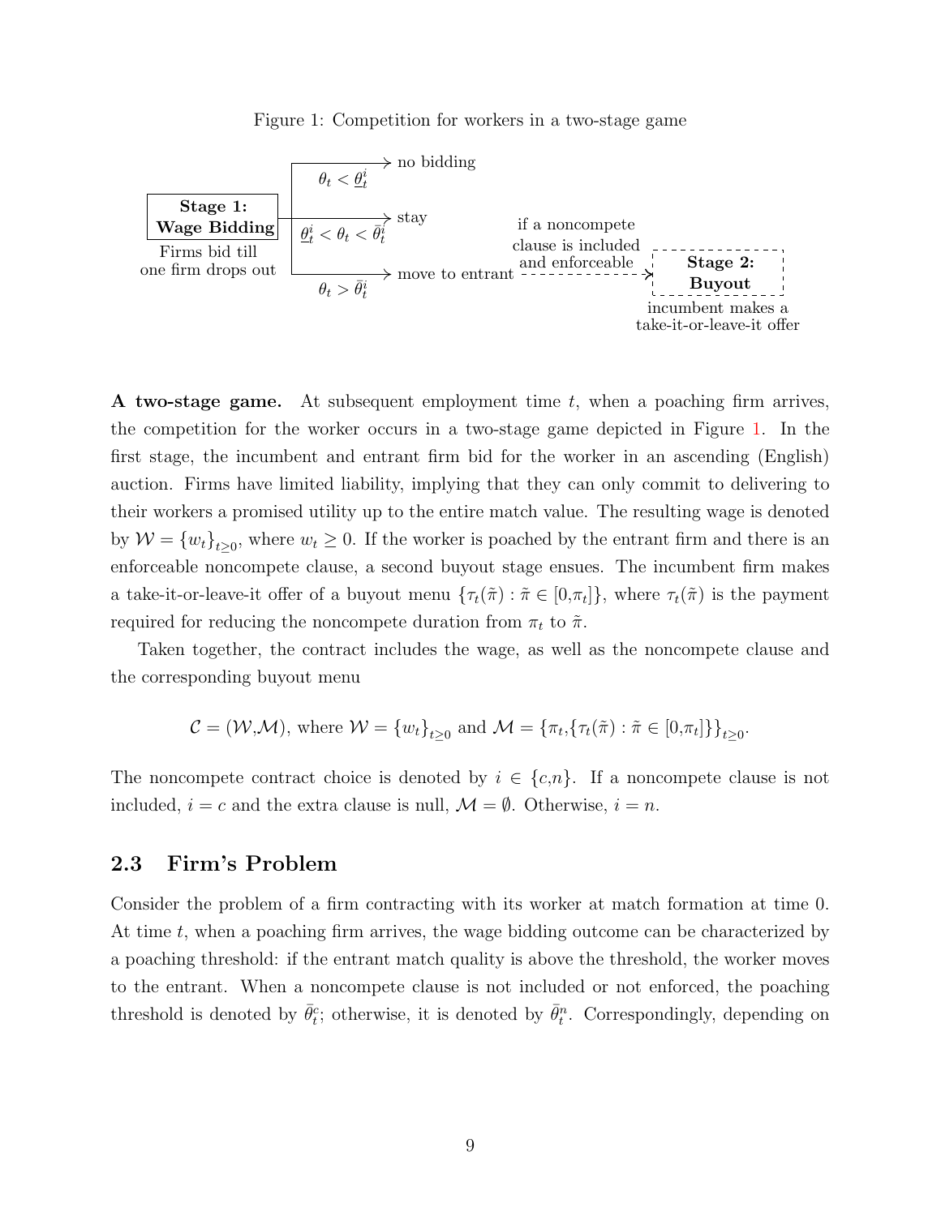Figure 1: Competition for workers in a two-stage game

**Stage 1: Wage Bidding** — Firms bid till one firm drops out

- $\theta_t < \underline{\theta}_t^i$ → no bidding
- $\underline{\theta}_t^i < \theta_t < \bar{\theta}_t^i$ → stay
- $\theta_t > \bar{\theta}_t^i$ → move to entrant → if a noncompete clause is included and enforceable → **Stage 2: Buyout** — incumbent makes a take-it-or-leave-it offer

**A two-stage game.** At subsequent employment time $t$, when a poaching firm arrives, the competition for the worker occurs in a two-stage game depicted in Figure 1. In the first stage, the incumbent and entrant firm bid for the worker in an ascending (English) auction. Firms have limited liability, implying that they can only commit to delivering to their workers a promised utility up to the entire match value. The resulting wage is denoted by $\mathcal{W} = \{w_t\}_{t\geq 0}$, where $w_t \geq 0$. If the worker is poached by the entrant firm and there is an enforceable noncompete clause, a second buyout stage ensues. The incumbent firm makes a take-it-or-leave-it offer of a buyout menu $\{\tau_t(\tilde{\pi}) : \tilde{\pi} \in [0,\pi_t]\}$, where $\tau_t(\tilde{\pi})$ is the payment required for reducing the noncompete duration from $\pi_t$ to $\tilde{\pi}$.

Taken together, the contract includes the wage, as well as the noncompete clause and the corresponding buyout menu

$$\mathcal{C} = (\mathcal{W},\mathcal{M}), \text{ where } \mathcal{W} = \{w_t\}_{t\geq 0} \text{ and } \mathcal{M} = \{\pi_t,\{\tau_t(\tilde{\pi}) : \tilde{\pi} \in [0,\pi_t]\}\}_{t\geq 0}.$$

The noncompete contract choice is denoted by $i \in \{c,n\}$. If a noncompete clause is not included, $i = c$ and the extra clause is null, $\mathcal{M} = \emptyset$. Otherwise, $i = n$.

## 2.3 Firm's Problem

Consider the problem of a firm contracting with its worker at match formation at time 0. At time $t$, when a poaching firm arrives, the wage bidding outcome can be characterized by a poaching threshold: if the entrant match quality is above the threshold, the worker moves to the entrant. When a noncompete clause is not included or not enforced, the poaching threshold is denoted by $\bar{\theta}_t^c$; otherwise, it is denoted by $\bar{\theta}_t^n$. Correspondingly, depending on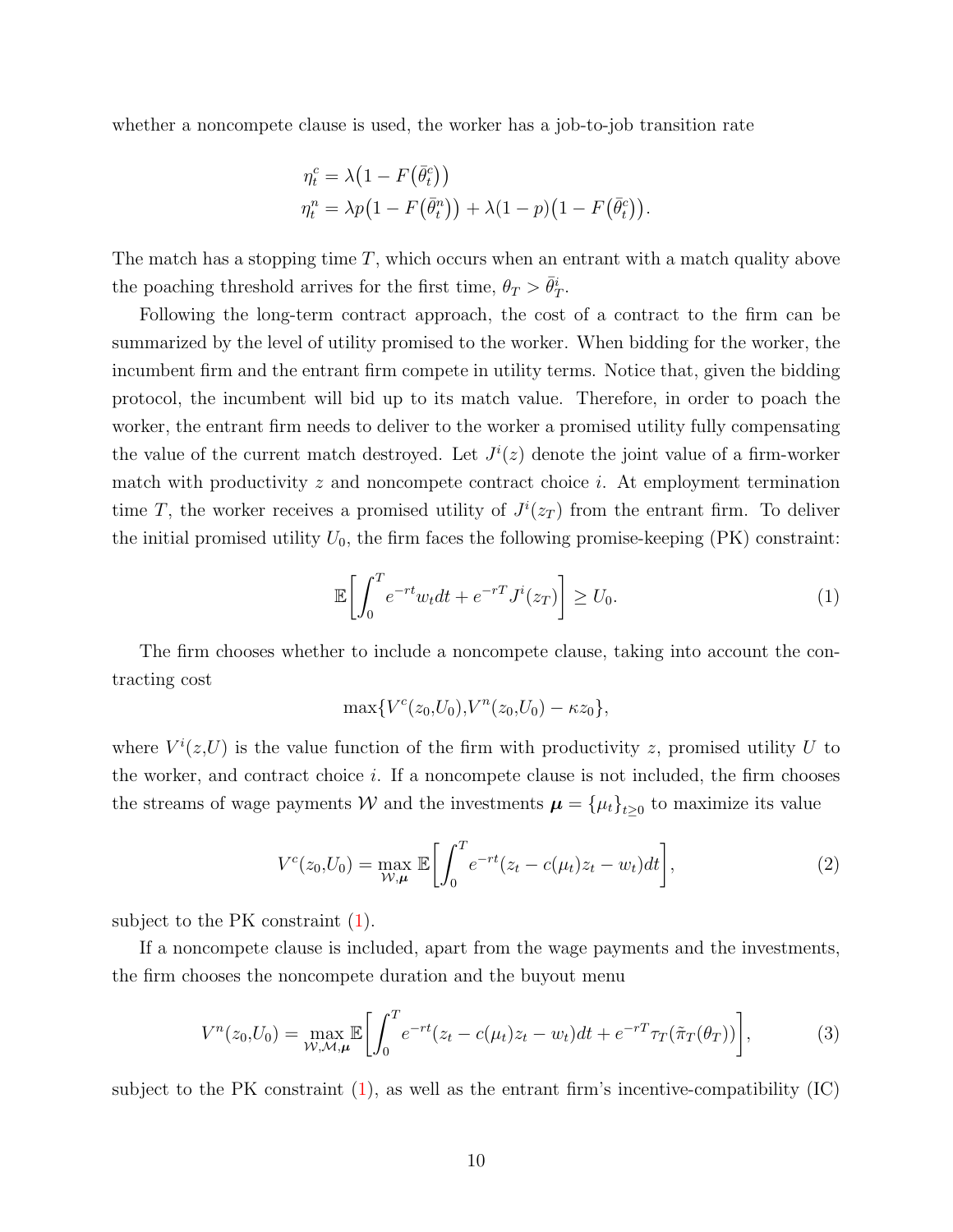whether a noncompete clause is used, the worker has a job-to-job transition rate

$$\eta_t^c = \lambda\big(1 - F\big(\bar{\theta}_t^c\big)\big)$$
$$\eta_t^n = \lambda p\big(1 - F\big(\bar{\theta}_t^n\big)\big) + \lambda(1-p)\big(1 - F\big(\bar{\theta}_t^c\big)\big).$$

The match has a stopping time $T$, which occurs when an entrant with a match quality above the poaching threshold arrives for the first time, $\theta_T > \bar{\theta}_T^i$.

Following the long-term contract approach, the cost of a contract to the firm can be summarized by the level of utility promised to the worker. When bidding for the worker, the incumbent firm and the entrant firm compete in utility terms. Notice that, given the bidding protocol, the incumbent will bid up to its match value. Therefore, in order to poach the worker, the entrant firm needs to deliver to the worker a promised utility fully compensating the value of the current match destroyed. Let $J^i(z)$ denote the joint value of a firm-worker match with productivity $z$ and noncompete contract choice $i$. At employment termination time $T$, the worker receives a promised utility of $J^i(z_T)$ from the entrant firm. To deliver the initial promised utility $U_0$, the firm faces the following promise-keeping (PK) constraint:

$$\mathbb{E}\bigg[\int_0^T e^{-rt} w_t dt + e^{-rT} J^i(z_T)\bigg] \geq U_0. \tag{1}$$

The firm chooses whether to include a noncompete clause, taking into account the contracting cost

$$\max\{V^c(z_0, U_0), V^n(z_0, U_0) - \kappa z_0\},$$

where $V^i(z, U)$ is the value function of the firm with productivity $z$, promised utility $U$ to the worker, and contract choice $i$. If a noncompete clause is not included, the firm chooses the streams of wage payments $\mathcal{W}$ and the investments $\boldsymbol{\mu} = \{\mu_t\}_{t \geq 0}$ to maximize its value

$$V^c(z_0, U_0) = \max_{\mathcal{W}, \boldsymbol{\mu}} \mathbb{E}\bigg[\int_0^T e^{-rt}(z_t - c(\mu_t) z_t - w_t) dt\bigg], \tag{2}$$

subject to the PK constraint (1).

If a noncompete clause is included, apart from the wage payments and the investments, the firm chooses the noncompete duration and the buyout menu

$$V^n(z_0, U_0) = \max_{\mathcal{W}, \mathcal{M}, \boldsymbol{\mu}} \mathbb{E}\bigg[\int_0^T e^{-rt}(z_t - c(\mu_t) z_t - w_t) dt + e^{-rT} \tau_T(\tilde{\pi}_T(\theta_T))\bigg], \tag{3}$$

subject to the PK constraint (1), as well as the entrant firm's incentive-compatibility (IC)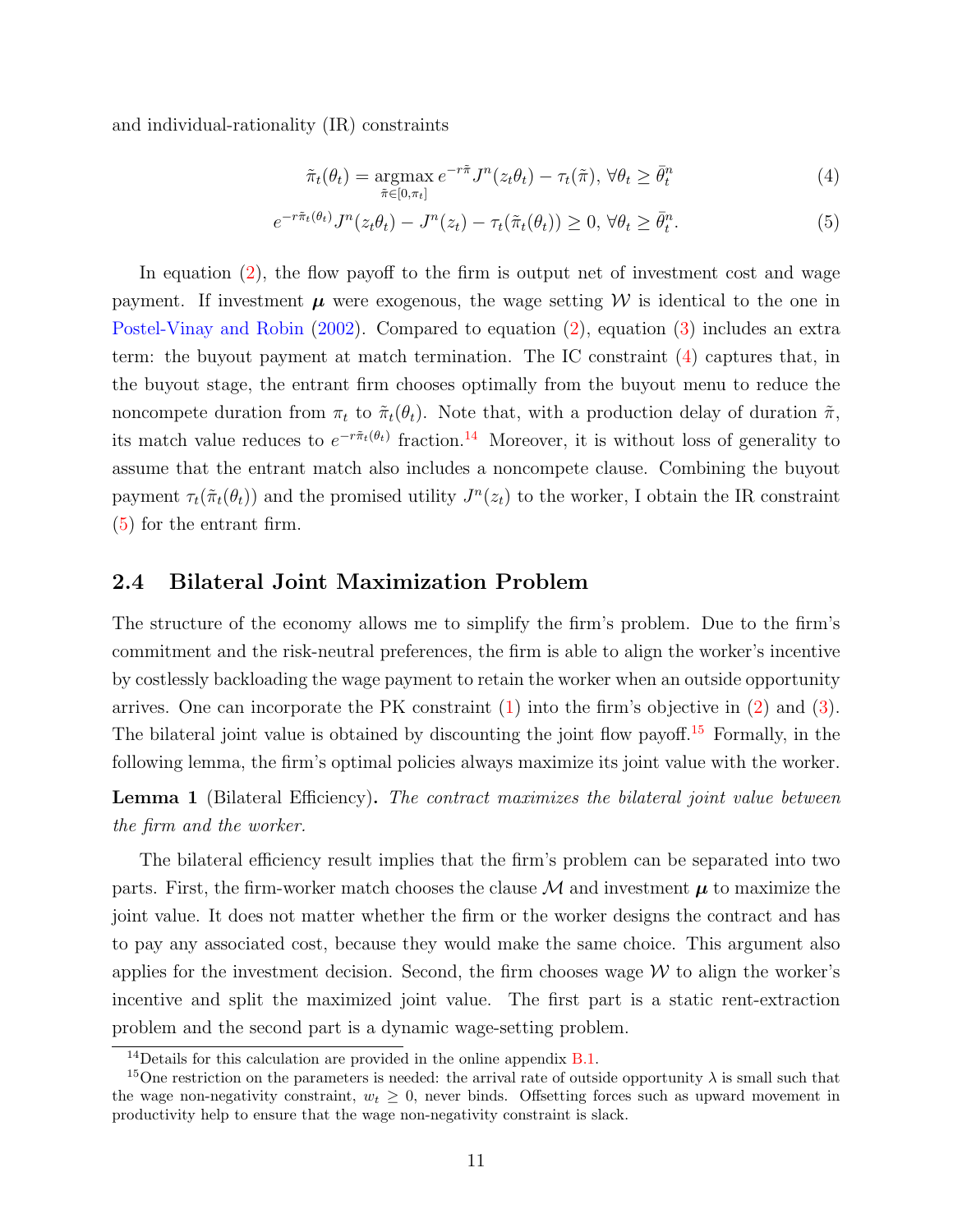and individual-rationality (IR) constraints

$$\tilde{\pi}_t(\theta_t) = \underset{\tilde{\pi} \in [0, \pi_t]}{\operatorname{argmax}}\, e^{-r\tilde{\pi}} J^n(z_t \theta_t) - \tau_t(\tilde{\pi}), \forall \theta_t \geq \bar{\theta}_t^n \tag{4}$$

$$e^{-r\tilde{\pi}_t(\theta_t)} J^n(z_t \theta_t) - J^n(z_t) - \tau_t(\tilde{\pi}_t(\theta_t)) \geq 0, \forall \theta_t \geq \bar{\theta}_t^n. \tag{5}$$

In equation (2), the flow payoff to the firm is output net of investment cost and wage payment. If investment $\boldsymbol{\mu}$ were exogenous, the wage setting $\mathcal{W}$ is identical to the one in Postel-Vinay and Robin (2002). Compared to equation (2), equation (3) includes an extra term: the buyout payment at match termination. The IC constraint (4) captures that, in the buyout stage, the entrant firm chooses optimally from the buyout menu to reduce the noncompete duration from $\pi_t$ to $\tilde{\pi}_t(\theta_t)$. Note that, with a production delay of duration $\tilde{\pi}$, its match value reduces to $e^{-r\tilde{\pi}_t(\theta_t)}$ fraction.[14] Moreover, it is without loss of generality to assume that the entrant match also includes a noncompete clause. Combining the buyout payment $\tau_t(\tilde{\pi}_t(\theta_t))$ and the promised utility $J^n(z_t)$ to the worker, I obtain the IR constraint (5) for the entrant firm.

## 2.4 Bilateral Joint Maximization Problem

The structure of the economy allows me to simplify the firm's problem. Due to the firm's commitment and the risk-neutral preferences, the firm is able to align the worker's incentive by costlessly backloading the wage payment to retain the worker when an outside opportunity arrives. One can incorporate the PK constraint (1) into the firm's objective in (2) and (3). The bilateral joint value is obtained by discounting the joint flow payoff.[15] Formally, in the following lemma, the firm's optimal policies always maximize its joint value with the worker.

**Lemma 1** (Bilateral Efficiency)**.** *The contract maximizes the bilateral joint value between the firm and the worker.*

The bilateral efficiency result implies that the firm's problem can be separated into two parts. First, the firm-worker match chooses the clause $\mathcal{M}$ and investment $\boldsymbol{\mu}$ to maximize the joint value. It does not matter whether the firm or the worker designs the contract and has to pay any associated cost, because they would make the same choice. This argument also applies for the investment decision. Second, the firm chooses wage $\mathcal{W}$ to align the worker's incentive and split the maximized joint value. The first part is a static rent-extraction problem and the second part is a dynamic wage-setting problem.

[14] Details for this calculation are provided in the online appendix B.1.

[15] One restriction on the parameters is needed: the arrival rate of outside opportunity $\lambda$ is small such that the wage non-negativity constraint, $w_t \geq 0$, never binds. Offsetting forces such as upward movement in productivity help to ensure that the wage non-negativity constraint is slack.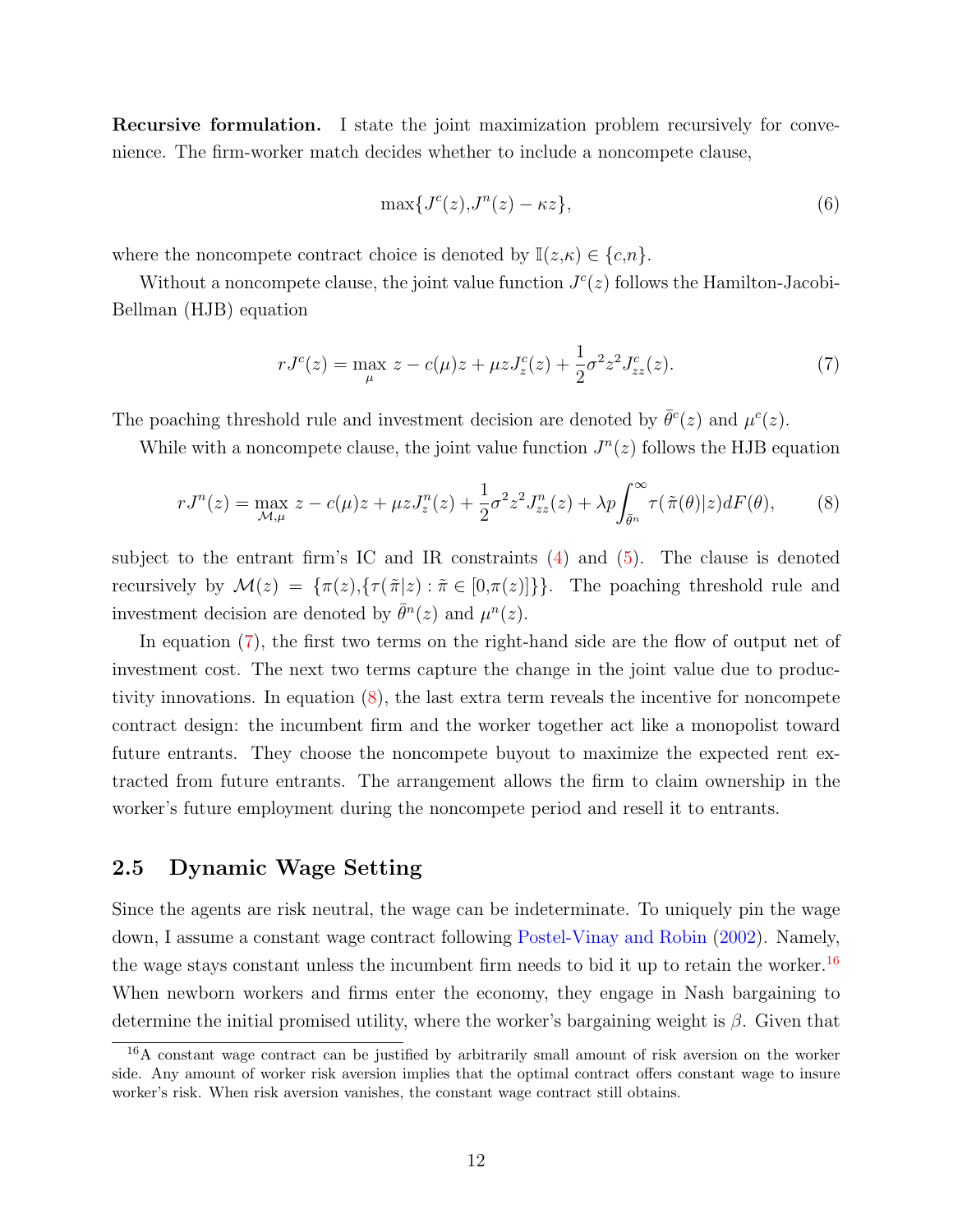**Recursive formulation.** I state the joint maximization problem recursively for convenience. The firm-worker match decides whether to include a noncompete clause,

$$\max\{J^c(z), J^n(z) - \kappa z\}, \tag{6}$$

where the noncompete contract choice is denoted by $\mathbb{I}(z,\kappa) \in \{c,n\}$.

Without a noncompete clause, the joint value function $J^c(z)$ follows the Hamilton-Jacobi-Bellman (HJB) equation

$$rJ^c(z) = \max_{\mu} \; z - c(\mu)z + \mu z J^c_z(z) + \frac{1}{2}\sigma^2 z^2 J^c_{zz}(z). \tag{7}$$

The poaching threshold rule and investment decision are denoted by $\bar{\theta}^c(z)$ and $\mu^c(z)$.

While with a noncompete clause, the joint value function $J^n(z)$ follows the HJB equation

$$rJ^n(z) = \max_{\mathcal{M},\mu} \; z - c(\mu)z + \mu z J^n_z(z) + \frac{1}{2}\sigma^2 z^2 J^n_{zz}(z) + \lambda p \int_{\bar{\theta}^n}^{\infty} \tau(\tilde{\pi}(\theta)|z) dF(\theta), \tag{8}$$

subject to the entrant firm's IC and IR constraints (4) and (5). The clause is denoted recursively by $\mathcal{M}(z) = \{\pi(z), \{\tau(\tilde{\pi}|z) : \tilde{\pi} \in [0, \pi(z)]\}\}$. The poaching threshold rule and investment decision are denoted by $\bar{\theta}^n(z)$ and $\mu^n(z)$.

In equation (7), the first two terms on the right-hand side are the flow of output net of investment cost. The next two terms capture the change in the joint value due to productivity innovations. In equation (8), the last extra term reveals the incentive for noncompete contract design: the incumbent firm and the worker together act like a monopolist toward future entrants. They choose the noncompete buyout to maximize the expected rent extracted from future entrants. The arrangement allows the firm to claim ownership in the worker's future employment during the noncompete period and resell it to entrants.

## 2.5 Dynamic Wage Setting

Since the agents are risk neutral, the wage can be indeterminate. To uniquely pin the wage down, I assume a constant wage contract following Postel-Vinay and Robin (2002). Namely, the wage stays constant unless the incumbent firm needs to bid it up to retain the worker.[16] When newborn workers and firms enter the economy, they engage in Nash bargaining to determine the initial promised utility, where the worker's bargaining weight is $\beta$. Given that

[16] A constant wage contract can be justified by arbitrarily small amount of risk aversion on the worker side. Any amount of worker risk aversion implies that the optimal contract offers constant wage to insure worker's risk. When risk aversion vanishes, the constant wage contract still obtains.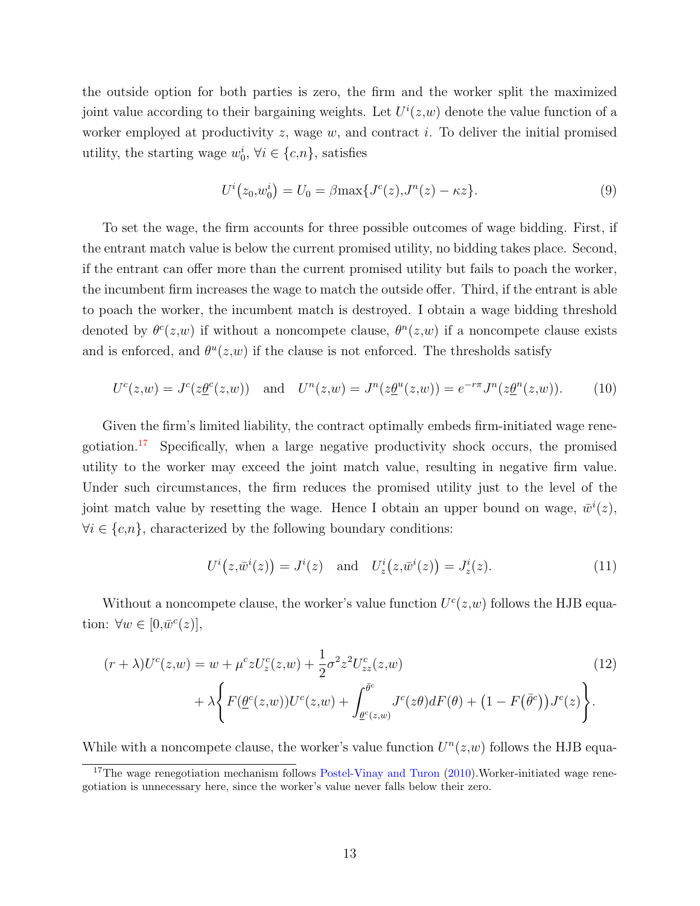the outside option for both parties is zero, the firm and the worker split the maximized joint value according to their bargaining weights. Let $U^i(z,w)$ denote the value function of a worker employed at productivity $z$, wage $w$, and contract $i$. To deliver the initial promised utility, the starting wage $w_0^i$, $\forall i \in \{c,n\}$, satisfies

$$U^i\big(z_0,w_0^i\big) = U_0 = \beta \max\{J^c(z), J^n(z) - \kappa z\}. \tag{9}$$

To set the wage, the firm accounts for three possible outcomes of wage bidding. First, if the entrant match value is below the current promised utility, no bidding takes place. Second, if the entrant can offer more than the current promised utility but fails to poach the worker, the incumbent firm increases the wage to match the outside offer. Third, if the entrant is able to poach the worker, the incumbent match is destroyed. I obtain a wage bidding threshold denoted by $\theta^c(z,w)$ if without a noncompete clause, $\theta^n(z,w)$ if a noncompete clause exists and is enforced, and $\theta^u(z,w)$ if the clause is not enforced. The thresholds satisfy

$$U^c(z,w) = J^c(z\underline{\theta}^c(z,w)) \quad \text{and} \quad U^n(z,w) = J^n(z\underline{\theta}^u(z,w)) = e^{-r\pi}J^n(z\underline{\theta}^n(z,w)). \tag{10}$$

Given the firm's limited liability, the contract optimally embeds firm-initiated wage renegotiation.[17] Specifically, when a large negative productivity shock occurs, the promised utility to the worker may exceed the joint match value, resulting in negative firm value. Under such circumstances, the firm reduces the promised utility just to the level of the joint match value by resetting the wage. Hence I obtain an upper bound on wage, $\bar{w}^i(z)$, $\forall i \in \{c,n\}$, characterized by the following boundary conditions:

$$U^i\big(z,\bar{w}^i(z)\big) = J^i(z) \quad \text{and} \quad U_z^i\big(z,\bar{w}^i(z)\big) = J_z^i(z). \tag{11}$$

Without a noncompete clause, the worker's value function $U^c(z,w)$ follows the HJB equation: $\forall w \in [0,\bar{w}^c(z)]$,

$$\begin{aligned}
(r+\lambda)U^c(z,w) &= w + \mu^c z U_z^c(z,w) + \frac{1}{2}\sigma^2 z^2 U_{zz}^c(z,w) \\
&\quad + \lambda \left\{ F(\underline{\theta}^c(z,w))U^c(z,w) + \int_{\underline{\theta}^c(z,w)}^{\bar{\theta}^c} J^c(z\theta)dF(\theta) + \big(1 - F\big(\bar{\theta}^c\big)\big)J^c(z) \right\}.
\end{aligned} \tag{12}$$

While with a noncompete clause, the worker's value function $U^n(z,w)$ follows the HJB equa-

[17] The wage renegotiation mechanism follows Postel-Vinay and Turon (2010). Worker-initiated wage renegotiation is unnecessary here, since the worker's value never falls below their zero.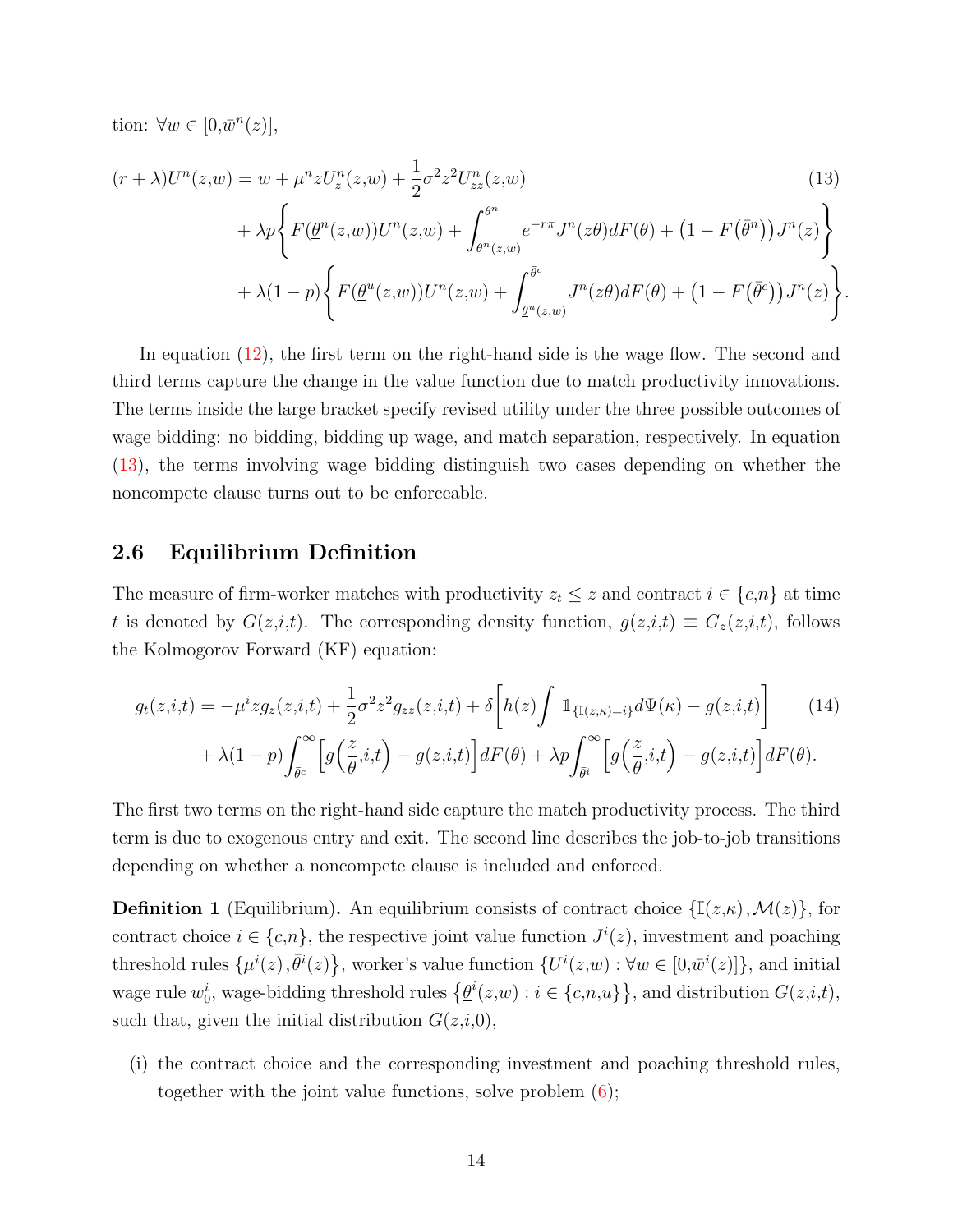tion: $\forall w \in [0,\bar{w}^n(z)]$,

$$
\begin{aligned}
(r+\lambda)U^n(z,w) &= w + \mu^n z U^n_z(z,w) + \frac{1}{2}\sigma^2 z^2 U^n_{zz}(z,w) \\
&\quad + \lambda p \left\{ F(\underline{\theta}^n(z,w))U^n(z,w) + \int_{\underline{\theta}^n(z,w)}^{\bar{\theta}^n} e^{-r\pi} J^n(z\theta) dF(\theta) + \big(1 - F(\bar{\theta}^n)\big) J^n(z) \right\} \\
&\quad + \lambda(1-p) \left\{ F(\underline{\theta}^u(z,w))U^n(z,w) + \int_{\underline{\theta}^u(z,w)}^{\bar{\theta}^c} J^n(z\theta) dF(\theta) + \big(1 - F(\bar{\theta}^c)\big) J^n(z) \right\}.
\end{aligned}
\tag{13}
$$

In equation (12), the first term on the right-hand side is the wage flow. The second and third terms capture the change in the value function due to match productivity innovations. The terms inside the large bracket specify revised utility under the three possible outcomes of wage bidding: no bidding, bidding up wage, and match separation, respectively. In equation (13), the terms involving wage bidding distinguish two cases depending on whether the noncompete clause turns out to be enforceable.

### 2.6 Equilibrium Definition

The measure of firm-worker matches with productivity $z_t \leq z$ and contract $i \in \{c,n\}$ at time $t$ is denoted by $G(z,i,t)$. The corresponding density function, $g(z,i,t) \equiv G_z(z,i,t)$, follows the Kolmogorov Forward (KF) equation:

$$
\begin{aligned}
g_t(z,i,t) &= -\mu^i z g_z(z,i,t) + \frac{1}{2}\sigma^2 z^2 g_{zz}(z,i,t) + \delta\left[ h(z) \int \mathbb{1}_{\{\mathbb{I}(z,\kappa)=i\}} d\Psi(\kappa) - g(z,i,t) \right] \\
&\quad + \lambda(1-p)\int_{\bar{\theta}^c}^{\infty} \left[ g\Big(\frac{z}{\theta},i,t\Big) - g(z,i,t) \right] dF(\theta) + \lambda p \int_{\bar{\theta}^i}^{\infty} \left[ g\Big(\frac{z}{\theta},i,t\Big) - g(z,i,t) \right] dF(\theta).
\end{aligned}
\tag{14}
$$

The first two terms on the right-hand side capture the match productivity process. The third term is due to exogenous entry and exit. The second line describes the job-to-job transitions depending on whether a noncompete clause is included and enforced.

**Definition 1** (Equilibrium)**.** *An equilibrium consists of contract choice $\{\mathbb{I}(z,\kappa),\mathcal{M}(z)\}$, for contract choice $i \in \{c,n\}$, the respective joint value function $J^i(z)$, investment and poaching threshold rules $\{\mu^i(z),\bar{\theta}^i(z)\}$, worker's value function $\{U^i(z,w) : \forall w \in [0,\bar{w}^i(z)]\}$, and initial wage rule $w^i_0$, wage-bidding threshold rules $\{\underline{\theta}^i(z,w) : i \in \{c,n,u\}\}$, and distribution $G(z,i,t)$, such that, given the initial distribution $G(z,i,0)$,*

(i) *the contract choice and the corresponding investment and poaching threshold rules, together with the joint value functions, solve problem (6);*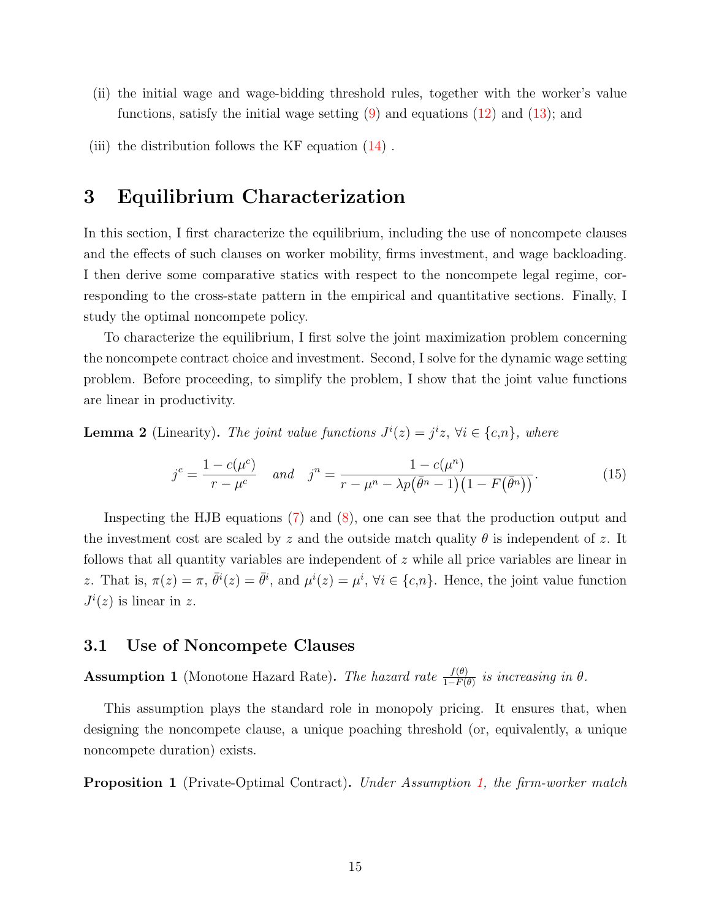(ii) the initial wage and wage-bidding threshold rules, together with the worker's value functions, satisfy the initial wage setting (9) and equations (12) and (13); and

(iii) the distribution follows the KF equation (14) .

# 3 Equilibrium Characterization

In this section, I first characterize the equilibrium, including the use of noncompete clauses and the effects of such clauses on worker mobility, firms investment, and wage backloading. I then derive some comparative statics with respect to the noncompete legal regime, corresponding to the cross-state pattern in the empirical and quantitative sections. Finally, I study the optimal noncompete policy.

To characterize the equilibrium, I first solve the joint maximization problem concerning the noncompete contract choice and investment. Second, I solve for the dynamic wage setting problem. Before proceeding, to simplify the problem, I show that the joint value functions are linear in productivity.

**Lemma 2** (Linearity)**.** *The joint value functions $J^i(z) = j^i z$, $\forall i \in \{c,n\}$, where*

$$j^c = \frac{1 - c(\mu^c)}{r - \mu^c} \quad \text{and} \quad j^n = \frac{1 - c(\mu^n)}{r - \mu^n - \lambda p\big(\bar{\theta}^n - 1\big)\big(1 - F\big(\bar{\theta}^n\big)\big)}. \tag{15}$$

Inspecting the HJB equations (7) and (8), one can see that the production output and the investment cost are scaled by $z$ and the outside match quality $\theta$ is independent of $z$. It follows that all quantity variables are independent of $z$ while all price variables are linear in $z$. That is, $\pi(z) = \pi$, $\bar{\theta}^i(z) = \bar{\theta}^i$, and $\mu^i(z) = \mu^i$, $\forall i \in \{c,n\}$. Hence, the joint value function $J^i(z)$ is linear in $z$.

## 3.1 Use of Noncompete Clauses

**Assumption 1** (Monotone Hazard Rate)**.** *The hazard rate $\frac{f(\theta)}{1-F(\theta)}$ is increasing in $\theta$.*

This assumption plays the standard role in monopoly pricing. It ensures that, when designing the noncompete clause, a unique poaching threshold (or, equivalently, a unique noncompete duration) exists.

**Proposition 1** (Private-Optimal Contract)**.** *Under Assumption 1, the firm-worker match*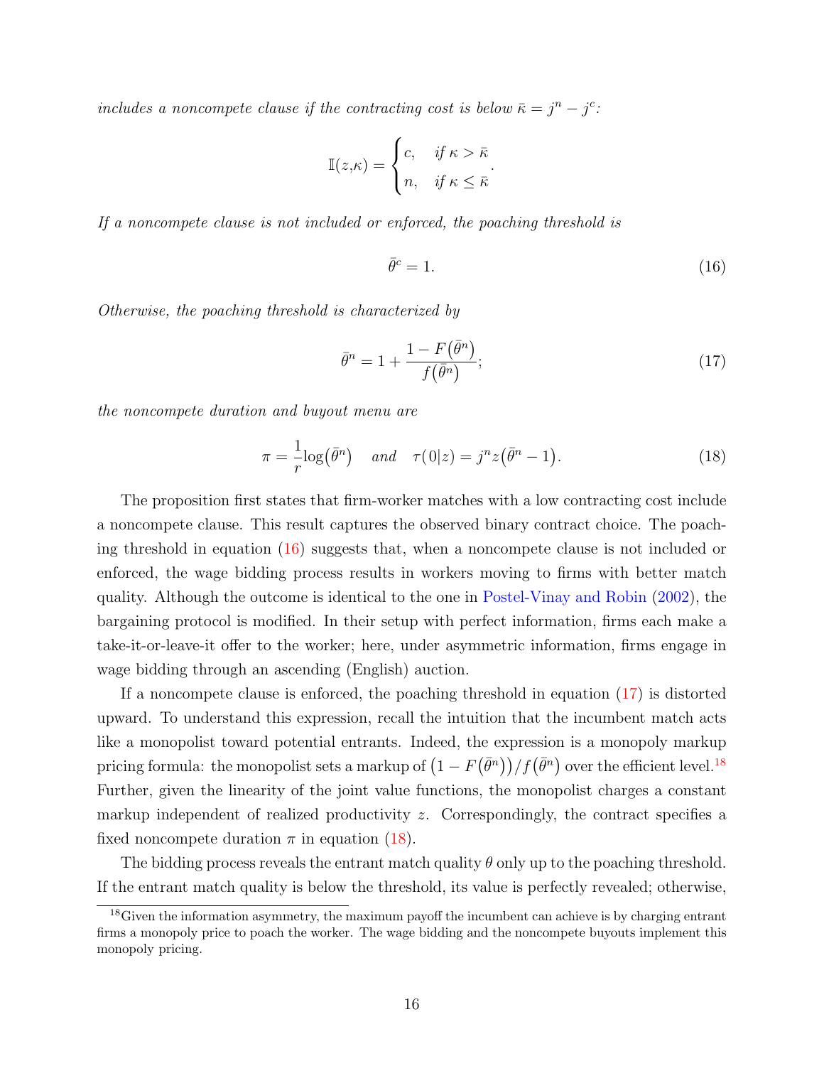*includes a noncompete clause if the contracting cost is below $\bar{\kappa} = j^n - j^c$:*

$$\mathbb{I}(z,\kappa) = \begin{cases} c, & \text{if } \kappa > \bar{\kappa} \\ n, & \text{if } \kappa \leq \bar{\kappa} \end{cases}.$$

*If a noncompete clause is not included or enforced, the poaching threshold is*

$$\bar{\theta}^c = 1. \tag{16}$$

*Otherwise, the poaching threshold is characterized by*

$$\bar{\theta}^n = 1 + \frac{1 - F\left(\bar{\theta}^n\right)}{f\left(\bar{\theta}^n\right)}; \tag{17}$$

*the noncompete duration and buyout menu are*

$$\pi = \frac{1}{r}\log\left(\bar{\theta}^n\right) \quad \text{and} \quad \tau(0|z) = j^n z\left(\bar{\theta}^n - 1\right). \tag{18}$$

The proposition first states that firm-worker matches with a low contracting cost include a noncompete clause. This result captures the observed binary contract choice. The poaching threshold in equation (16) suggests that, when a noncompete clause is not included or enforced, the wage bidding process results in workers moving to firms with better match quality. Although the outcome is identical to the one in Postel-Vinay and Robin (2002), the bargaining protocol is modified. In their setup with perfect information, firms each make a take-it-or-leave-it offer to the worker; here, under asymmetric information, firms engage in wage bidding through an ascending (English) auction.

If a noncompete clause is enforced, the poaching threshold in equation (17) is distorted upward. To understand this expression, recall the intuition that the incumbent match acts like a monopolist toward potential entrants. Indeed, the expression is a monopoly markup pricing formula: the monopolist sets a markup of $\left(1 - F\left(\bar{\theta}^n\right)\right)/f\left(\bar{\theta}^n\right)$ over the efficient level.[18] Further, given the linearity of the joint value functions, the monopolist charges a constant markup independent of realized productivity $z$. Correspondingly, the contract specifies a fixed noncompete duration $\pi$ in equation (18).

The bidding process reveals the entrant match quality $\theta$ only up to the poaching threshold. If the entrant match quality is below the threshold, its value is perfectly revealed; otherwise,

[18] Given the information asymmetry, the maximum payoff the incumbent can achieve is by charging entrant firms a monopoly price to poach the worker. The wage bidding and the noncompete buyouts implement this monopoly pricing.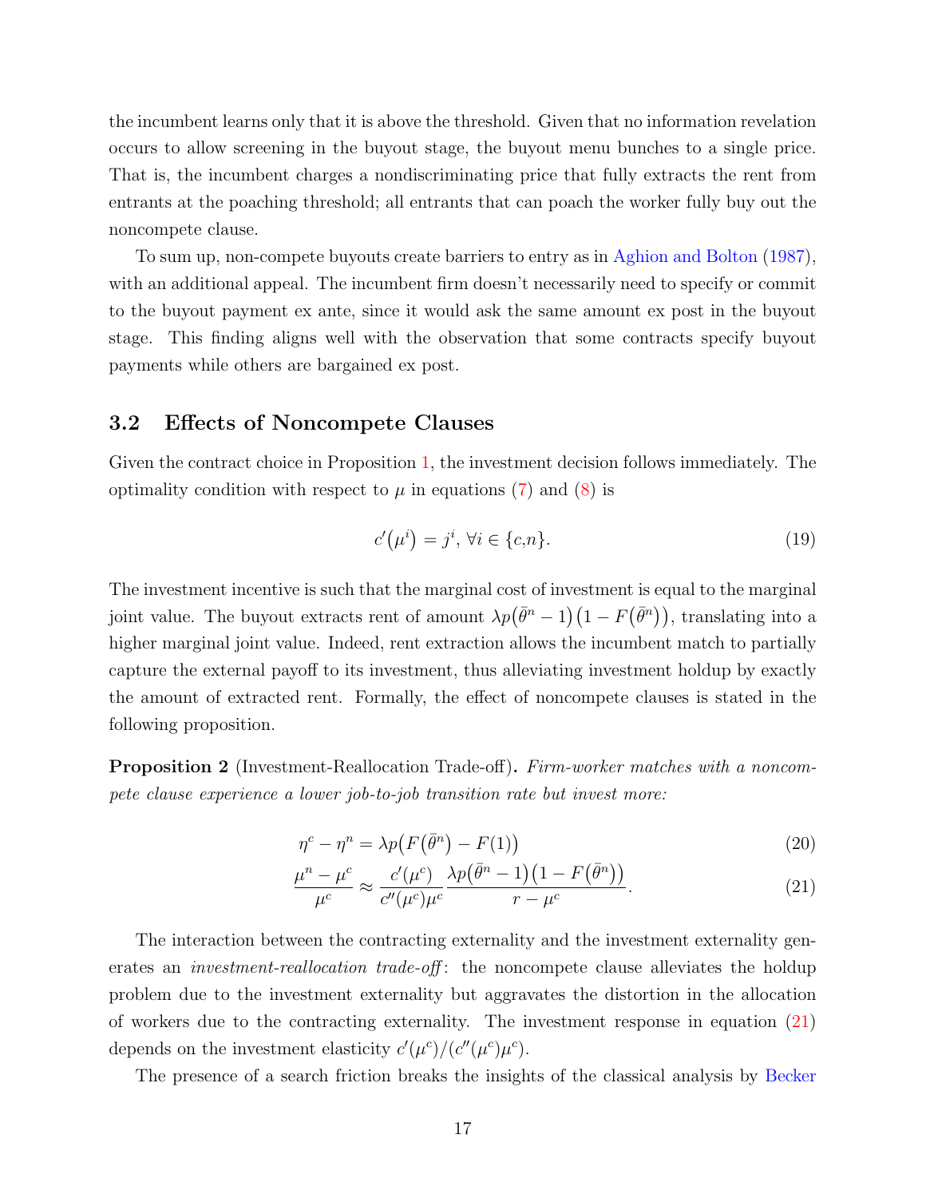the incumbent learns only that it is above the threshold. Given that no information revelation occurs to allow screening in the buyout stage, the buyout menu bunches to a single price. That is, the incumbent charges a nondiscriminating price that fully extracts the rent from entrants at the poaching threshold; all entrants that can poach the worker fully buy out the noncompete clause.

To sum up, non-compete buyouts create barriers to entry as in Aghion and Bolton (1987), with an additional appeal. The incumbent firm doesn't necessarily need to specify or commit to the buyout payment ex ante, since it would ask the same amount ex post in the buyout stage. This finding aligns well with the observation that some contracts specify buyout payments while others are bargained ex post.

## 3.2 Effects of Noncompete Clauses

Given the contract choice in Proposition 1, the investment decision follows immediately. The optimality condition with respect to $\mu$ in equations (7) and (8) is

$$c'(\mu^i) = j^i,\ \forall i \in \{c,n\}. \tag{19}$$

The investment incentive is such that the marginal cost of investment is equal to the marginal joint value. The buyout extracts rent of amount $\lambda p(\bar{\theta}^n - 1)(1 - F(\bar{\theta}^n))$, translating into a higher marginal joint value. Indeed, rent extraction allows the incumbent match to partially capture the external payoff to its investment, thus alleviating investment holdup by exactly the amount of extracted rent. Formally, the effect of noncompete clauses is stated in the following proposition.

**Proposition 2** (Investment-Reallocation Trade-off)**.** *Firm-worker matches with a noncompete clause experience a lower job-to-job transition rate but invest more:*

$$\eta^c - \eta^n = \lambda p\big(F(\bar{\theta}^n) - F(1)\big) \tag{20}$$

$$\frac{\mu^n - \mu^c}{\mu^c} \approx \frac{c'(\mu^c)}{c''(\mu^c)\mu^c} \frac{\lambda p(\bar{\theta}^n - 1)(1 - F(\bar{\theta}^n))}{r - \mu^c}. \tag{21}$$

The interaction between the contracting externality and the investment externality generates an *investment-reallocation trade-off*: the noncompete clause alleviates the holdup problem due to the investment externality but aggravates the distortion in the allocation of workers due to the contracting externality. The investment response in equation (21) depends on the investment elasticity $c'(\mu^c)/(c''(\mu^c)\mu^c)$.

The presence of a search friction breaks the insights of the classical analysis by Becker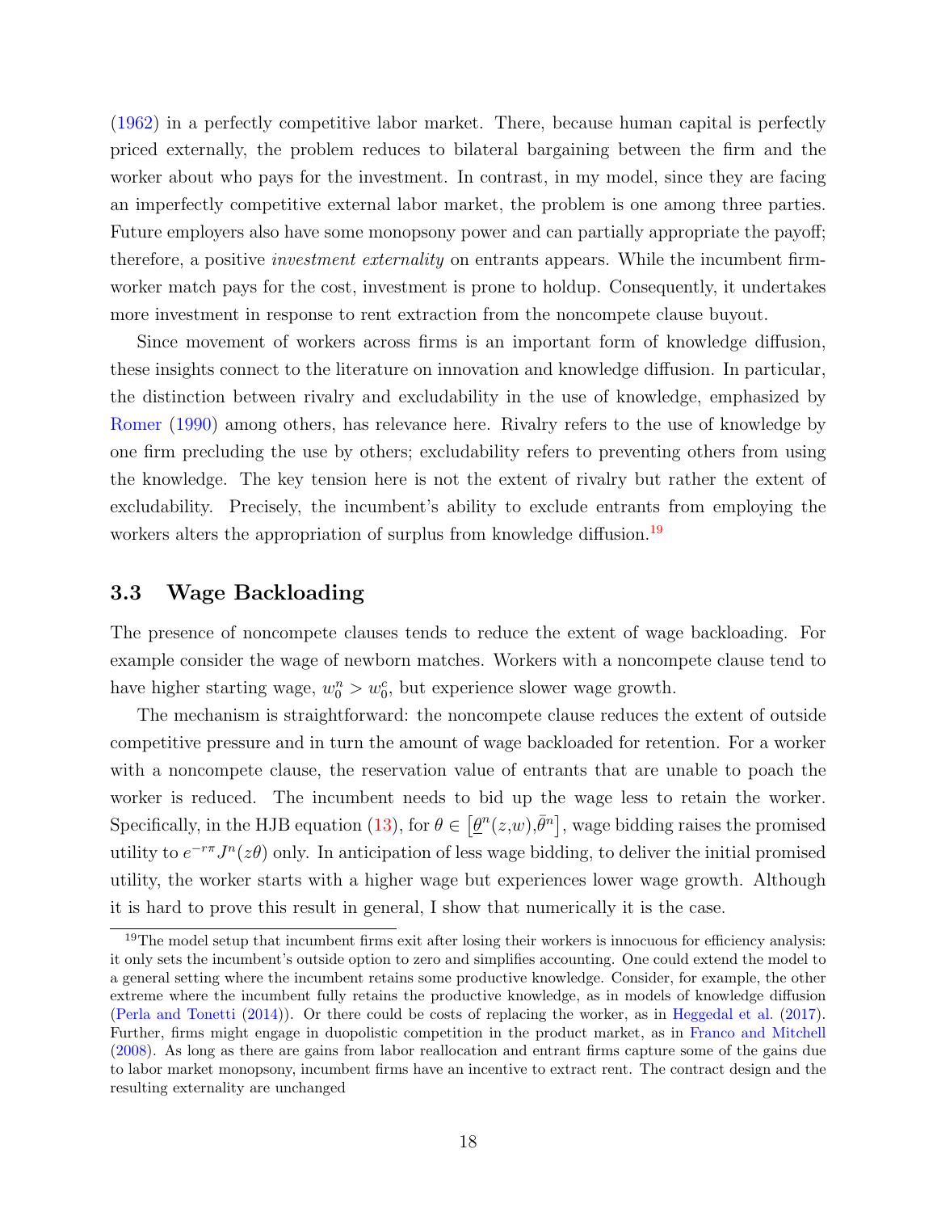(1962) in a perfectly competitive labor market. There, because human capital is perfectly priced externally, the problem reduces to bilateral bargaining between the firm and the worker about who pays for the investment. In contrast, in my model, since they are facing an imperfectly competitive external labor market, the problem is one among three parties. Future employers also have some monopsony power and can partially appropriate the payoff; therefore, a positive *investment externality* on entrants appears. While the incumbent firm-worker match pays for the cost, investment is prone to holdup. Consequently, it undertakes more investment in response to rent extraction from the noncompete clause buyout.

Since movement of workers across firms is an important form of knowledge diffusion, these insights connect to the literature on innovation and knowledge diffusion. In particular, the distinction between rivalry and excludability in the use of knowledge, emphasized by Romer (1990) among others, has relevance here. Rivalry refers to the use of knowledge by one firm precluding the use by others; excludability refers to preventing others from using the knowledge. The key tension here is not the extent of rivalry but rather the extent of excludability. Precisely, the incumbent's ability to exclude entrants from employing the workers alters the appropriation of surplus from knowledge diffusion.[19]

### 3.3 Wage Backloading

The presence of noncompete clauses tends to reduce the extent of wage backloading. For example consider the wage of newborn matches. Workers with a noncompete clause tend to have higher starting wage, $w_0^n > w_0^c$, but experience slower wage growth.

The mechanism is straightforward: the noncompete clause reduces the extent of outside competitive pressure and in turn the amount of wage backloaded for retention. For a worker with a noncompete clause, the reservation value of entrants that are unable to poach the worker is reduced. The incumbent needs to bid up the wage less to retain the worker. Specifically, in the HJB equation (13), for $\theta \in \left[\underline{\theta}^n(z,w), \bar{\theta}^n\right]$, wage bidding raises the promised utility to $e^{-r\pi} J^n(z\theta)$ only. In anticipation of less wage bidding, to deliver the initial promised utility, the worker starts with a higher wage but experiences lower wage growth. Although it is hard to prove this result in general, I show that numerically it is the case.

[19] The model setup that incumbent firms exit after losing their workers is innocuous for efficiency analysis: it only sets the incumbent's outside option to zero and simplifies accounting. One could extend the model to a general setting where the incumbent retains some productive knowledge. Consider, for example, the other extreme where the incumbent fully retains the productive knowledge, as in models of knowledge diffusion (Perla and Tonetti (2014)). Or there could be costs of replacing the worker, as in Heggedal et al. (2017). Further, firms might engage in duopolistic competition in the product market, as in Franco and Mitchell (2008). As long as there are gains from labor reallocation and entrant firms capture some of the gains due to labor market monopsony, incumbent firms have an incentive to extract rent. The contract design and the resulting externality are unchanged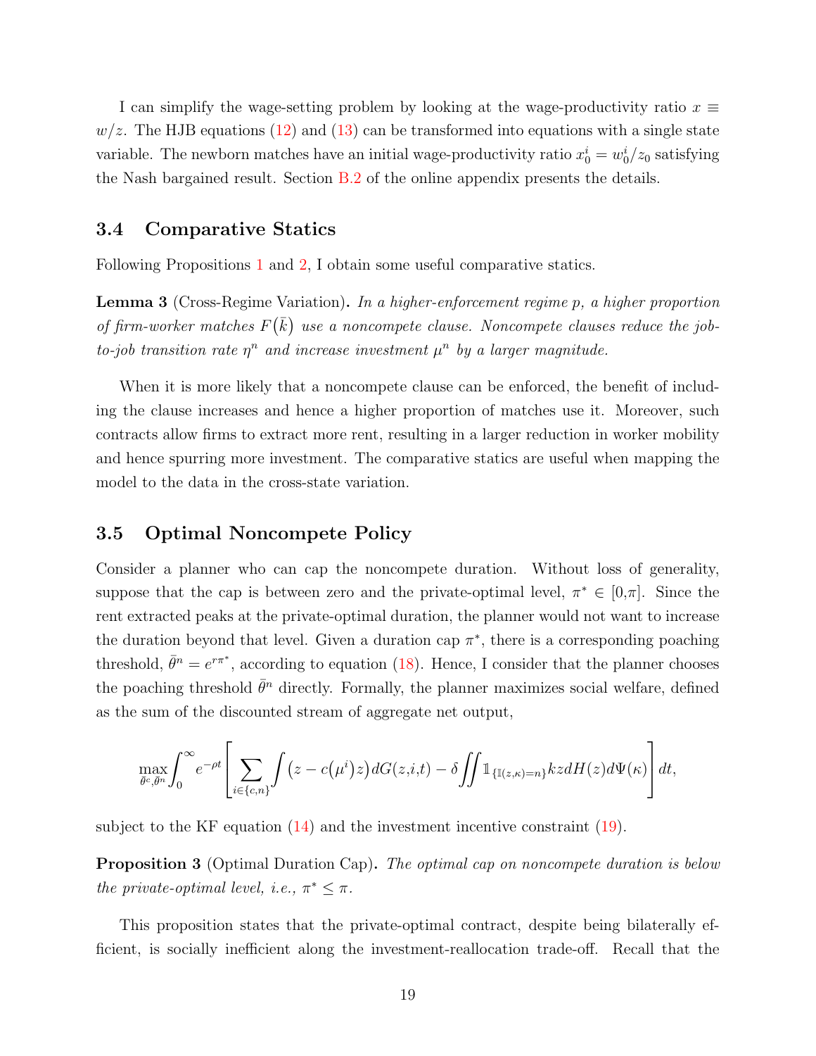I can simplify the wage-setting problem by looking at the wage-productivity ratio $x \equiv w/z$. The HJB equations (12) and (13) can be transformed into equations with a single state variable. The newborn matches have an initial wage-productivity ratio $x_0^i = w_0^i/z_0$ satisfying the Nash bargained result. Section B.2 of the online appendix presents the details.

### 3.4 Comparative Statics

Following Propositions 1 and 2, I obtain some useful comparative statics.

**Lemma 3** (Cross-Regime Variation)**.** *In a higher-enforcement regime $p$, a higher proportion of firm-worker matches $F(\bar{k})$ use a noncompete clause. Noncompete clauses reduce the job-to-job transition rate $\eta^n$ and increase investment $\mu^n$ by a larger magnitude.*

When it is more likely that a noncompete clause can be enforced, the benefit of including the clause increases and hence a higher proportion of matches use it. Moreover, such contracts allow firms to extract more rent, resulting in a larger reduction in worker mobility and hence spurring more investment. The comparative statics are useful when mapping the model to the data in the cross-state variation.

### 3.5 Optimal Noncompete Policy

Consider a planner who can cap the noncompete duration. Without loss of generality, suppose that the cap is between zero and the private-optimal level, $\pi^* \in [0,\pi]$. Since the rent extracted peaks at the private-optimal duration, the planner would not want to increase the duration beyond that level. Given a duration cap $\pi^*$, there is a corresponding poaching threshold, $\bar{\theta}^n = e^{r\pi^*}$, according to equation (18). Hence, I consider that the planner chooses the poaching threshold $\bar{\theta}^n$ directly. Formally, the planner maximizes social welfare, defined as the sum of the discounted stream of aggregate net output,

$$\max_{\bar{\theta}^c,\bar{\theta}^n} \int_0^\infty e^{-\rho t} \left[ \sum_{i \in \{c,n\}} \int \left(z - c(\mu^i) z\right) dG(z,i,t) - \delta \iint \mathbb{1}_{\{\mathbb{I}(z,\kappa)=n\}} kz \, dH(z) d\Psi(\kappa) \right] dt,$$

subject to the KF equation (14) and the investment incentive constraint (19).

**Proposition 3** (Optimal Duration Cap)**.** *The optimal cap on noncompete duration is below the private-optimal level, i.e., $\pi^* \leq \pi$.*

This proposition states that the private-optimal contract, despite being bilaterally efficient, is socially inefficient along the investment-reallocation trade-off. Recall that the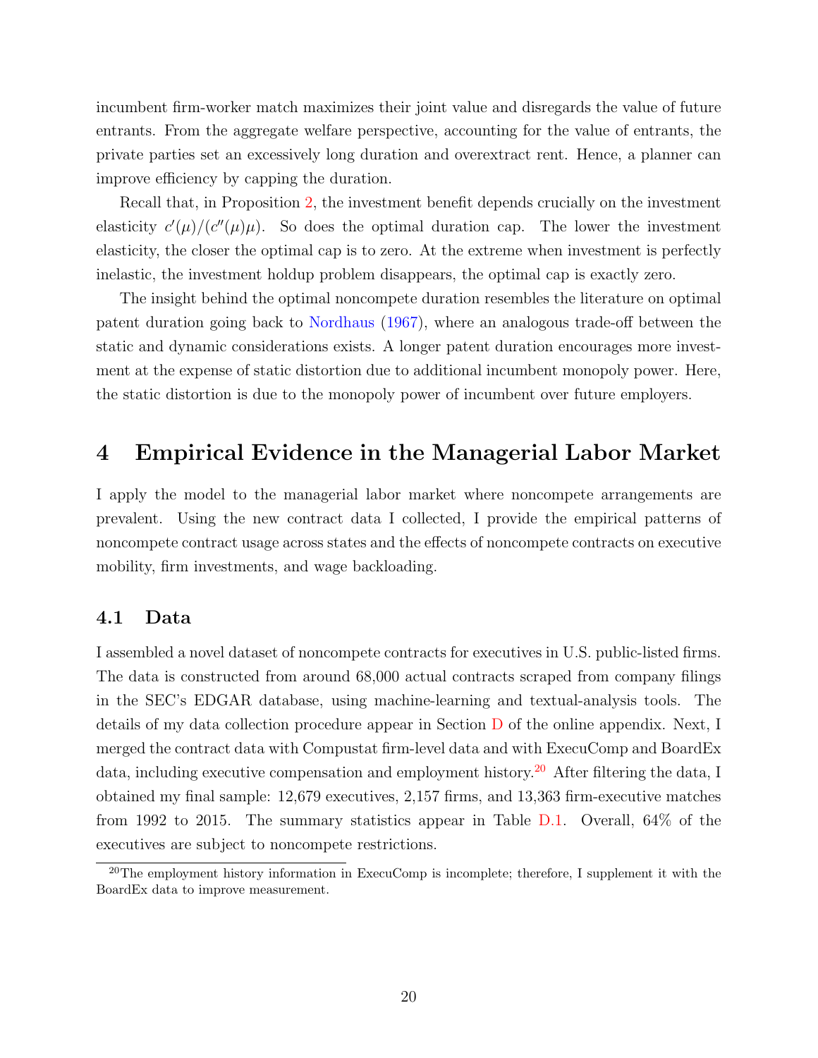incumbent firm-worker match maximizes their joint value and disregards the value of future entrants. From the aggregate welfare perspective, accounting for the value of entrants, the private parties set an excessively long duration and overextract rent. Hence, a planner can improve efficiency by capping the duration.

Recall that, in Proposition 2, the investment benefit depends crucially on the investment elasticity $c'(\mu)/(c''(\mu)\mu)$. So does the optimal duration cap. The lower the investment elasticity, the closer the optimal cap is to zero. At the extreme when investment is perfectly inelastic, the investment holdup problem disappears, the optimal cap is exactly zero.

The insight behind the optimal noncompete duration resembles the literature on optimal patent duration going back to Nordhaus (1967), where an analogous trade-off between the static and dynamic considerations exists. A longer patent duration encourages more investment at the expense of static distortion due to additional incumbent monopoly power. Here, the static distortion is due to the monopoly power of incumbent over future employers.

# 4 Empirical Evidence in the Managerial Labor Market

I apply the model to the managerial labor market where noncompete arrangements are prevalent. Using the new contract data I collected, I provide the empirical patterns of noncompete contract usage across states and the effects of noncompete contracts on executive mobility, firm investments, and wage backloading.

## 4.1 Data

I assembled a novel dataset of noncompete contracts for executives in U.S. public-listed firms. The data is constructed from around 68,000 actual contracts scraped from company filings in the SEC's EDGAR database, using machine-learning and textual-analysis tools. The details of my data collection procedure appear in Section D of the online appendix. Next, I merged the contract data with Compustat firm-level data and with ExecuComp and BoardEx data, including executive compensation and employment history.[20] After filtering the data, I obtained my final sample: 12,679 executives, 2,157 firms, and 13,363 firm-executive matches from 1992 to 2015. The summary statistics appear in Table D.1. Overall, 64% of the executives are subject to noncompete restrictions.

[20] The employment history information in ExecuComp is incomplete; therefore, I supplement it with the BoardEx data to improve measurement.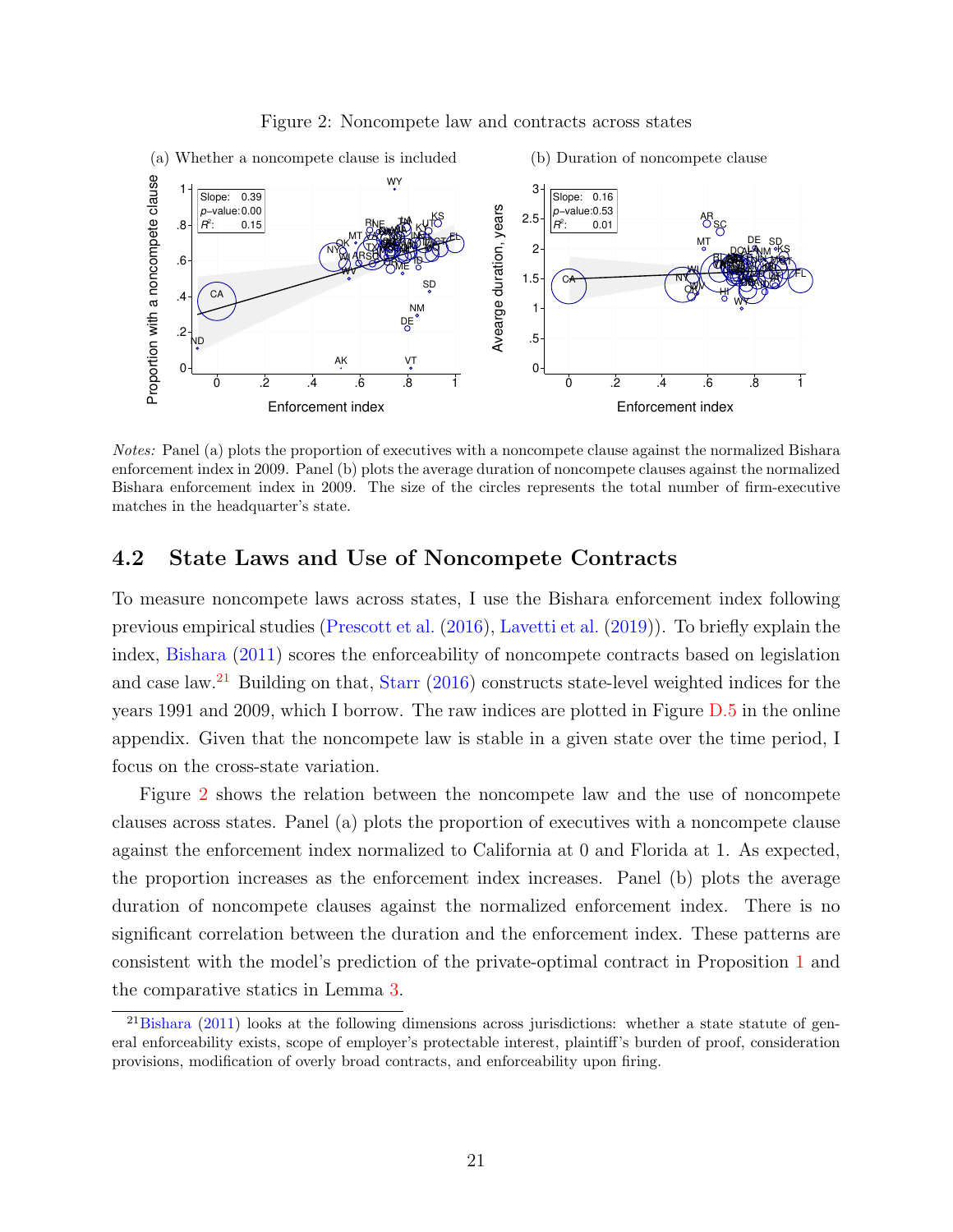Figure 2: Noncompete law and contracts across states

(a) Whether a noncompete clause is included

(b) Duration of noncompete clause

*Notes:* Panel (a) plots the proportion of executives with a noncompete clause against the normalized Bishara enforcement index in 2009. Panel (b) plots the average duration of noncompete clauses against the normalized Bishara enforcement index in 2009. The size of the circles represents the total number of firm-executive matches in the headquarter's state.

## 4.2 State Laws and Use of Noncompete Contracts

To measure noncompete laws across states, I use the Bishara enforcement index following previous empirical studies (Prescott et al. (2016), Lavetti et al. (2019)). To briefly explain the index, Bishara (2011) scores the enforceability of noncompete contracts based on legislation and case law.[21] Building on that, Starr (2016) constructs state-level weighted indices for the years 1991 and 2009, which I borrow. The raw indices are plotted in Figure D.5 in the online appendix. Given that the noncompete law is stable in a given state over the time period, I focus on the cross-state variation.

Figure 2 shows the relation between the noncompete law and the use of noncompete clauses across states. Panel (a) plots the proportion of executives with a noncompete clause against the enforcement index normalized to California at 0 and Florida at 1. As expected, the proportion increases as the enforcement index increases. Panel (b) plots the average duration of noncompete clauses against the normalized enforcement index. There is no significant correlation between the duration and the enforcement index. These patterns are consistent with the model's prediction of the private-optimal contract in Proposition 1 and the comparative statics in Lemma 3.

[21] Bishara (2011) looks at the following dimensions across jurisdictions: whether a state statute of general enforceability exists, scope of employer's protectable interest, plaintiff's burden of proof, consideration provisions, modification of overly broad contracts, and enforceability upon firing.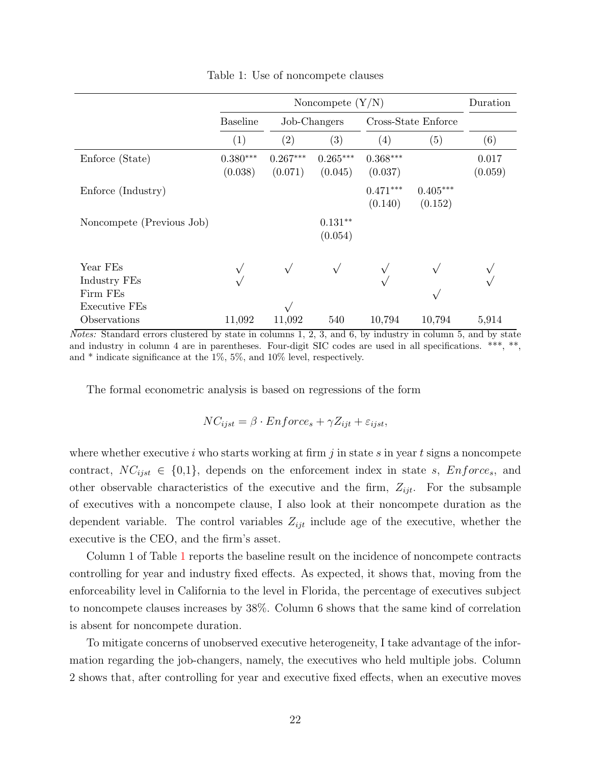Table 1: Use of noncompete clauses

| | Noncompete (Y/N) | | | | | Duration |
|---|---|---|---|---|---|---|
| | Baseline | Job-Changers | | Cross-State Enforce | | |
| | (1) | (2) | (3) | (4) | (5) | (6) |
| Enforce (State) | $0.380^{***}$ (0.038) | $0.267^{***}$ (0.071) | $0.265^{***}$ (0.045) | $0.368^{***}$ (0.037) | | 0.017 (0.059) |
| Enforce (Industry) | | | | $0.471^{***}$ (0.140) | $0.405^{***}$ (0.152) | |
| Noncompete (Previous Job) | | | $0.131^{**}$ (0.054) | | | |
| Year FEs | $\surd$ | $\surd$ | $\surd$ | $\surd$ | $\surd$ | $\surd$ |
| Industry FEs | $\surd$ | | | $\surd$ | | $\surd$ |
| Firm FEs | | | | | $\surd$ | |
| Executive FEs | | $\surd$ | | | | |
| Observations | 11,092 | 11,092 | 540 | 10,794 | 10,794 | 5,914 |

*Notes:* Standard errors clustered by state in columns 1, 2, 3, and 6, by industry in column 5, and by state and industry in column 4 are in parentheses. Four-digit SIC codes are used in all specifications. \*\*\*, \*\*, and \* indicate significance at the 1%, 5%, and 10% level, respectively.

The formal econometric analysis is based on regressions of the form

$$NC_{ijst} = \beta \cdot Enforce_s + \gamma Z_{ijt} + \varepsilon_{ijst},$$

where whether executive $i$ who starts working at firm $j$ in state $s$ in year $t$ signs a noncompete contract, $NC_{ijst} \in \{0,1\}$, depends on the enforcement index in state $s$, $Enforce_s$, and other observable characteristics of the executive and the firm, $Z_{ijt}$. For the subsample of executives with a noncompete clause, I also look at their noncompete duration as the dependent variable. The control variables $Z_{ijt}$ include age of the executive, whether the executive is the CEO, and the firm's asset.

Column 1 of Table 1 reports the baseline result on the incidence of noncompete contracts controlling for year and industry fixed effects. As expected, it shows that, moving from the enforceability level in California to the level in Florida, the percentage of executives subject to noncompete clauses increases by 38%. Column 6 shows that the same kind of correlation is absent for noncompete duration.

To mitigate concerns of unobserved executive heterogeneity, I take advantage of the information regarding the job-changers, namely, the executives who held multiple jobs. Column 2 shows that, after controlling for year and executive fixed effects, when an executive moves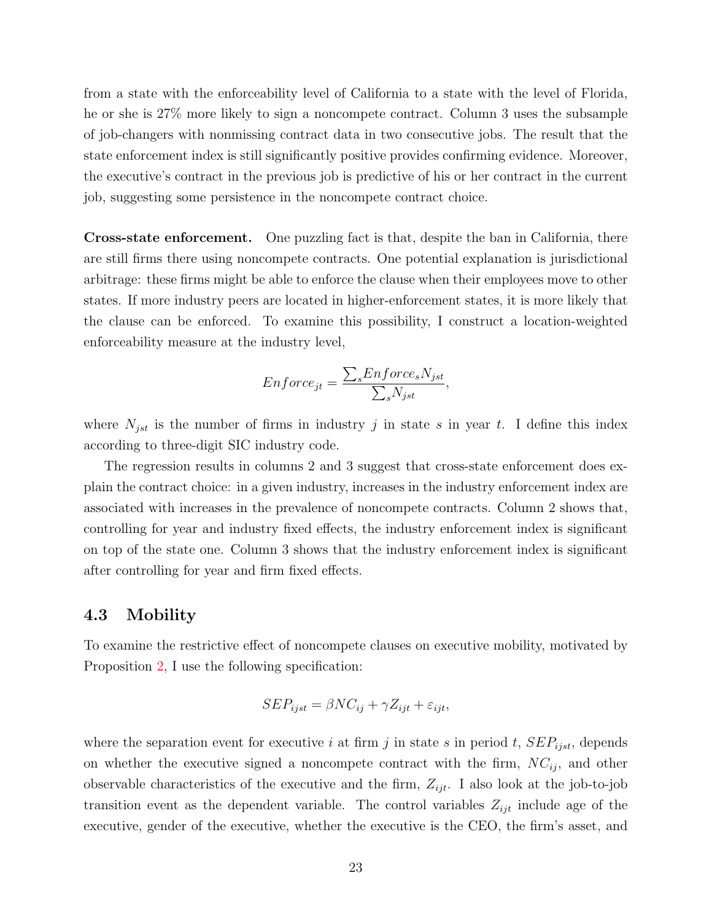from a state with the enforceability level of California to a state with the level of Florida, he or she is 27% more likely to sign a noncompete contract. Column 3 uses the subsample of job-changers with nonmissing contract data in two consecutive jobs. The result that the state enforcement index is still significantly positive provides confirming evidence. Moreover, the executive's contract in the previous job is predictive of his or her contract in the current job, suggesting some persistence in the noncompete contract choice.

**Cross-state enforcement.** One puzzling fact is that, despite the ban in California, there are still firms there using noncompete contracts. One potential explanation is jurisdictional arbitrage: these firms might be able to enforce the clause when their employees move to other states. If more industry peers are located in higher-enforcement states, it is more likely that the clause can be enforced. To examine this possibility, I construct a location-weighted enforceability measure at the industry level,

$$Enforce_{jt} = \frac{\sum_s Enforce_s N_{jst}}{\sum_s N_{jst}},$$

where $N_{jst}$ is the number of firms in industry $j$ in state $s$ in year $t$. I define this index according to three-digit SIC industry code.

The regression results in columns 2 and 3 suggest that cross-state enforcement does explain the contract choice: in a given industry, increases in the industry enforcement index are associated with increases in the prevalence of noncompete contracts. Column 2 shows that, controlling for year and industry fixed effects, the industry enforcement index is significant on top of the state one. Column 3 shows that the industry enforcement index is significant after controlling for year and firm fixed effects.

## 4.3 Mobility

To examine the restrictive effect of noncompete clauses on executive mobility, motivated by Proposition 2, I use the following specification:

$$SEP_{ijst} = \beta NC_{ij} + \gamma Z_{ijt} + \varepsilon_{ijt},$$

where the separation event for executive $i$ at firm $j$ in state $s$ in period $t$, $SEP_{ijst}$, depends on whether the executive signed a noncompete contract with the firm, $NC_{ij}$, and other observable characteristics of the executive and the firm, $Z_{ijt}$. I also look at the job-to-job transition event as the dependent variable. The control variables $Z_{ijt}$ include age of the executive, gender of the executive, whether the executive is the CEO, the firm's asset, and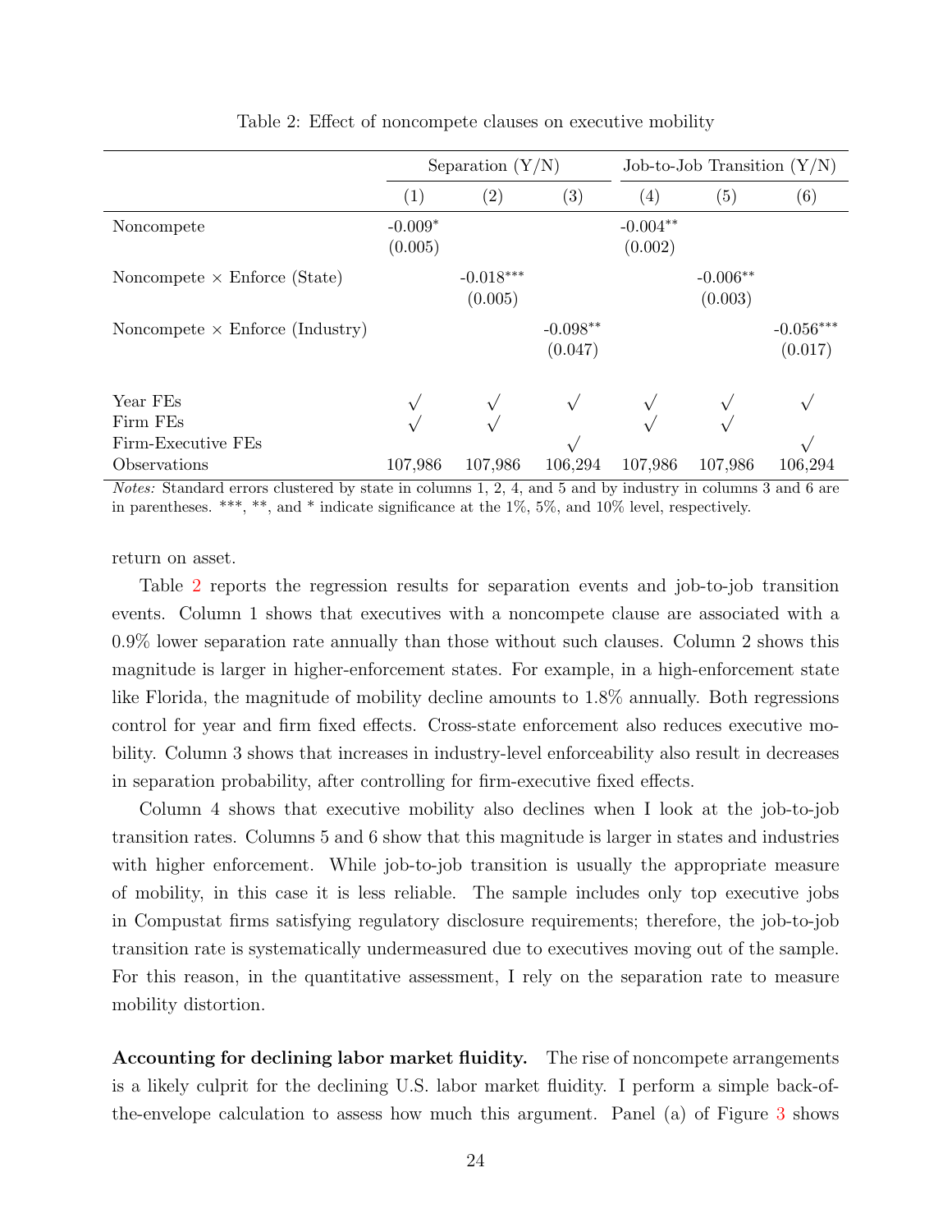Table 2: Effect of noncompete clauses on executive mobility

| | Separation (Y/N) | | | Job-to-Job Transition (Y/N) | | |
|---|---|---|---|---|---|---|
| | (1) | (2) | (3) | (4) | (5) | (6) |
| Noncompete | -0.009* | | | -0.004** | | |
| | (0.005) | | | (0.002) | | |
| Noncompete × Enforce (State) | | -0.018*** | | | -0.006** | |
| | | (0.005) | | | (0.003) | |
| Noncompete × Enforce (Industry) | | | -0.098** | | | -0.056*** |
| | | | (0.047) | | | (0.017) |
| Year FEs | √ | √ | √ | √ | √ | √ |
| Firm FEs | √ | √ | | √ | √ | |
| Firm-Executive FEs | | | √ | | | √ |
| Observations | 107,986 | 107,986 | 106,294 | 107,986 | 107,986 | 106,294 |

*Notes:* Standard errors clustered by state in columns 1, 2, 4, and 5 and by industry in columns 3 and 6 are in parentheses. ***, **, and * indicate significance at the 1%, 5%, and 10% level, respectively.

return on asset.

Table 2 reports the regression results for separation events and job-to-job transition events. Column 1 shows that executives with a noncompete clause are associated with a 0.9% lower separation rate annually than those without such clauses. Column 2 shows this magnitude is larger in higher-enforcement states. For example, in a high-enforcement state like Florida, the magnitude of mobility decline amounts to 1.8% annually. Both regressions control for year and firm fixed effects. Cross-state enforcement also reduces executive mobility. Column 3 shows that increases in industry-level enforceability also result in decreases in separation probability, after controlling for firm-executive fixed effects.

Column 4 shows that executive mobility also declines when I look at the job-to-job transition rates. Columns 5 and 6 show that this magnitude is larger in states and industries with higher enforcement. While job-to-job transition is usually the appropriate measure of mobility, in this case it is less reliable. The sample includes only top executive jobs in Compustat firms satisfying regulatory disclosure requirements; therefore, the job-to-job transition rate is systematically undermeasured due to executives moving out of the sample. For this reason, in the quantitative assessment, I rely on the separation rate to measure mobility distortion.

**Accounting for declining labor market fluidity.** The rise of noncompete arrangements is a likely culprit for the declining U.S. labor market fluidity. I perform a simple back-of-the-envelope calculation to assess how much this argument. Panel (a) of Figure 3 shows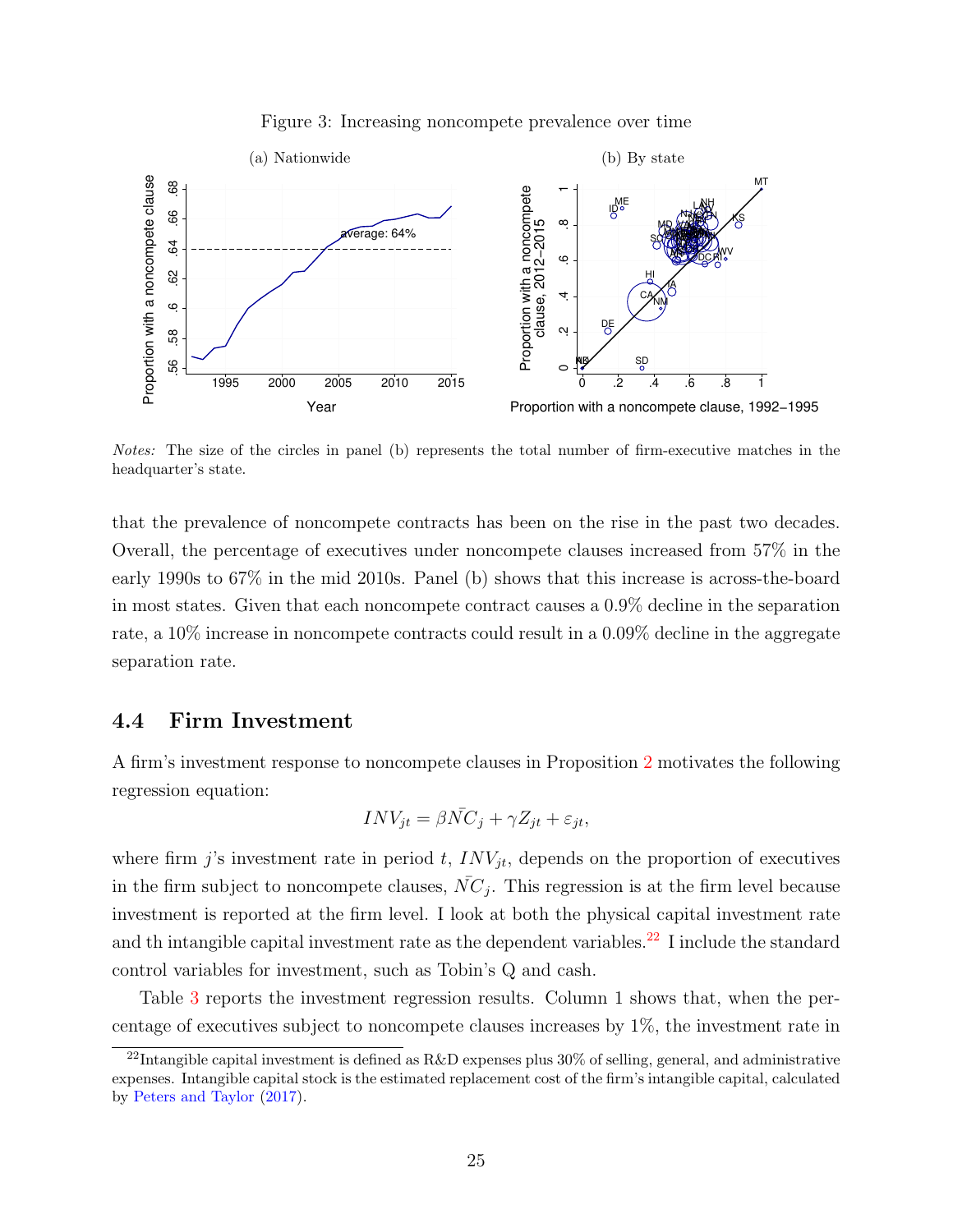Figure 3: Increasing noncompete prevalence over time

(a) Nationwide

(b) By state

*Notes:* The size of the circles in panel (b) represents the total number of firm-executive matches in the headquarter's state.

that the prevalence of noncompete contracts has been on the rise in the past two decades. Overall, the percentage of executives under noncompete clauses increased from 57% in the early 1990s to 67% in the mid 2010s. Panel (b) shows that this increase is across-the-board in most states. Given that each noncompete contract causes a 0.9% decline in the separation rate, a 10% increase in noncompete contracts could result in a 0.09% decline in the aggregate separation rate.

## 4.4 Firm Investment

A firm's investment response to noncompete clauses in Proposition 2 motivates the following regression equation:

$$INV_{jt} = \beta \bar{NC}_j + \gamma Z_{jt} + \varepsilon_{jt},$$

where firm $j$'s investment rate in period $t$, $INV_{jt}$, depends on the proportion of executives in the firm subject to noncompete clauses, $\bar{NC}_j$. This regression is at the firm level because investment is reported at the firm level. I look at both the physical capital investment rate and th intangible capital investment rate as the dependent variables.[22] I include the standard control variables for investment, such as Tobin's Q and cash.

Table 3 reports the investment regression results. Column 1 shows that, when the percentage of executives subject to noncompete clauses increases by 1%, the investment rate in

[22]Intangible capital investment is defined as R&D expenses plus 30% of selling, general, and administrative expenses. Intangible capital stock is the estimated replacement cost of the firm's intangible capital, calculated by Peters and Taylor (2017).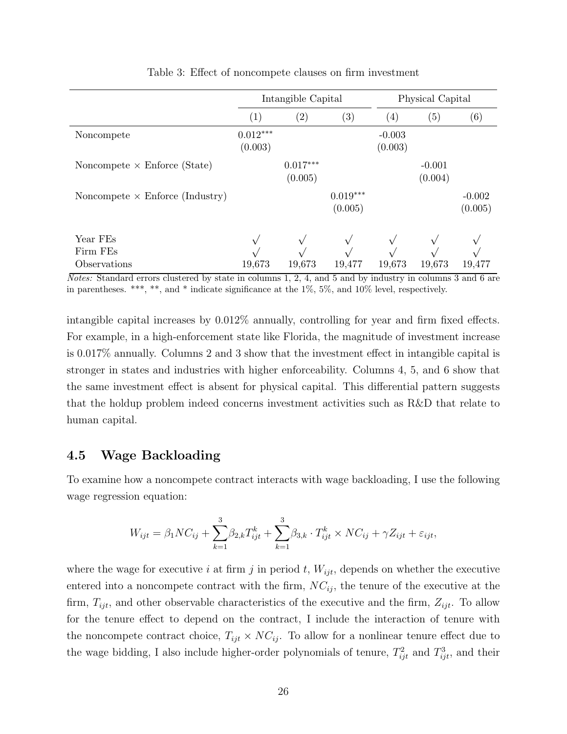Table 3: Effect of noncompete clauses on firm investment

| | Intangible Capital | | | Physical Capital | | |
|---|---|---|---|---|---|---|
| | (1) | (2) | (3) | (4) | (5) | (6) |
| Noncompete | 0.012*** | | | -0.003 | | |
| | (0.003) | | | (0.003) | | |
| Noncompete × Enforce (State) | | 0.017*** | | | -0.001 | |
| | | (0.005) | | | (0.004) | |
| Noncompete × Enforce (Industry) | | | 0.019*** | | | -0.002 |
| | | | (0.005) | | | (0.005) |
| Year FEs | √ | √ | √ | √ | √ | √ |
| Firm FEs | √ | √ | √ | √ | √ | √ |
| Observations | 19,673 | 19,673 | 19,477 | 19,673 | 19,673 | 19,477 |

*Notes:* Standard errors clustered by state in columns 1, 2, 4, and 5 and by industry in columns 3 and 6 are in parentheses. ***, **, and * indicate significance at the 1%, 5%, and 10% level, respectively.

intangible capital increases by 0.012% annually, controlling for year and firm fixed effects. For example, in a high-enforcement state like Florida, the magnitude of investment increase is 0.017% annually. Columns 2 and 3 show that the investment effect in intangible capital is stronger in states and industries with higher enforceability. Columns 4, 5, and 6 show that the same investment effect is absent for physical capital. This differential pattern suggests that the holdup problem indeed concerns investment activities such as R&D that relate to human capital.

## 4.5 Wage Backloading

To examine how a noncompete contract interacts with wage backloading, I use the following wage regression equation:

$$W_{ijt} = \beta_1 NC_{ij} + \sum_{k=1}^{3} \beta_{2,k} T_{ijt}^k + \sum_{k=1}^{3} \beta_{3,k} \cdot T_{ijt}^k \times NC_{ij} + \gamma Z_{ijt} + \varepsilon_{ijt},$$

where the wage for executive $i$ at firm $j$ in period $t$, $W_{ijt}$, depends on whether the executive entered into a noncompete contract with the firm, $NC_{ij}$, the tenure of the executive at the firm, $T_{ijt}$, and other observable characteristics of the executive and the firm, $Z_{ijt}$. To allow for the tenure effect to depend on the contract, I include the interaction of tenure with the noncompete contract choice, $T_{ijt} \times NC_{ij}$. To allow for a nonlinear tenure effect due to the wage bidding, I also include higher-order polynomials of tenure, $T_{ijt}^2$ and $T_{ijt}^3$, and their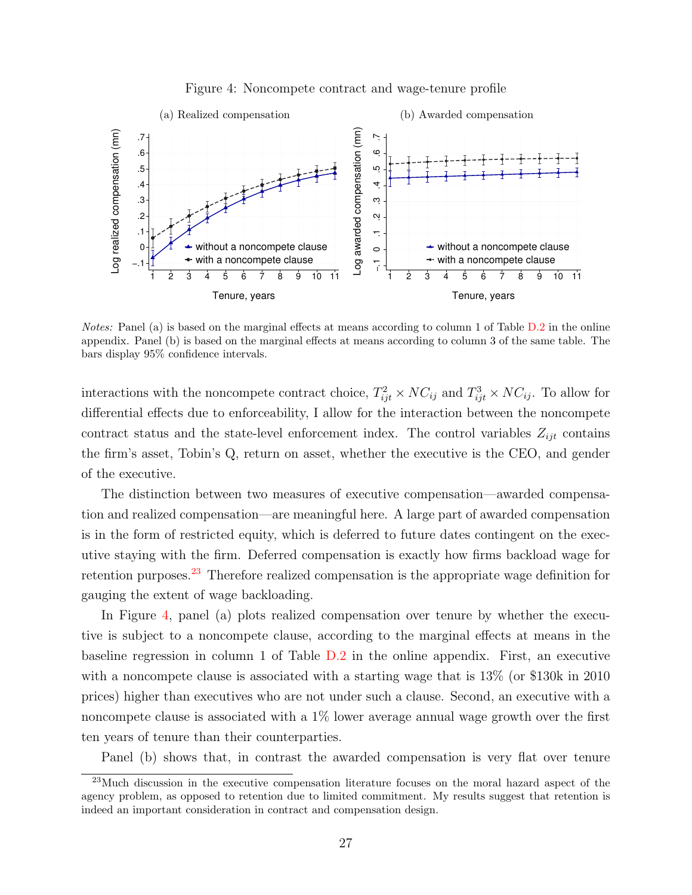Figure 4: Noncompete contract and wage-tenure profile

(a) Realized compensation

(b) Awarded compensation

*Notes:* Panel (a) is based on the marginal effects at means according to column 1 of Table D.2 in the online appendix. Panel (b) is based on the marginal effects at means according to column 3 of the same table. The bars display 95% confidence intervals.

interactions with the noncompete contract choice, $T^2_{ijt} \times NC_{ij}$ and $T^3_{ijt} \times NC_{ij}$. To allow for differential effects due to enforceability, I allow for the interaction between the noncompete contract status and the state-level enforcement index. The control variables $Z_{ijt}$ contains the firm's asset, Tobin's Q, return on asset, whether the executive is the CEO, and gender of the executive.

The distinction between two measures of executive compensation—awarded compensation and realized compensation—are meaningful here. A large part of awarded compensation is in the form of restricted equity, which is deferred to future dates contingent on the executive staying with the firm. Deferred compensation is exactly how firms backload wage for retention purposes.[23] Therefore realized compensation is the appropriate wage definition for gauging the extent of wage backloading.

In Figure 4, panel (a) plots realized compensation over tenure by whether the executive is subject to a noncompete clause, according to the marginal effects at means in the baseline regression in column 1 of Table D.2 in the online appendix. First, an executive with a noncompete clause is associated with a starting wage that is 13% (or $130k in 2010 prices) higher than executives who are not under such a clause. Second, an executive with a noncompete clause is associated with a 1% lower average annual wage growth over the first ten years of tenure than their counterparties.

Panel (b) shows that, in contrast the awarded compensation is very flat over tenure

[23] Much discussion in the executive compensation literature focuses on the moral hazard aspect of the agency problem, as opposed to retention due to limited commitment. My results suggest that retention is indeed an important consideration in contract and compensation design.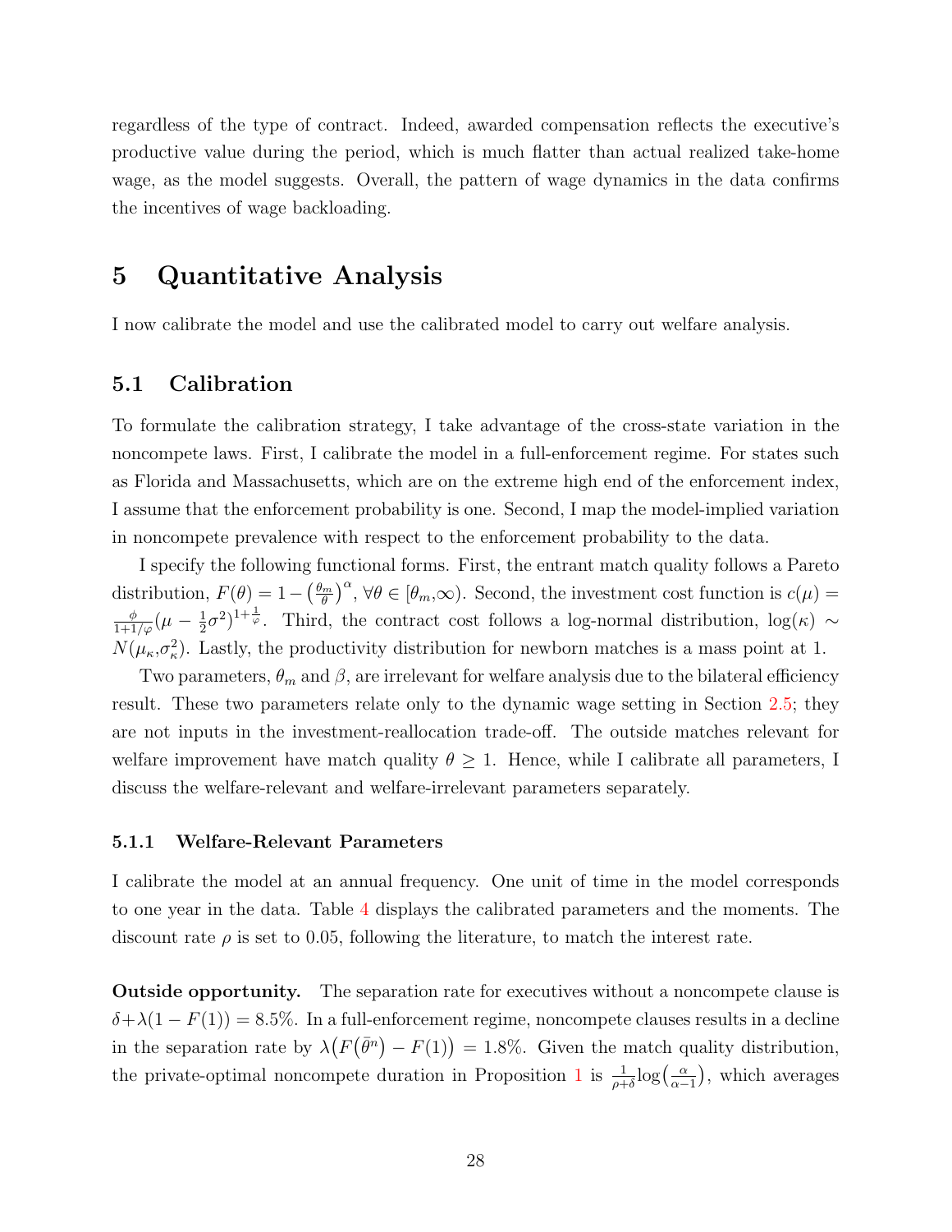regardless of the type of contract. Indeed, awarded compensation reflects the executive's productive value during the period, which is much flatter than actual realized take-home wage, as the model suggests. Overall, the pattern of wage dynamics in the data confirms the incentives of wage backloading.

# 5 Quantitative Analysis

I now calibrate the model and use the calibrated model to carry out welfare analysis.

## 5.1 Calibration

To formulate the calibration strategy, I take advantage of the cross-state variation in the noncompete laws. First, I calibrate the model in a full-enforcement regime. For states such as Florida and Massachusetts, which are on the extreme high end of the enforcement index, I assume that the enforcement probability is one. Second, I map the model-implied variation in noncompete prevalence with respect to the enforcement probability to the data.

I specify the following functional forms. First, the entrant match quality follows a Pareto distribution, $F(\theta) = 1 - \left(\frac{\theta_m}{\theta}\right)^{\alpha}$, $\forall \theta \in [\theta_m, \infty)$. Second, the investment cost function is $c(\mu) = \frac{\phi}{1+1/\varphi}(\mu - \frac{1}{2}\sigma^2)^{1+\frac{1}{\varphi}}$. Third, the contract cost follows a log-normal distribution, $\log(\kappa) \sim N(\mu_\kappa, \sigma_\kappa^2)$. Lastly, the productivity distribution for newborn matches is a mass point at 1.

Two parameters, $\theta_m$ and $\beta$, are irrelevant for welfare analysis due to the bilateral efficiency result. These two parameters relate only to the dynamic wage setting in Section 2.5; they are not inputs in the investment-reallocation trade-off. The outside matches relevant for welfare improvement have match quality $\theta \geq 1$. Hence, while I calibrate all parameters, I discuss the welfare-relevant and welfare-irrelevant parameters separately.

### 5.1.1 Welfare-Relevant Parameters

I calibrate the model at an annual frequency. One unit of time in the model corresponds to one year in the data. Table 4 displays the calibrated parameters and the moments. The discount rate $\rho$ is set to 0.05, following the literature, to match the interest rate.

**Outside opportunity.** The separation rate for executives without a noncompete clause is $\delta + \lambda(1 - F(1)) = 8.5\%$. In a full-enforcement regime, noncompete clauses results in a decline in the separation rate by $\lambda\big(F(\bar{\theta}^n) - F(1)\big) = 1.8\%$. Given the match quality distribution, the private-optimal noncompete duration in Proposition 1 is $\frac{1}{\rho+\delta}\log\big(\frac{\alpha}{\alpha-1}\big)$, which averages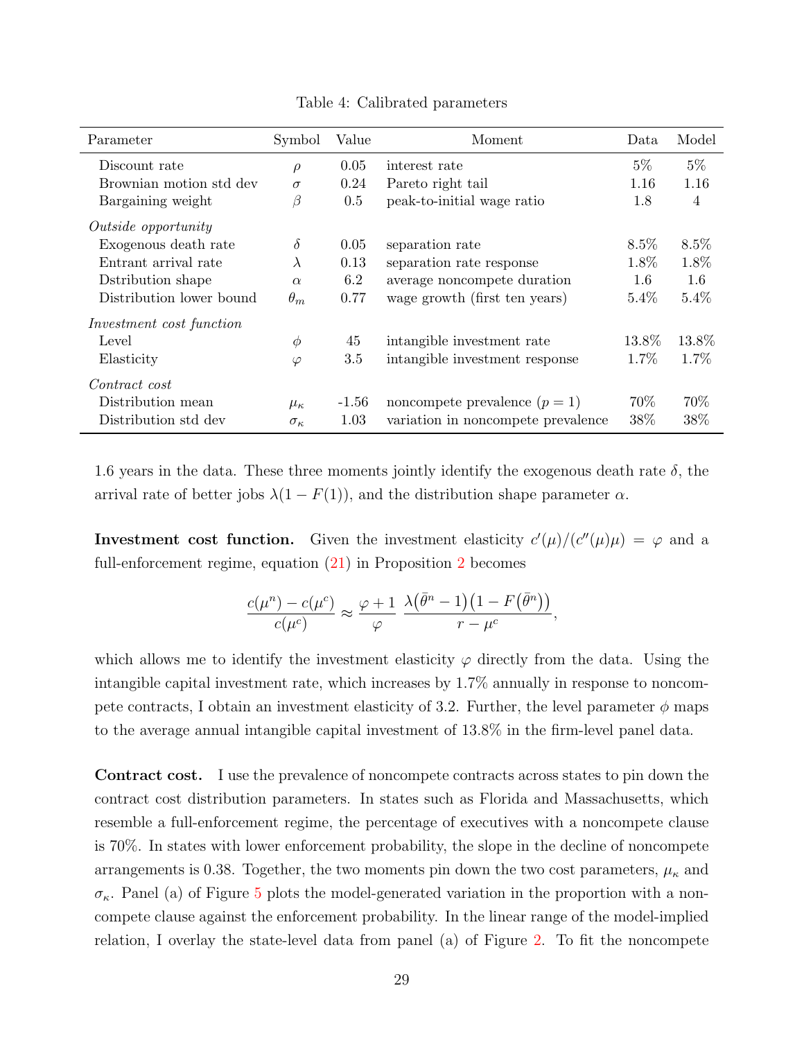Table 4: Calibrated parameters

| Parameter | Symbol | Value | Moment | Data | Model |
|---|---|---|---|---|---|
| Discount rate | $\rho$ | 0.05 | interest rate | 5% | 5% |
| Brownian motion std dev | $\sigma$ | 0.24 | Pareto right tail | 1.16 | 1.16 |
| Bargaining weight | $\beta$ | 0.5 | peak-to-initial wage ratio | 1.8 | 4 |
| *Outside opportunity* | | | | | |
| Exogenous death rate | $\delta$ | 0.05 | separation rate | 8.5% | 8.5% |
| Entrant arrival rate | $\lambda$ | 0.13 | separation rate response | 1.8% | 1.8% |
| Dstribution shape | $\alpha$ | 6.2 | average noncompete duration | 1.6 | 1.6 |
| Distribution lower bound | $\theta_m$ | 0.77 | wage growth (first ten years) | 5.4% | 5.4% |
| *Investment cost function* | | | | | |
| Level | $\phi$ | 45 | intangible investment rate | 13.8% | 13.8% |
| Elasticity | $\varphi$ | 3.5 | intangible investment response | 1.7% | 1.7% |
| *Contract cost* | | | | | |
| Distribution mean | $\mu_\kappa$ | -1.56 | noncompete prevalence ($p = 1$) | 70% | 70% |
| Distribution std dev | $\sigma_\kappa$ | 1.03 | variation in noncompete prevalence | 38% | 38% |

1.6 years in the data. These three moments jointly identify the exogenous death rate $\delta$, the arrival rate of better jobs $\lambda(1 - F(1))$, and the distribution shape parameter $\alpha$.

**Investment cost function.** Given the investment elasticity $c'(\mu)/(c''(\mu)\mu) = \varphi$ and a full-enforcement regime, equation (21) in Proposition 2 becomes

$$\frac{c(\mu^n) - c(\mu^c)}{c(\mu^c)} \approx \frac{\varphi + 1}{\varphi} \frac{\lambda\big(\bar{\theta}^n - 1\big)\big(1 - F\big(\bar{\theta}^n\big)\big)}{r - \mu^c},$$

which allows me to identify the investment elasticity $\varphi$ directly from the data. Using the intangible capital investment rate, which increases by 1.7% annually in response to noncompete contracts, I obtain an investment elasticity of 3.2. Further, the level parameter $\phi$ maps to the average annual intangible capital investment of 13.8% in the firm-level panel data.

**Contract cost.** I use the prevalence of noncompete contracts across states to pin down the contract cost distribution parameters. In states such as Florida and Massachusetts, which resemble a full-enforcement regime, the percentage of executives with a noncompete clause is 70%. In states with lower enforcement probability, the slope in the decline of noncompete arrangements is 0.38. Together, the two moments pin down the two cost parameters, $\mu_\kappa$ and $\sigma_\kappa$. Panel (a) of Figure 5 plots the model-generated variation in the proportion with a noncompete clause against the enforcement probability. In the linear range of the model-implied relation, I overlay the state-level data from panel (a) of Figure 2. To fit the noncompete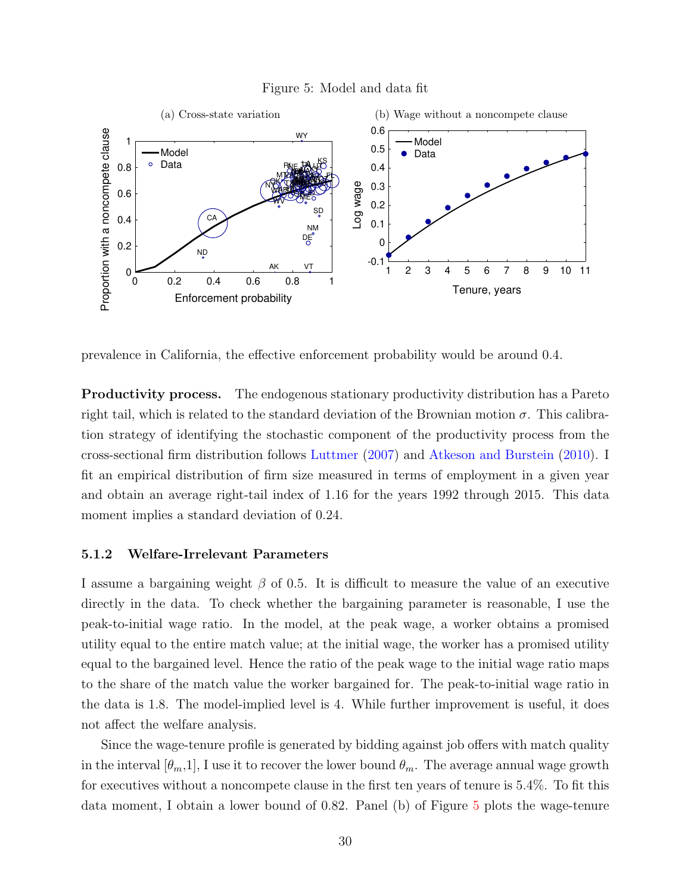Figure 5: Model and data fit

(a) Cross-state variation

(b) Wage without a noncompete clause

prevalence in California, the effective enforcement probability would be around 0.4.

**Productivity process.** The endogenous stationary productivity distribution has a Pareto right tail, which is related to the standard deviation of the Brownian motion $\sigma$. This calibration strategy of identifying the stochastic component of the productivity process from the cross-sectional firm distribution follows Luttmer (2007) and Atkeson and Burstein (2010). I fit an empirical distribution of firm size measured in terms of employment in a given year and obtain an average right-tail index of 1.16 for the years 1992 through 2015. This data moment implies a standard deviation of 0.24.

### 5.1.2 Welfare-Irrelevant Parameters

I assume a bargaining weight $\beta$ of 0.5. It is difficult to measure the value of an executive directly in the data. To check whether the bargaining parameter is reasonable, I use the peak-to-initial wage ratio. In the model, at the peak wage, a worker obtains a promised utility equal to the entire match value; at the initial wage, the worker has a promised utility equal to the bargained level. Hence the ratio of the peak wage to the initial wage ratio maps to the share of the match value the worker bargained for. The peak-to-initial wage ratio in the data is 1.8. The model-implied level is 4. While further improvement is useful, it does not affect the welfare analysis.

Since the wage-tenure profile is generated by bidding against job offers with match quality in the interval $[\theta_m,1]$, I use it to recover the lower bound $\theta_m$. The average annual wage growth for executives without a noncompete clause in the first ten years of tenure is 5.4%. To fit this data moment, I obtain a lower bound of 0.82. Panel (b) of Figure 5 plots the wage-tenure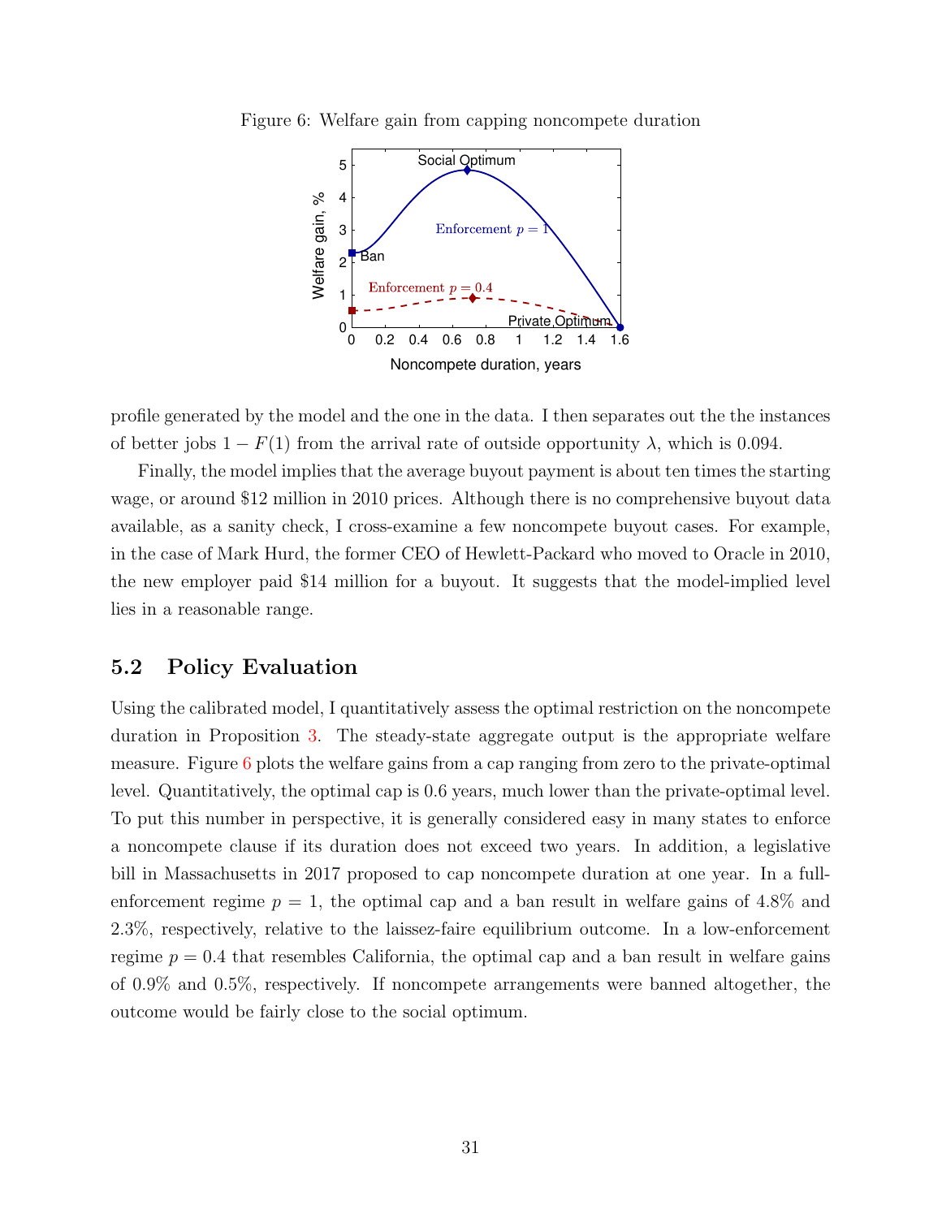Figure 6: Welfare gain from capping noncompete duration

profile generated by the model and the one in the data. I then separates out the the instances of better jobs $1 - F(1)$ from the arrival rate of outside opportunity $\lambda$, which is 0.094.

Finally, the model implies that the average buyout payment is about ten times the starting wage, or around \$12 million in 2010 prices. Although there is no comprehensive buyout data available, as a sanity check, I cross-examine a few noncompete buyout cases. For example, in the case of Mark Hurd, the former CEO of Hewlett-Packard who moved to Oracle in 2010, the new employer paid \$14 million for a buyout. It suggests that the model-implied level lies in a reasonable range.

## 5.2 Policy Evaluation

Using the calibrated model, I quantitatively assess the optimal restriction on the noncompete duration in Proposition 3. The steady-state aggregate output is the appropriate welfare measure. Figure 6 plots the welfare gains from a cap ranging from zero to the private-optimal level. Quantitatively, the optimal cap is 0.6 years, much lower than the private-optimal level. To put this number in perspective, it is generally considered easy in many states to enforce a noncompete clause if its duration does not exceed two years. In addition, a legislative bill in Massachusetts in 2017 proposed to cap noncompete duration at one year. In a full-enforcement regime $p = 1$, the optimal cap and a ban result in welfare gains of 4.8% and 2.3%, respectively, relative to the laissez-faire equilibrium outcome. In a low-enforcement regime $p = 0.4$ that resembles California, the optimal cap and a ban result in welfare gains of 0.9% and 0.5%, respectively. If noncompete arrangements were banned altogether, the outcome would be fairly close to the social optimum.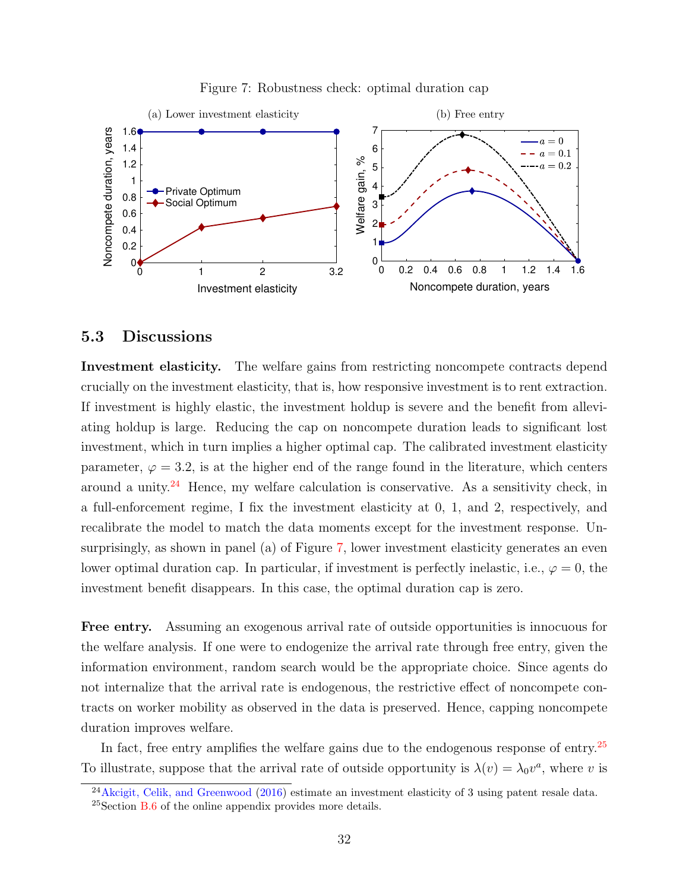Figure 7: Robustness check: optimal duration cap

(a) Lower investment elasticity

(b) Free entry

## 5.3 Discussions

**Investment elasticity.** The welfare gains from restricting noncompete contracts depend crucially on the investment elasticity, that is, how responsive investment is to rent extraction. If investment is highly elastic, the investment holdup is severe and the benefit from alleviating holdup is large. Reducing the cap on noncompete duration leads to significant lost investment, which in turn implies a higher optimal cap. The calibrated investment elasticity parameter, $\varphi = 3.2$, is at the higher end of the range found in the literature, which centers around a unity.[24] Hence, my welfare calculation is conservative. As a sensitivity check, in a full-enforcement regime, I fix the investment elasticity at 0, 1, and 2, respectively, and recalibrate the model to match the data moments except for the investment response. Unsurprisingly, as shown in panel (a) of Figure 7, lower investment elasticity generates an even lower optimal duration cap. In particular, if investment is perfectly inelastic, i.e., $\varphi = 0$, the investment benefit disappears. In this case, the optimal duration cap is zero.

**Free entry.** Assuming an exogenous arrival rate of outside opportunities is innocuous for the welfare analysis. If one were to endogenize the arrival rate through free entry, given the information environment, random search would be the appropriate choice. Since agents do not internalize that the arrival rate is endogenous, the restrictive effect of noncompete contracts on worker mobility as observed in the data is preserved. Hence, capping noncompete duration improves welfare.

In fact, free entry amplifies the welfare gains due to the endogenous response of entry.[25] To illustrate, suppose that the arrival rate of outside opportunity is $\lambda(v) = \lambda_0 v^a$, where $v$ is

[24] Akcigit, Celik, and Greenwood (2016) estimate an investment elasticity of 3 using patent resale data.

[25] Section B.6 of the online appendix provides more details.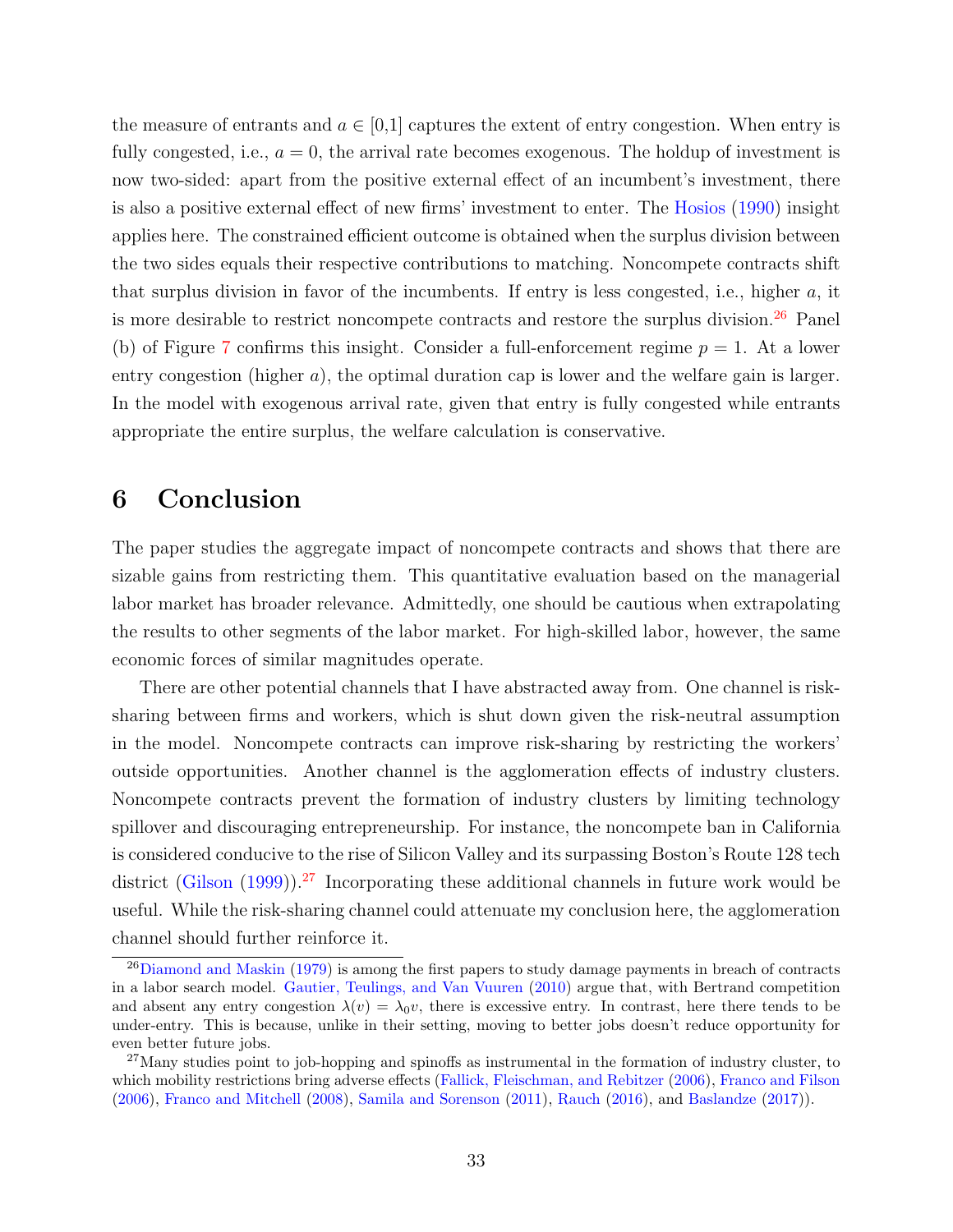the measure of entrants and $a \in [0,1]$ captures the extent of entry congestion. When entry is fully congested, i.e., $a = 0$, the arrival rate becomes exogenous. The holdup of investment is now two-sided: apart from the positive external effect of an incumbent's investment, there is also a positive external effect of new firms' investment to enter. The Hosios (1990) insight applies here. The constrained efficient outcome is obtained when the surplus division between the two sides equals their respective contributions to matching. Noncompete contracts shift that surplus division in favor of the incumbents. If entry is less congested, i.e., higher $a$, it is more desirable to restrict noncompete contracts and restore the surplus division.[26] Panel (b) of Figure 7 confirms this insight. Consider a full-enforcement regime $p = 1$. At a lower entry congestion (higher $a$), the optimal duration cap is lower and the welfare gain is larger. In the model with exogenous arrival rate, given that entry is fully congested while entrants appropriate the entire surplus, the welfare calculation is conservative.

# 6 Conclusion

The paper studies the aggregate impact of noncompete contracts and shows that there are sizable gains from restricting them. This quantitative evaluation based on the managerial labor market has broader relevance. Admittedly, one should be cautious when extrapolating the results to other segments of the labor market. For high-skilled labor, however, the same economic forces of similar magnitudes operate.

There are other potential channels that I have abstracted away from. One channel is risk-sharing between firms and workers, which is shut down given the risk-neutral assumption in the model. Noncompete contracts can improve risk-sharing by restricting the workers' outside opportunities. Another channel is the agglomeration effects of industry clusters. Noncompete contracts prevent the formation of industry clusters by limiting technology spillover and discouraging entrepreneurship. For instance, the noncompete ban in California is considered conducive to the rise of Silicon Valley and its surpassing Boston's Route 128 tech district (Gilson (1999)).[27] Incorporating these additional channels in future work would be useful. While the risk-sharing channel could attenuate my conclusion here, the agglomeration channel should further reinforce it.

---

[26] Diamond and Maskin (1979) is among the first papers to study damage payments in breach of contracts in a labor search model. Gautier, Teulings, and Van Vuuren (2010) argue that, with Bertrand competition and absent any entry congestion $\lambda(v) = \lambda_0 v$, there is excessive entry. In contrast, here there tends to be under-entry. This is because, unlike in their setting, moving to better jobs doesn't reduce opportunity for even better future jobs.

[27] Many studies point to job-hopping and spinoffs as instrumental in the formation of industry cluster, to which mobility restrictions bring adverse effects (Fallick, Fleischman, and Rebitzer (2006), Franco and Filson (2006), Franco and Mitchell (2008), Samila and Sorenson (2011), Rauch (2016), and Baslandze (2017)).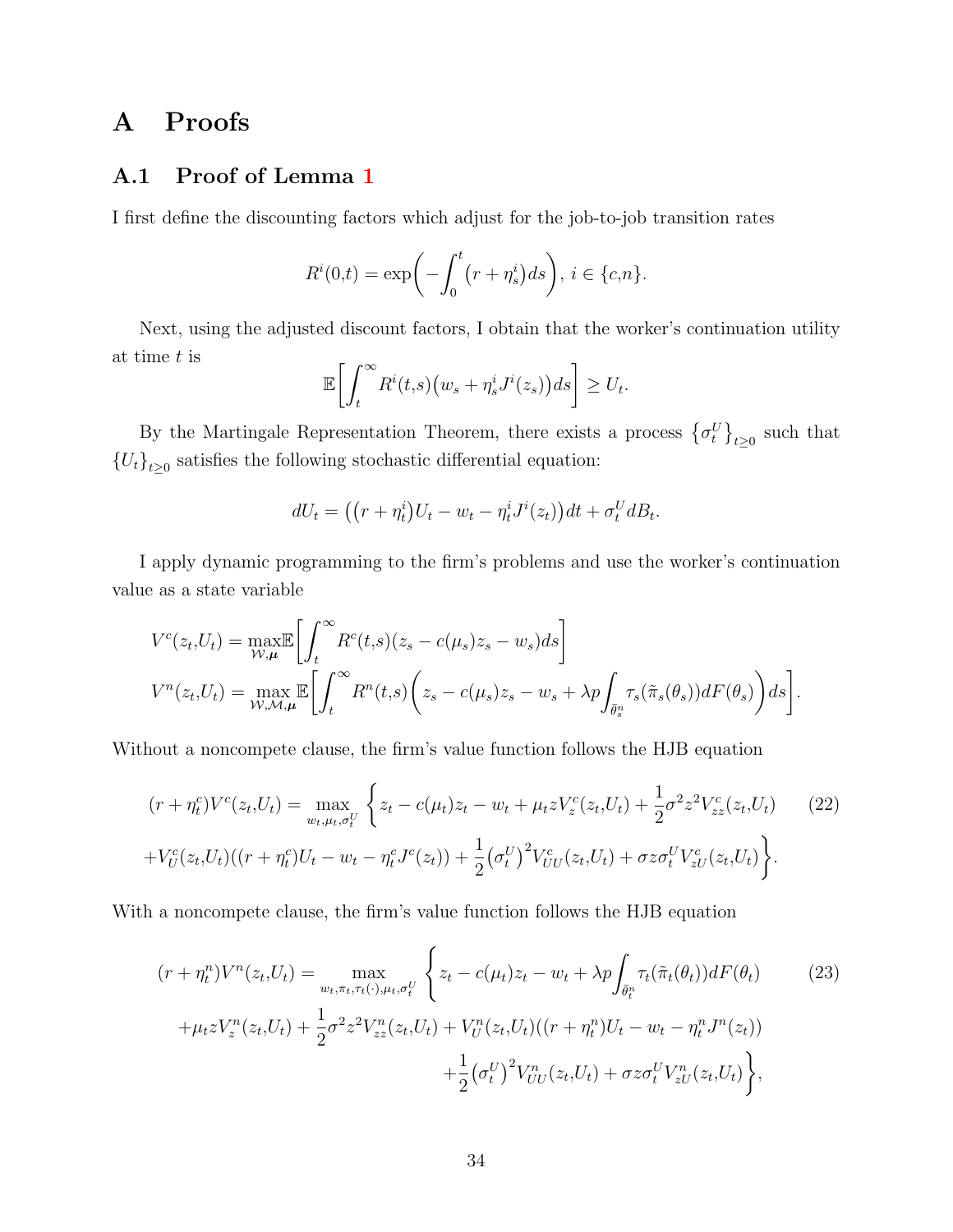# A Proofs

## A.1 Proof of Lemma 1

I first define the discounting factors which adjust for the job-to-job transition rates

$$R^i(0,t) = \exp\bigg(-\int_0^t \big(r + \eta_s^i\big)ds\bigg),\ i \in \{c,n\}.$$

Next, using the adjusted discount factors, I obtain that the worker's continuation utility at time $t$ is

$$\mathbb{E}\bigg[\int_t^\infty R^i(t,s)\big(w_s + \eta_s^i J^i(z_s)\big)ds\bigg] \geq U_t.$$

By the Martingale Representation Theorem, there exists a process $\{\sigma_t^U\}_{t\geq 0}$ such that $\{U_t\}_{t\geq 0}$ satisfies the following stochastic differential equation:

$$dU_t = \big((r + \eta_t^i)U_t - w_t - \eta_t^i J^i(z_t)\big)dt + \sigma_t^U dB_t.$$

I apply dynamic programming to the firm's problems and use the worker's continuation value as a state variable

$$V^c(z_t,U_t) = \max_{\mathcal{W},\boldsymbol{\mu}} \mathbb{E}\bigg[\int_t^\infty R^c(t,s)(z_s - c(\mu_s)z_s - w_s)ds\bigg]$$
$$V^n(z_t,U_t) = \max_{\mathcal{W},\mathcal{M},\boldsymbol{\mu}} \mathbb{E}\bigg[\int_t^\infty R^n(t,s)\bigg(z_s - c(\mu_s)z_s - w_s + \lambda p\int_{\bar{\theta}_s^n} \tau_s(\tilde{\pi}_s(\theta_s))dF(\theta_s)\bigg)ds\bigg].$$

Without a noncompete clause, the firm's value function follows the HJB equation

$$\begin{aligned}(r + \eta_t^c)V^c(z_t,U_t) = \max_{w_t,\mu_t,\sigma_t^U} \bigg\{& z_t - c(\mu_t)z_t - w_t + \mu_t z V_z^c(z_t,U_t) + \frac{1}{2}\sigma^2 z^2 V_{zz}^c(z_t,U_t) \\ &+ V_U^c(z_t,U_t)((r + \eta_t^c)U_t - w_t - \eta_t^c J^c(z_t)) + \frac{1}{2}\big(\sigma_t^U\big)^2 V_{UU}^c(z_t,U_t) + \sigma z \sigma_t^U V_{zU}^c(z_t,U_t)\bigg\}.\end{aligned} \tag{22}$$

With a noncompete clause, the firm's value function follows the HJB equation

$$\begin{aligned}(r + \eta_t^n)V^n(z_t,U_t) = \max_{w_t,\pi_t,\tau_t(\cdot),\mu_t,\sigma_t^U} \bigg\{& z_t - c(\mu_t)z_t - w_t + \lambda p\int_{\bar{\theta}_t^n} \tau_t(\tilde{\pi}_t(\theta_t))dF(\theta_t) \\ &+ \mu_t z V_z^n(z_t,U_t) + \frac{1}{2}\sigma^2 z^2 V_{zz}^n(z_t,U_t) + V_U^n(z_t,U_t)((r + \eta_t^n)U_t - w_t - \eta_t^n J^n(z_t)) \\ &+ \frac{1}{2}\big(\sigma_t^U\big)^2 V_{UU}^n(z_t,U_t) + \sigma z \sigma_t^U V_{zU}^n(z_t,U_t)\bigg\},\end{aligned} \tag{23}$$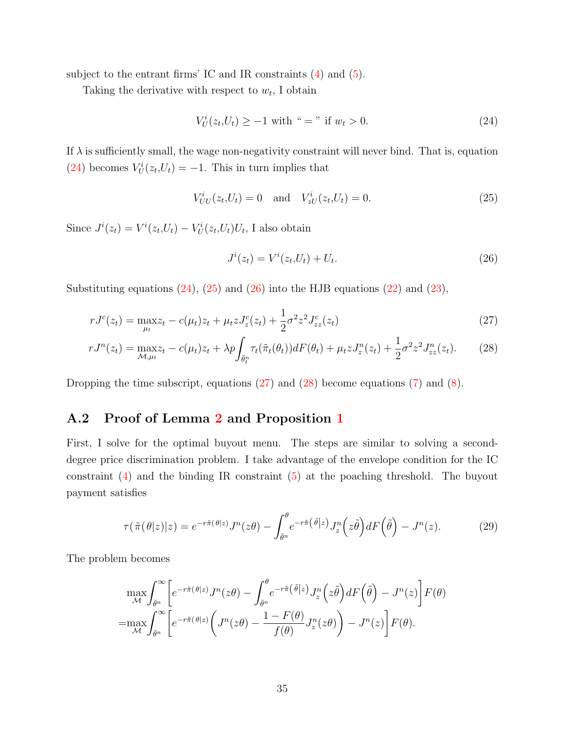subject to the entrant firms' IC and IR constraints (4) and (5).

Taking the derivative with respect to $w_t$, I obtain

$$V_U^i(z_t,U_t) \geq -1 \text{ with "} = \text{" if } w_t > 0. \tag{24}$$

If $\lambda$ is sufficiently small, the wage non-negativity constraint will never bind. That is, equation (24) becomes $V_U^i(z_t,U_t) = -1$. This in turn implies that

$$V_{UU}^i(z_t,U_t) = 0 \quad \text{and} \quad V_{zU}^i(z_t,U_t) = 0. \tag{25}$$

Since $J^i(z_t) = V^i(z_t,U_t) - V_U^i(z_t,U_t)U_t$, I also obtain

$$J^i(z_t) = V^i(z_t,U_t) + U_t. \tag{26}$$

Substituting equations (24), (25) and (26) into the HJB equations (22) and (23),

$$rJ^c(z_t) = \max_{\mu_t} z_t - c(\mu_t)z_t + \mu_t z J_z^c(z_t) + \frac{1}{2}\sigma^2 z^2 J_{zz}^c(z_t) \tag{27}$$

$$rJ^n(z_t) = \max_{\mathcal{M},\mu_t} z_t - c(\mu_t)z_t + \lambda p \int_{\bar{\theta}_t^n} \tau_t(\tilde{\pi}_t(\theta_t))dF(\theta_t) + \mu_t z J_z^n(z_t) + \frac{1}{2}\sigma^2 z^2 J_{zz}^n(z_t). \tag{28}$$

Dropping the time subscript, equations (27) and (28) become equations (7) and (8).

## A.2 Proof of Lemma 2 and Proposition 1

First, I solve for the optimal buyout menu. The steps are similar to solving a second-degree price discrimination problem. I take advantage of the envelope condition for the IC constraint (4) and the binding IR constraint (5) at the poaching threshold. The buyout payment satisfies

$$\tau(\tilde{\pi}(\theta|z)|z) = e^{-r\tilde{\pi}(\theta|z)}J^n(z\theta) - \int_{\bar{\theta}^n}^{\theta} e^{-r\tilde{\pi}(\tilde{\theta}|z)}J_z^n\left(z\tilde{\theta}\right)dF\left(\tilde{\theta}\right) - J^n(z). \tag{29}$$

The problem becomes

$$\begin{aligned}
&\max_{\mathcal{M}} \int_{\bar{\theta}^n}^{\infty} \left[e^{-r\tilde{\pi}(\theta|z)}J^n(z\theta) - \int_{\bar{\theta}^n}^{\theta} e^{-r\tilde{\pi}(\tilde{\theta}|z)}J_z^n\left(z\tilde{\theta}\right)dF\left(\tilde{\theta}\right) - J^n(z)\right]F(\theta) \\
=&\max_{\mathcal{M}} \int_{\bar{\theta}^n}^{\infty} \left[e^{-r\tilde{\pi}(\theta|z)}\left(J^n(z\theta) - \frac{1-F(\theta)}{f(\theta)}J_z^n(z\theta)\right) - J^n(z)\right]F(\theta).
\end{aligned}$$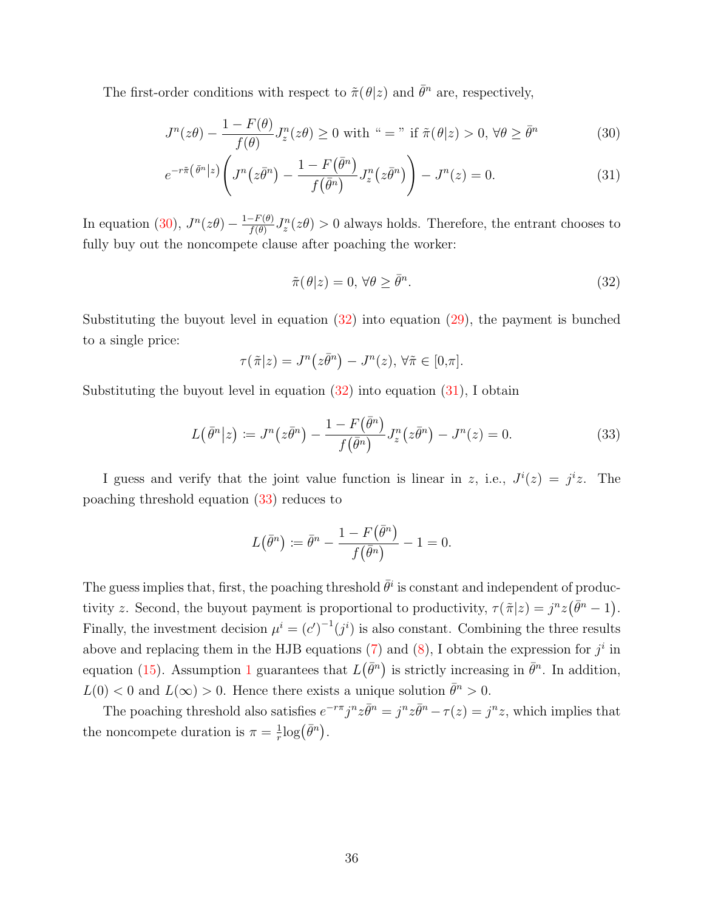The first-order conditions with respect to $\tilde{\pi}(\theta|z)$ and $\bar{\theta}^n$ are, respectively,

$$J^n(z\theta) - \frac{1-F(\theta)}{f(\theta)} J^n_z(z\theta) \geq 0 \text{ with “ = ” if } \tilde{\pi}(\theta|z) > 0, \forall \theta \geq \bar{\theta}^n \tag{30}$$

$$e^{-r\tilde{\pi}(\bar{\theta}^n|z)}\left(J^n(z\bar{\theta}^n) - \frac{1-F(\bar{\theta}^n)}{f(\bar{\theta}^n)} J^n_z(z\bar{\theta}^n)\right) - J^n(z) = 0. \tag{31}$$

In equation (30), $J^n(z\theta) - \frac{1-F(\theta)}{f(\theta)} J^n_z(z\theta) > 0$ always holds. Therefore, the entrant chooses to fully buy out the noncompete clause after poaching the worker:

$$\tilde{\pi}(\theta|z) = 0, \forall \theta \geq \bar{\theta}^n. \tag{32}$$

Substituting the buyout level in equation (32) into equation (29), the payment is bunched to a single price:

$$\tau(\tilde{\pi}|z) = J^n(z\bar{\theta}^n) - J^n(z), \forall \tilde{\pi} \in [0,\pi].$$

Substituting the buyout level in equation (32) into equation (31), I obtain

$$L(\bar{\theta}^n|z) := J^n(z\bar{\theta}^n) - \frac{1-F(\bar{\theta}^n)}{f(\bar{\theta}^n)} J^n_z(z\bar{\theta}^n) - J^n(z) = 0. \tag{33}$$

I guess and verify that the joint value function is linear in $z$, i.e., $J^i(z) = j^i z$. The poaching threshold equation (33) reduces to

$$L(\bar{\theta}^n) := \bar{\theta}^n - \frac{1-F(\bar{\theta}^n)}{f(\bar{\theta}^n)} - 1 = 0.$$

The guess implies that, first, the poaching threshold $\bar{\theta}^i$ is constant and independent of productivity $z$. Second, the buyout payment is proportional to productivity, $\tau(\tilde{\pi}|z) = j^n z(\bar{\theta}^n - 1)$. Finally, the investment decision $\mu^i = (c')^{-1}(j^i)$ is also constant. Combining the three results above and replacing them in the HJB equations (7) and (8), I obtain the expression for $j^i$ in equation (15). Assumption 1 guarantees that $L(\bar{\theta}^n)$ is strictly increasing in $\bar{\theta}^n$. In addition, $L(0) < 0$ and $L(\infty) > 0$. Hence there exists a unique solution $\bar{\theta}^n > 0$.

The poaching threshold also satisfies $e^{-r\pi} j^n z\bar{\theta}^n = j^n z\bar{\theta}^n - \tau(z) = j^n z$, which implies that the noncompete duration is $\pi = \frac{1}{r}\log(\bar{\theta}^n)$.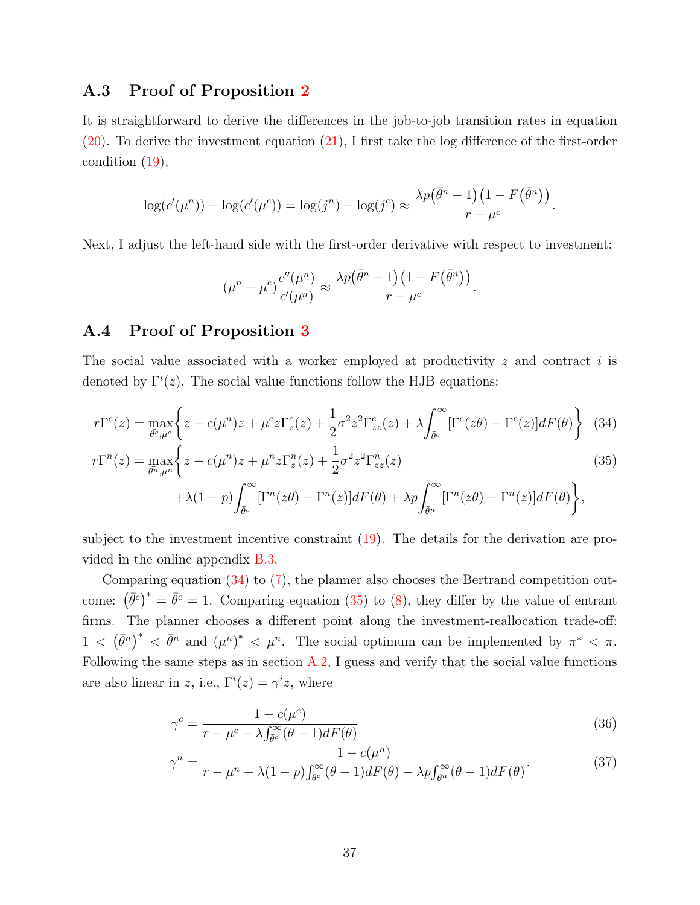## A.3 Proof of Proposition 2

It is straightforward to derive the differences in the job-to-job transition rates in equation (20). To derive the investment equation (21), I first take the log difference of the first-order condition (19),

$$\log(c'(\mu^n)) - \log(c'(\mu^c)) = \log(j^n) - \log(j^c) \approx \frac{\lambda p\big(\bar{\theta}^n - 1\big)\big(1 - F(\bar{\theta}^n)\big)}{r - \mu^c}.$$

Next, I adjust the left-hand side with the first-order derivative with respect to investment:

$$(\mu^n - \mu^c)\frac{c''(\mu^n)}{c'(\mu^n)} \approx \frac{\lambda p\big(\bar{\theta}^n - 1\big)\big(1 - F(\bar{\theta}^n)\big)}{r - \mu^c}.$$

## A.4 Proof of Proposition 3

The social value associated with a worker employed at productivity $z$ and contract $i$ is denoted by $\Gamma^i(z)$. The social value functions follow the HJB equations:

$$r\Gamma^c(z) = \max_{\bar{\theta}^c, \mu^c}\bigg\{ z - c(\mu^n)z + \mu^c z\Gamma^c_z(z) + \frac{1}{2}\sigma^2 z^2 \Gamma^c_{zz}(z) + \lambda\int_{\bar{\theta}^c}^{\infty}[\Gamma^c(z\theta) - \Gamma^c(z)]dF(\theta)\bigg\} \quad (34)$$

$$\begin{aligned} r\Gamma^n(z) = \max_{\bar{\theta}^n, \mu^n}\bigg\{ & z - c(\mu^n)z + \mu^n z\Gamma^n_z(z) + \frac{1}{2}\sigma^2 z^2 \Gamma^n_{zz}(z) \\ & + \lambda(1-p)\int_{\bar{\theta}^c}^{\infty}[\Gamma^n(z\theta) - \Gamma^n(z)]dF(\theta) + \lambda p\int_{\bar{\theta}^n}^{\infty}[\Gamma^n(z\theta) - \Gamma^n(z)]dF(\theta)\bigg\}, \end{aligned} \quad (35)$$

subject to the investment incentive constraint (19). The details for the derivation are provided in the online appendix B.3.

Comparing equation (34) to (7), the planner also chooses the Bertrand competition outcome: $\left(\bar{\theta}^c\right)^* = \bar{\theta}^c = 1$. Comparing equation (35) to (8), they differ by the value of entrant firms. The planner chooses a different point along the investment-reallocation trade-off: $1 < \left(\bar{\theta}^n\right)^* < \bar{\theta}^n$ and $(\mu^n)^* < \mu^n$. The social optimum can be implemented by $\pi^* < \pi$. Following the same steps as in section A.2, I guess and verify that the social value functions are also linear in $z$, i.e., $\Gamma^i(z) = \gamma^i z$, where

$$\gamma^c = \frac{1 - c(\mu^c)}{r - \mu^c - \lambda\int_{\bar{\theta}^c}^{\infty}(\theta - 1)dF(\theta)} \quad (36)$$

$$\gamma^n = \frac{1 - c(\mu^n)}{r - \mu^n - \lambda(1-p)\int_{\bar{\theta}^c}^{\infty}(\theta - 1)dF(\theta) - \lambda p\int_{\bar{\theta}^n}^{\infty}(\theta - 1)dF(\theta)}. \quad (37)$$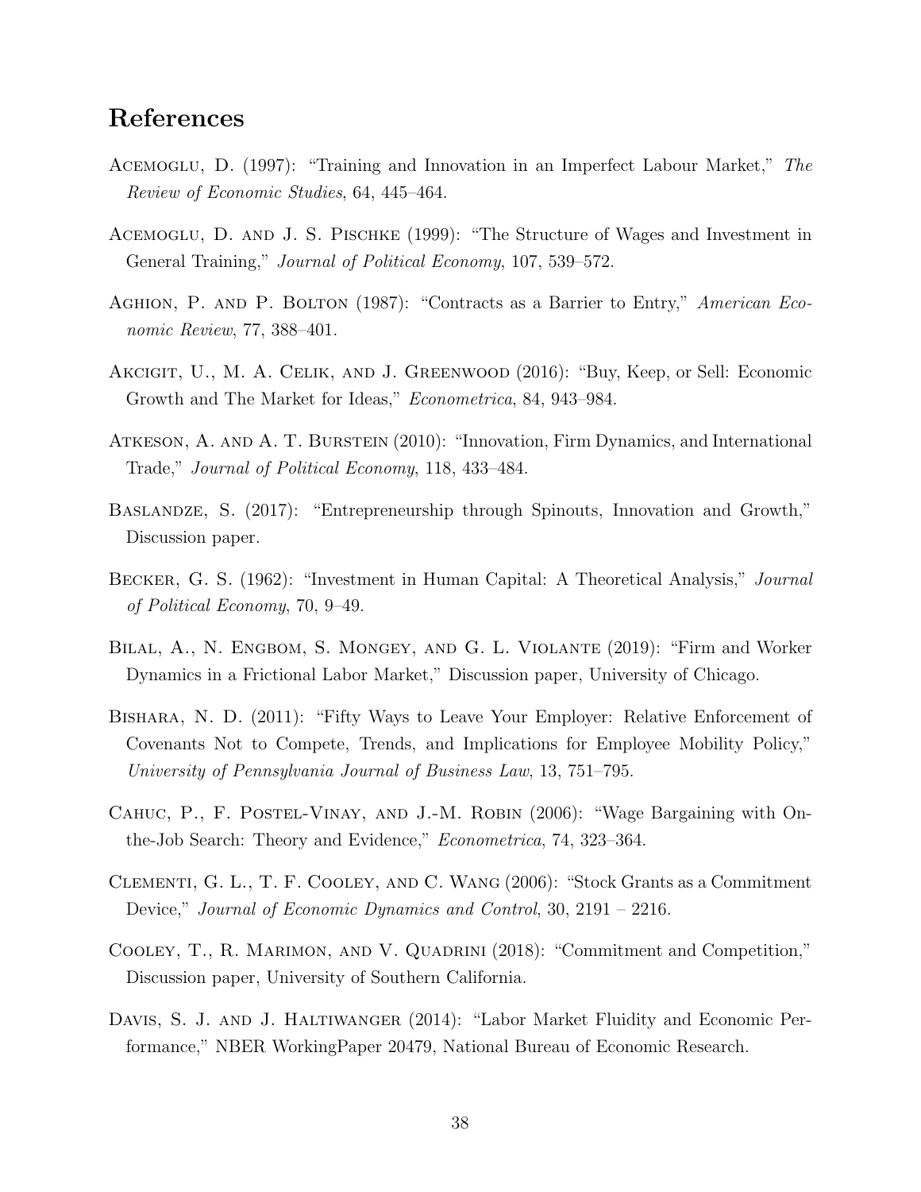## References

Acemoglu, D. (1997): "Training and Innovation in an Imperfect Labour Market," *The Review of Economic Studies*, 64, 445–464.

Acemoglu, D. and J. S. Pischke (1999): "The Structure of Wages and Investment in General Training," *Journal of Political Economy*, 107, 539–572.

Aghion, P. and P. Bolton (1987): "Contracts as a Barrier to Entry," *American Economic Review*, 77, 388–401.

Akcigit, U., M. A. Celik, and J. Greenwood (2016): "Buy, Keep, or Sell: Economic Growth and The Market for Ideas," *Econometrica*, 84, 943–984.

Atkeson, A. and A. T. Burstein (2010): "Innovation, Firm Dynamics, and International Trade," *Journal of Political Economy*, 118, 433–484.

Baslandze, S. (2017): "Entrepreneurship through Spinouts, Innovation and Growth," Discussion paper.

Becker, G. S. (1962): "Investment in Human Capital: A Theoretical Analysis," *Journal of Political Economy*, 70, 9–49.

Bilal, A., N. Engbom, S. Mongey, and G. L. Violante (2019): "Firm and Worker Dynamics in a Frictional Labor Market," Discussion paper, University of Chicago.

Bishara, N. D. (2011): "Fifty Ways to Leave Your Employer: Relative Enforcement of Covenants Not to Compete, Trends, and Implications for Employee Mobility Policy," *University of Pennsylvania Journal of Business Law*, 13, 751–795.

Cahuc, P., F. Postel-Vinay, and J.-M. Robin (2006): "Wage Bargaining with On-the-Job Search: Theory and Evidence," *Econometrica*, 74, 323–364.

Clementi, G. L., T. F. Cooley, and C. Wang (2006): "Stock Grants as a Commitment Device," *Journal of Economic Dynamics and Control*, 30, 2191 – 2216.

Cooley, T., R. Marimon, and V. Quadrini (2018): "Commitment and Competition," Discussion paper, University of Southern California.

Davis, S. J. and J. Haltiwanger (2014): "Labor Market Fluidity and Economic Performance," NBER WorkingPaper 20479, National Bureau of Economic Research.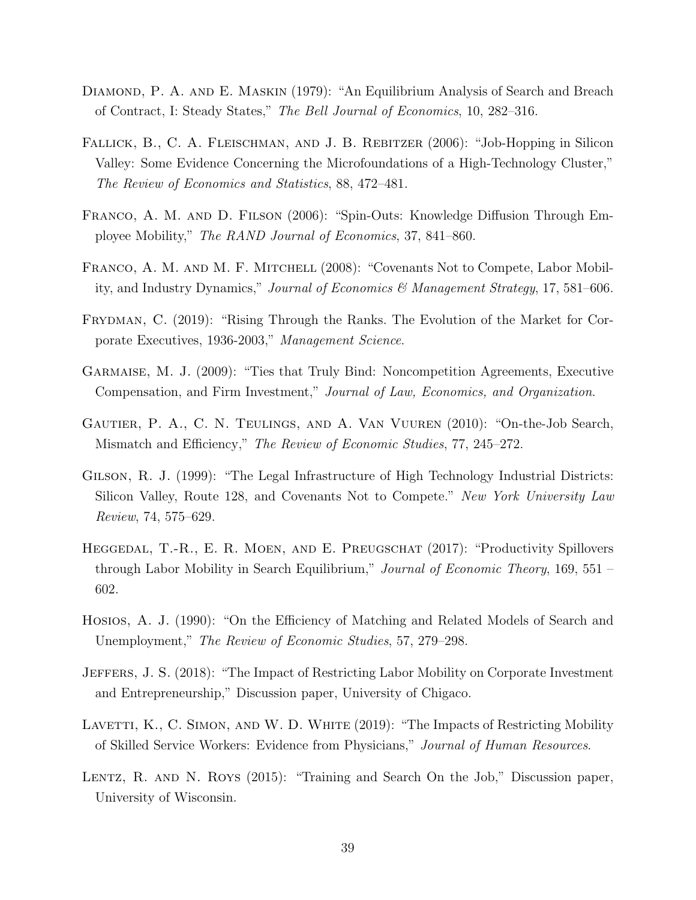Diamond, P. A. and E. Maskin (1979): "An Equilibrium Analysis of Search and Breach of Contract, I: Steady States," *The Bell Journal of Economics*, 10, 282–316.

Fallick, B., C. A. Fleischman, and J. B. Rebitzer (2006): "Job-Hopping in Silicon Valley: Some Evidence Concerning the Microfoundations of a High-Technology Cluster," *The Review of Economics and Statistics*, 88, 472–481.

Franco, A. M. and D. Filson (2006): "Spin-Outs: Knowledge Diffusion Through Employee Mobility," *The RAND Journal of Economics*, 37, 841–860.

Franco, A. M. and M. F. Mitchell (2008): "Covenants Not to Compete, Labor Mobility, and Industry Dynamics," *Journal of Economics & Management Strategy*, 17, 581–606.

Frydman, C. (2019): "Rising Through the Ranks. The Evolution of the Market for Corporate Executives, 1936-2003," *Management Science*.

Garmaise, M. J. (2009): "Ties that Truly Bind: Noncompetition Agreements, Executive Compensation, and Firm Investment," *Journal of Law, Economics, and Organization*.

Gautier, P. A., C. N. Teulings, and A. Van Vuuren (2010): "On-the-Job Search, Mismatch and Efficiency," *The Review of Economic Studies*, 77, 245–272.

Gilson, R. J. (1999): "The Legal Infrastructure of High Technology Industrial Districts: Silicon Valley, Route 128, and Covenants Not to Compete." *New York University Law Review*, 74, 575–629.

Heggedal, T.-R., E. R. Moen, and E. Preugschat (2017): "Productivity Spillovers through Labor Mobility in Search Equilibrium," *Journal of Economic Theory*, 169, 551 – 602.

Hosios, A. J. (1990): "On the Efficiency of Matching and Related Models of Search and Unemployment," *The Review of Economic Studies*, 57, 279–298.

Jeffers, J. S. (2018): "The Impact of Restricting Labor Mobility on Corporate Investment and Entrepreneurship," Discussion paper, University of Chigaco.

Lavetti, K., C. Simon, and W. D. White (2019): "The Impacts of Restricting Mobility of Skilled Service Workers: Evidence from Physicians," *Journal of Human Resources*.

Lentz, R. and N. Roys (2015): "Training and Search On the Job," Discussion paper, University of Wisconsin.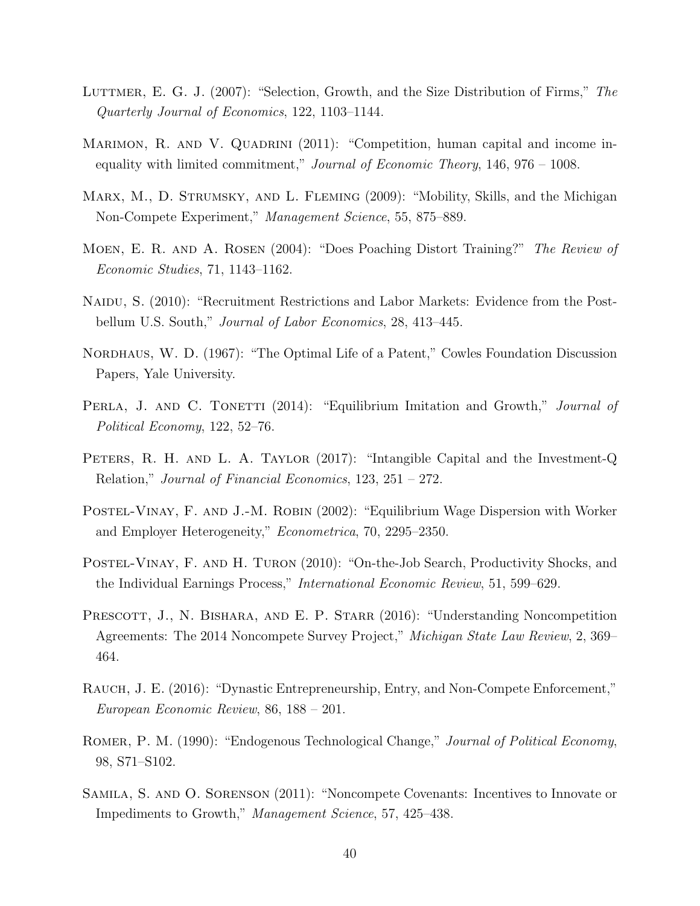Luttmer, E. G. J. (2007): "Selection, Growth, and the Size Distribution of Firms," *The Quarterly Journal of Economics*, 122, 1103–1144.

Marimon, R. and V. Quadrini (2011): "Competition, human capital and income inequality with limited commitment," *Journal of Economic Theory*, 146, 976 – 1008.

Marx, M., D. Strumsky, and L. Fleming (2009): "Mobility, Skills, and the Michigan Non-Compete Experiment," *Management Science*, 55, 875–889.

Moen, E. R. and A. Rosen (2004): "Does Poaching Distort Training?" *The Review of Economic Studies*, 71, 1143–1162.

Naidu, S. (2010): "Recruitment Restrictions and Labor Markets: Evidence from the Postbellum U.S. South," *Journal of Labor Economics*, 28, 413–445.

Nordhaus, W. D. (1967): "The Optimal Life of a Patent," Cowles Foundation Discussion Papers, Yale University.

Perla, J. and C. Tonetti (2014): "Equilibrium Imitation and Growth," *Journal of Political Economy*, 122, 52–76.

Peters, R. H. and L. A. Taylor (2017): "Intangible Capital and the Investment-Q Relation," *Journal of Financial Economics*, 123, 251 – 272.

Postel-Vinay, F. and J.-M. Robin (2002): "Equilibrium Wage Dispersion with Worker and Employer Heterogeneity," *Econometrica*, 70, 2295–2350.

Postel-Vinay, F. and H. Turon (2010): "On-the-Job Search, Productivity Shocks, and the Individual Earnings Process," *International Economic Review*, 51, 599–629.

Prescott, J., N. Bishara, and E. P. Starr (2016): "Understanding Noncompetition Agreements: The 2014 Noncompete Survey Project," *Michigan State Law Review*, 2, 369–464.

Rauch, J. E. (2016): "Dynastic Entrepreneurship, Entry, and Non-Compete Enforcement," *European Economic Review*, 86, 188 – 201.

Romer, P. M. (1990): "Endogenous Technological Change," *Journal of Political Economy*, 98, S71–S102.

Samila, S. and O. Sorenson (2011): "Noncompete Covenants: Incentives to Innovate or Impediments to Growth," *Management Science*, 57, 425–438.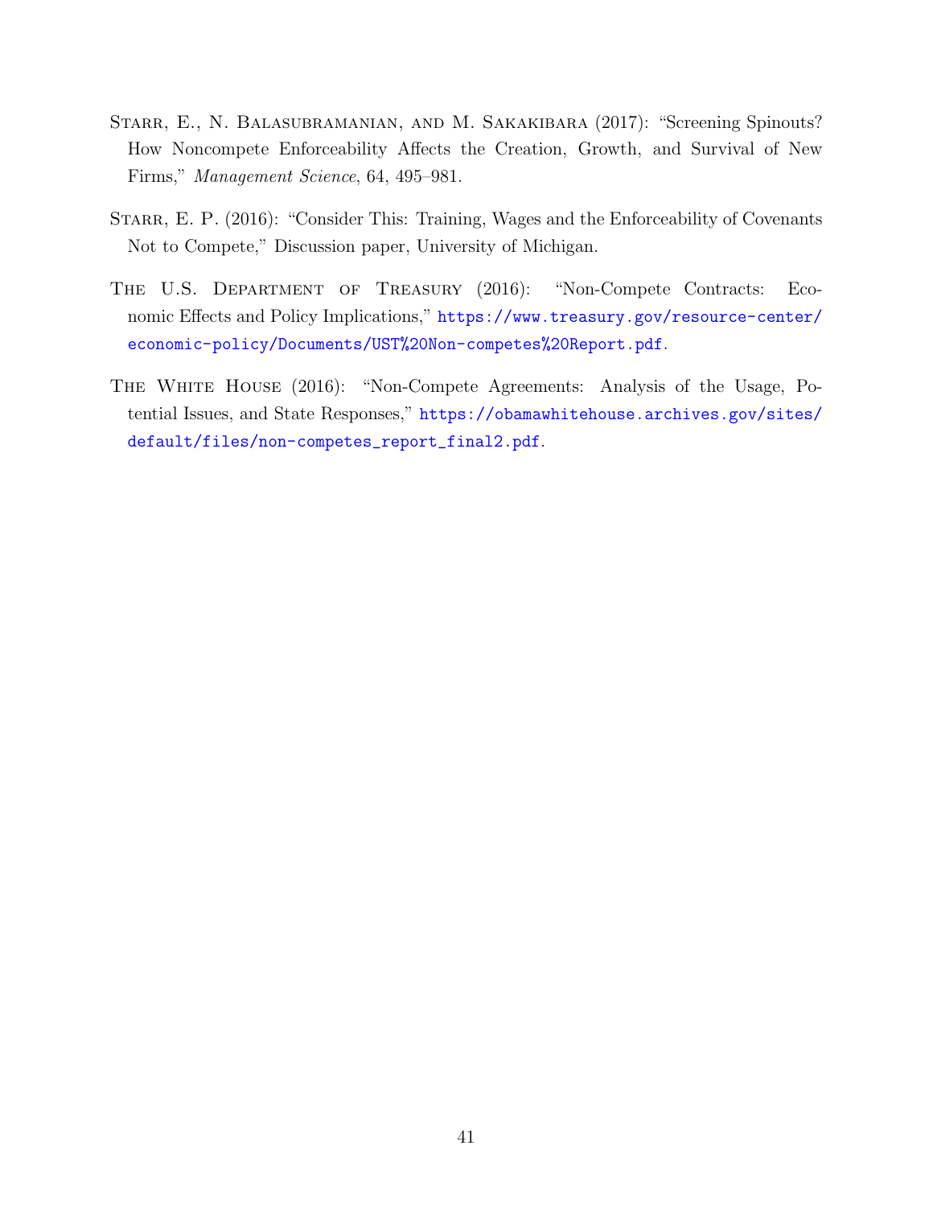Starr, E., N. Balasubramanian, and M. Sakakibara (2017): "Screening Spinouts? How Noncompete Enforceability Affects the Creation, Growth, and Survival of New Firms," *Management Science*, 64, 495–981.

Starr, E. P. (2016): "Consider This: Training, Wages and the Enforceability of Covenants Not to Compete," Discussion paper, University of Michigan.

The U.S. Department of Treasury (2016): "Non-Compete Contracts: Economic Effects and Policy Implications," https://www.treasury.gov/resource-center/economic-policy/Documents/UST%20Non-competes%20Report.pdf.

The White House (2016): "Non-Compete Agreements: Analysis of the Usage, Potential Issues, and State Responses," https://obamawhitehouse.archives.gov/sites/default/files/non-competes_report_final2.pdf.